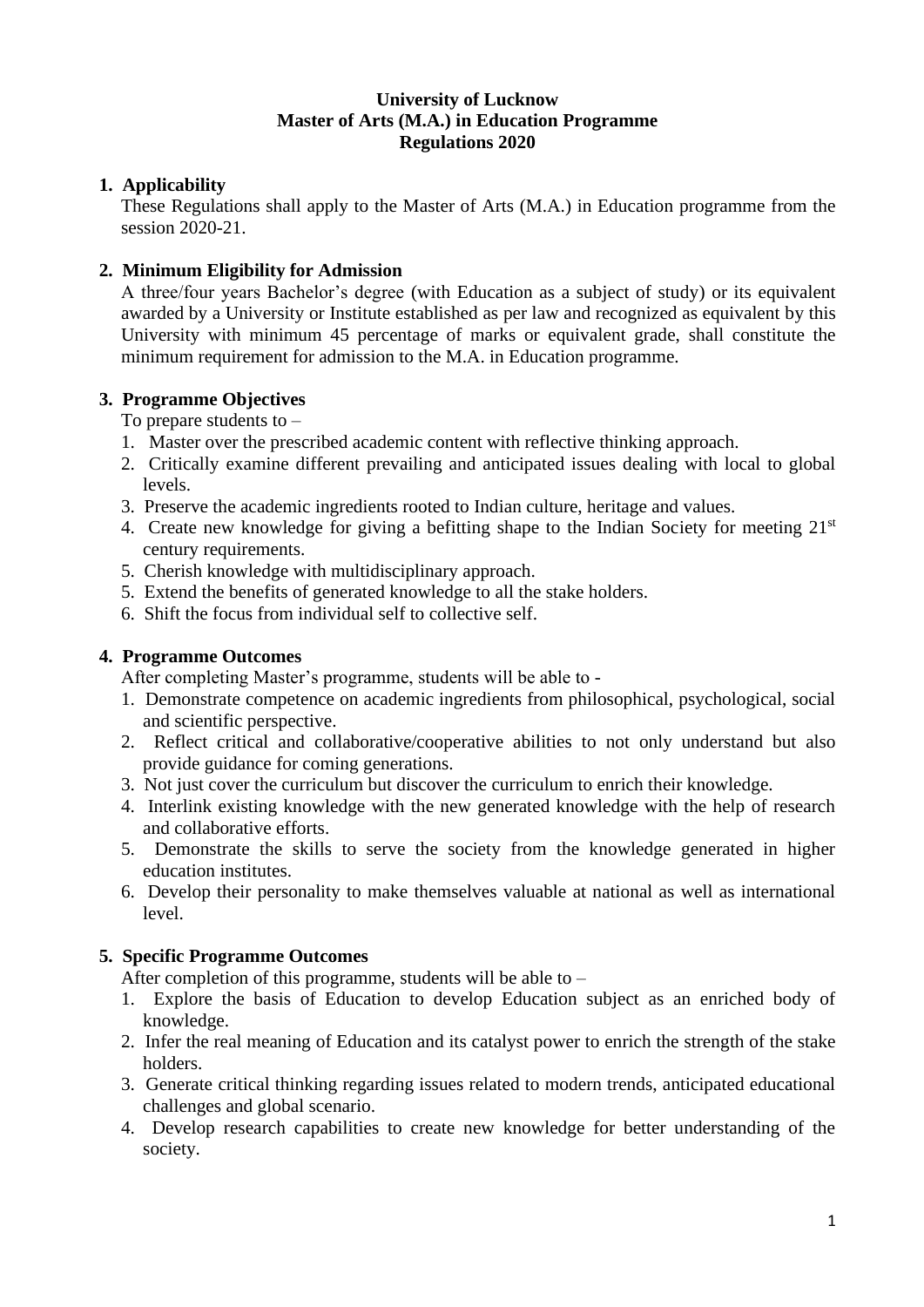**University of Lucknow**
**Master of Arts (M.A.) in Education Programme**
**Regulations 2020**

## 1. Applicability

These Regulations shall apply to the Master of Arts (M.A.) in Education programme from the session 2020-21.

## 2. Minimum Eligibility for Admission

A three/four years Bachelor's degree (with Education as a subject of study) or its equivalent awarded by a University or Institute established as per law and recognized as equivalent by this University with minimum 45 percentage of marks or equivalent grade, shall constitute the minimum requirement for admission to the M.A. in Education programme.

## 3. Programme Objectives

To prepare students to –

1. Master over the prescribed academic content with reflective thinking approach.
2. Critically examine different prevailing and anticipated issues dealing with local to global levels.
3. Preserve the academic ingredients rooted to Indian culture, heritage and values.
4. Create new knowledge for giving a befitting shape to the Indian Society for meeting 21st century requirements.
5. Cherish knowledge with multidisciplinary approach.
5. Extend the benefits of generated knowledge to all the stake holders.
6. Shift the focus from individual self to collective self.

## 4. Programme Outcomes

After completing Master's programme, students will be able to -

1. Demonstrate competence on academic ingredients from philosophical, psychological, social and scientific perspective.
2. Reflect critical and collaborative/cooperative abilities to not only understand but also provide guidance for coming generations.
3. Not just cover the curriculum but discover the curriculum to enrich their knowledge.
4. Interlink existing knowledge with the new generated knowledge with the help of research and collaborative efforts.
5. Demonstrate the skills to serve the society from the knowledge generated in higher education institutes.
6. Develop their personality to make themselves valuable at national as well as international level.

## 5. Specific Programme Outcomes

After completion of this programme, students will be able to –

1. Explore the basis of Education to develop Education subject as an enriched body of knowledge.
2. Infer the real meaning of Education and its catalyst power to enrich the strength of the stake holders.
3. Generate critical thinking regarding issues related to modern trends, anticipated educational challenges and global scenario.
4. Develop research capabilities to create new knowledge for better understanding of the society.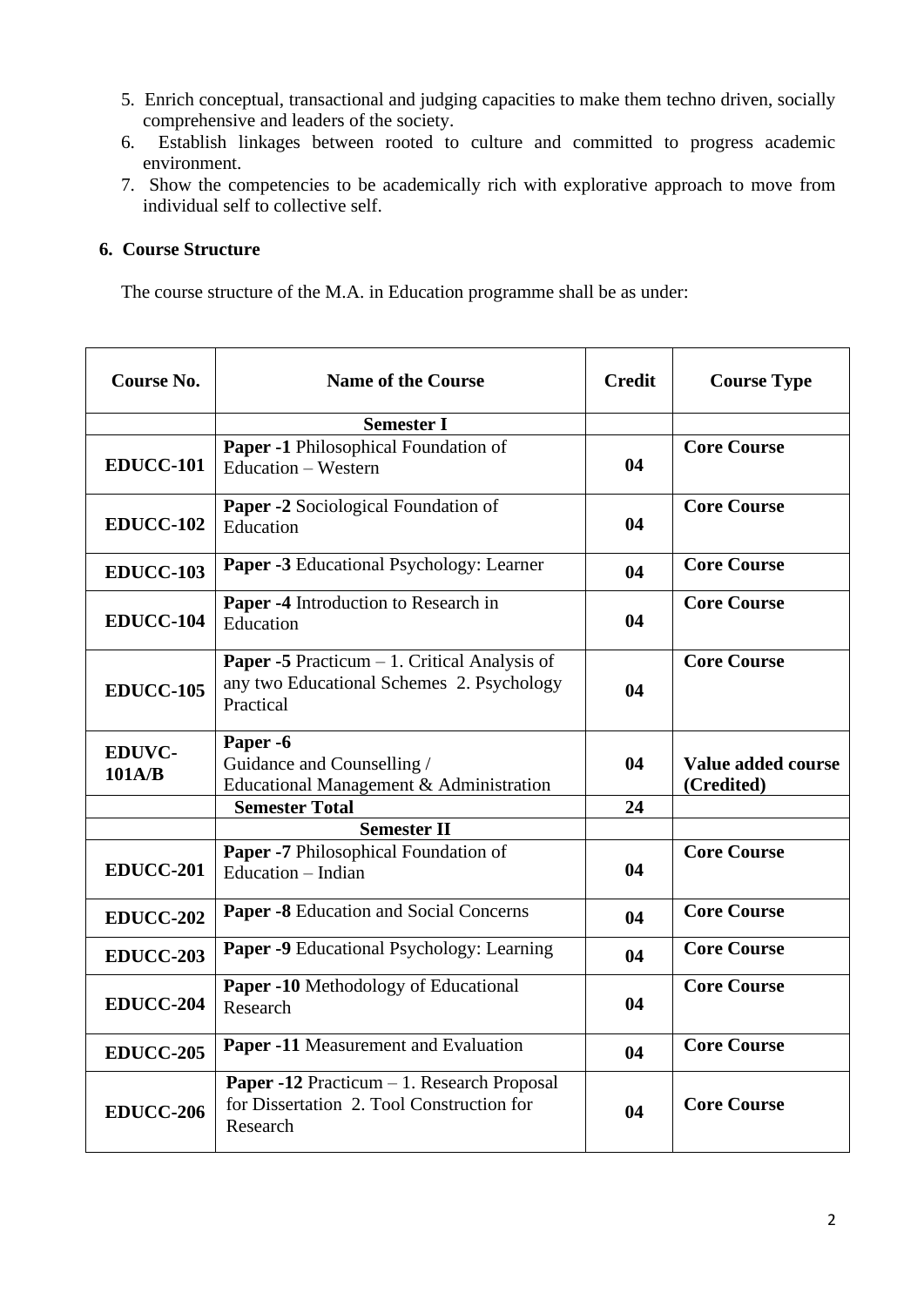5. Enrich conceptual, transactional and judging capacities to make them techno driven, socially comprehensive and leaders of the society.
6. Establish linkages between rooted to culture and committed to progress academic environment.
7. Show the competencies to be academically rich with explorative approach to move from individual self to collective self.

## 6. Course Structure

The course structure of the M.A. in Education programme shall be as under:

| Course No. | Name of the Course | Credit | Course Type |
|---|---|---|---|
| | **Semester I** | | |
| **EDUCC-101** | **Paper -1** Philosophical Foundation of Education – Western | **04** | **Core Course** |
| **EDUCC-102** | **Paper -2** Sociological Foundation of Education | **04** | **Core Course** |
| **EDUCC-103** | **Paper -3** Educational Psychology: Learner | **04** | **Core Course** |
| **EDUCC-104** | **Paper -4** Introduction to Research in Education | **04** | **Core Course** |
| **EDUCC-105** | **Paper -5** Practicum – 1. Critical Analysis of any two Educational Schemes 2. Psychology Practical | **04** | **Core Course** |
| **EDUVC-101A/B** | **Paper -6** Guidance and Counselling / Educational Management & Administration | **04** | **Value added course (Credited)** |
| | **Semester Total** | **24** | |
| | **Semester II** | | |
| **EDUCC-201** | **Paper -7** Philosophical Foundation of Education – Indian | **04** | **Core Course** |
| **EDUCC-202** | **Paper -8** Education and Social Concerns | **04** | **Core Course** |
| **EDUCC-203** | **Paper -9** Educational Psychology: Learning | **04** | **Core Course** |
| **EDUCC-204** | **Paper -10** Methodology of Educational Research | **04** | **Core Course** |
| **EDUCC-205** | **Paper -11** Measurement and Evaluation | **04** | **Core Course** |
| **EDUCC-206** | **Paper -12** Practicum – 1. Research Proposal for Dissertation 2. Tool Construction for Research | **04** | **Core Course** |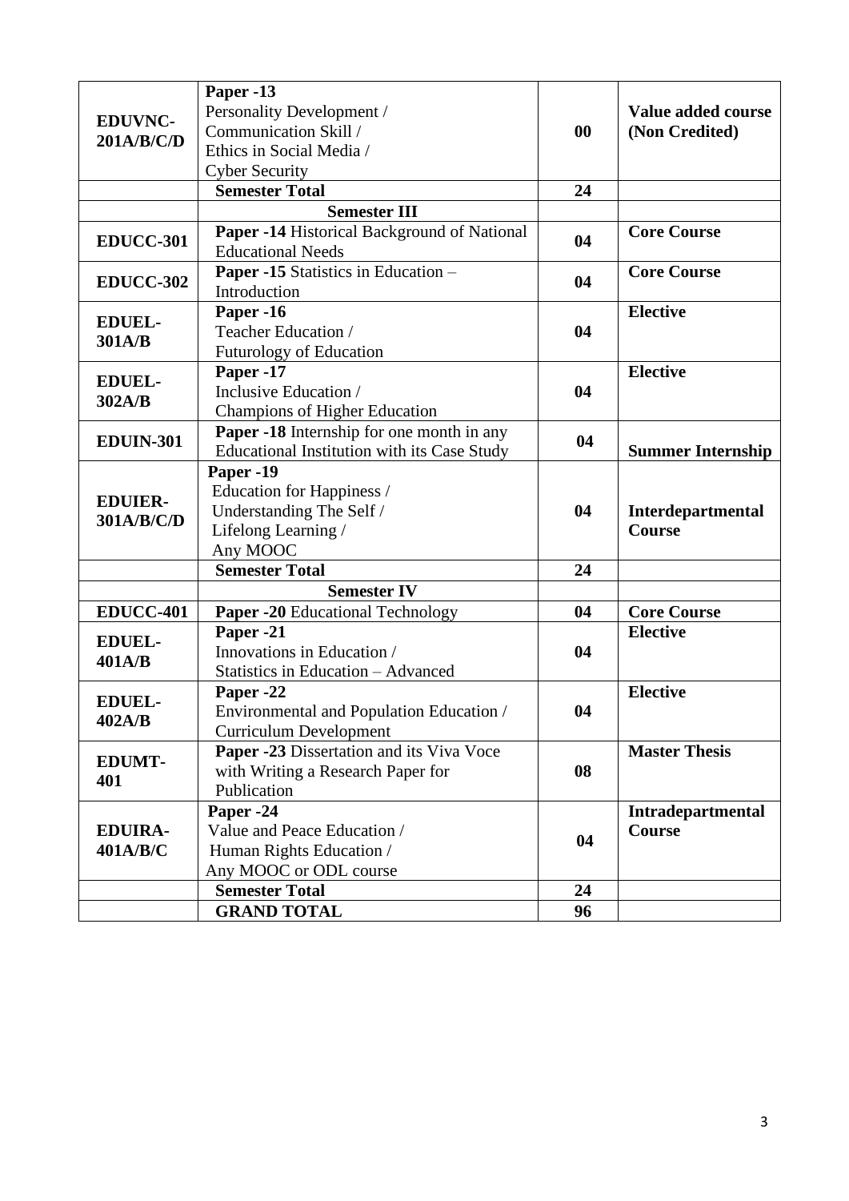| | | | |
|---|---|---|---|
| **EDUVNC-201A/B/C/D** | **Paper -13** Personality Development / Communication Skill / Ethics in Social Media / Cyber Security | **00** | **Value added course (Non Credited)** |
| | **Semester Total** | **24** | |
| | **Semester III** | | |
| **EDUCC-301** | **Paper -14** Historical Background of National Educational Needs | **04** | **Core Course** |
| **EDUCC-302** | **Paper -15** Statistics in Education – Introduction | **04** | **Core Course** |
| **EDUEL-301A/B** | **Paper -16** Teacher Education / Futurology of Education | **04** | **Elective** |
| **EDUEL-302A/B** | **Paper -17** Inclusive Education / Champions of Higher Education | **04** | **Elective** |
| **EDUIN-301** | **Paper -18** Internship for one month in any Educational Institution with its Case Study | **04** | **Summer Internship** |
| **EDUIER-301A/B/C/D** | **Paper -19** Education for Happiness / Understanding The Self / Lifelong Learning / Any MOOC | **04** | **Interdepartmental Course** |
| | **Semester Total** | **24** | |
| | **Semester IV** | | |
| **EDUCC-401** | **Paper -20** Educational Technology | **04** | **Core Course** |
| **EDUEL-401A/B** | **Paper -21** Innovations in Education / Statistics in Education – Advanced | **04** | **Elective** |
| **EDUEL-402A/B** | **Paper -22** Environmental and Population Education / Curriculum Development | **04** | **Elective** |
| **EDUMT-401** | **Paper -23** Dissertation and its Viva Voce with Writing a Research Paper for Publication | **08** | **Master Thesis** |
| **EDUIRA-401A/B/C** | **Paper -24** Value and Peace Education / Human Rights Education / Any MOOC or ODL course | **04** | **Intradepartmental Course** |
| | **Semester Total** | **24** | |
| | **GRAND TOTAL** | **96** | |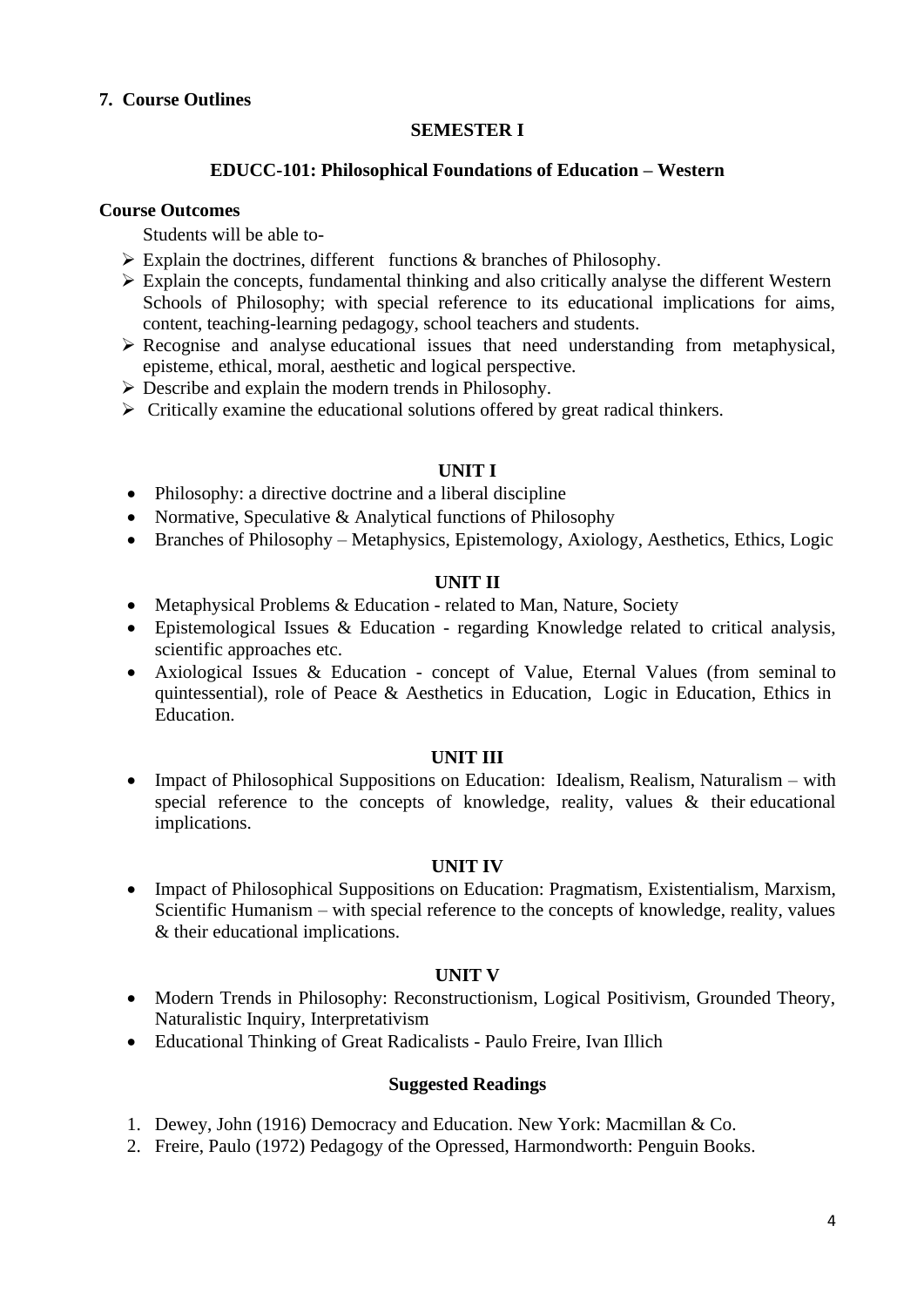## 7. Course Outlines

### SEMESTER I

### EDUCC-101: Philosophical Foundations of Education – Western

**Course Outcomes**

Students will be able to-

- Explain the doctrines, different functions & branches of Philosophy.
- Explain the concepts, fundamental thinking and also critically analyse the different Western Schools of Philosophy; with special reference to its educational implications for aims, content, teaching-learning pedagogy, school teachers and students.
- Recognise and analyse educational issues that need understanding from metaphysical, episteme, ethical, moral, aesthetic and logical perspective.
- Describe and explain the modern trends in Philosophy.
- Critically examine the educational solutions offered by great radical thinkers.

**UNIT I**

- Philosophy: a directive doctrine and a liberal discipline
- Normative, Speculative & Analytical functions of Philosophy
- Branches of Philosophy – Metaphysics, Epistemology, Axiology, Aesthetics, Ethics, Logic

**UNIT II**

- Metaphysical Problems & Education - related to Man, Nature, Society
- Epistemological Issues & Education - regarding Knowledge related to critical analysis, scientific approaches etc.
- Axiological Issues & Education - concept of Value, Eternal Values (from seminal to quintessential), role of Peace & Aesthetics in Education, Logic in Education, Ethics in Education.

**UNIT III**

- Impact of Philosophical Suppositions on Education: Idealism, Realism, Naturalism – with special reference to the concepts of knowledge, reality, values & their educational implications.

**UNIT IV**

- Impact of Philosophical Suppositions on Education: Pragmatism, Existentialism, Marxism, Scientific Humanism – with special reference to the concepts of knowledge, reality, values & their educational implications.

**UNIT V**

- Modern Trends in Philosophy: Reconstructionism, Logical Positivism, Grounded Theory, Naturalistic Inquiry, Interpretativism
- Educational Thinking of Great Radicalists - Paulo Freire, Ivan Illich

**Suggested Readings**

1. Dewey, John (1916) Democracy and Education. New York: Macmillan & Co.
2. Freire, Paulo (1972) Pedagogy of the Opressed, Harmondworth: Penguin Books.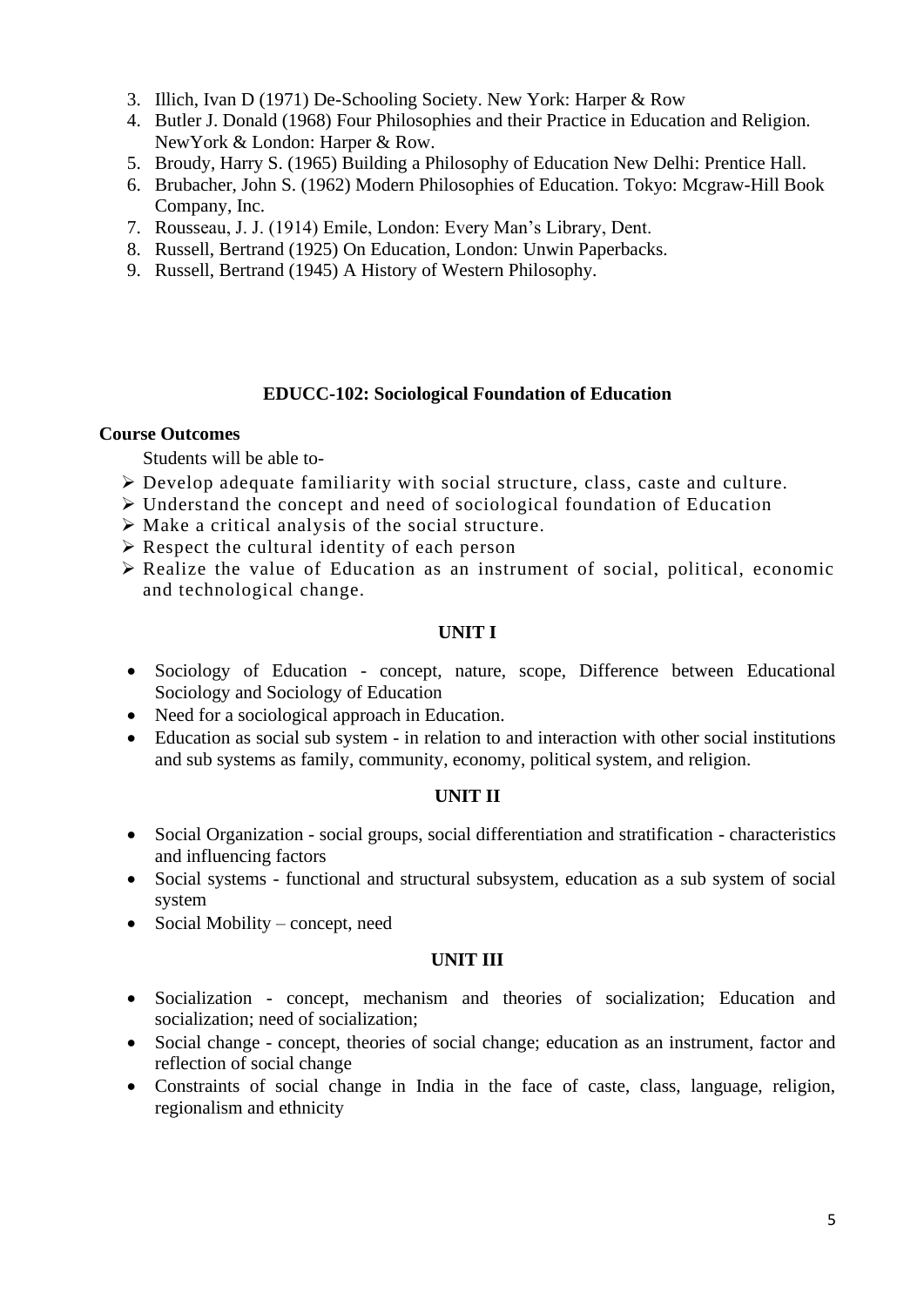3. Illich, Ivan D (1971) De-Schooling Society. New York: Harper & Row
4. Butler J. Donald (1968) Four Philosophies and their Practice in Education and Religion. NewYork & London: Harper & Row.
5. Broudy, Harry S. (1965) Building a Philosophy of Education New Delhi: Prentice Hall.
6. Brubacher, John S. (1962) Modern Philosophies of Education. Tokyo: Mcgraw-Hill Book Company, Inc.
7. Rousseau, J. J. (1914) Emile, London: Every Man's Library, Dent.
8. Russell, Bertrand (1925) On Education, London: Unwin Paperbacks.
9. Russell, Bertrand (1945) A History of Western Philosophy.

## EDUCC-102: Sociological Foundation of Education

**Course Outcomes**

Students will be able to-

- Develop adequate familiarity with social structure, class, caste and culture.
- Understand the concept and need of sociological foundation of Education
- Make a critical analysis of the social structure.
- Respect the cultural identity of each person
- Realize the value of Education as an instrument of social, political, economic and technological change.

### UNIT I

- Sociology of Education - concept, nature, scope, Difference between Educational Sociology and Sociology of Education
- Need for a sociological approach in Education.
- Education as social sub system - in relation to and interaction with other social institutions and sub systems as family, community, economy, political system, and religion.

### UNIT II

- Social Organization - social groups, social differentiation and stratification - characteristics and influencing factors
- Social systems - functional and structural subsystem, education as a sub system of social system
- Social Mobility – concept, need

### UNIT III

- Socialization - concept, mechanism and theories of socialization; Education and socialization; need of socialization;
- Social change - concept, theories of social change; education as an instrument, factor and reflection of social change
- Constraints of social change in India in the face of caste, class, language, religion, regionalism and ethnicity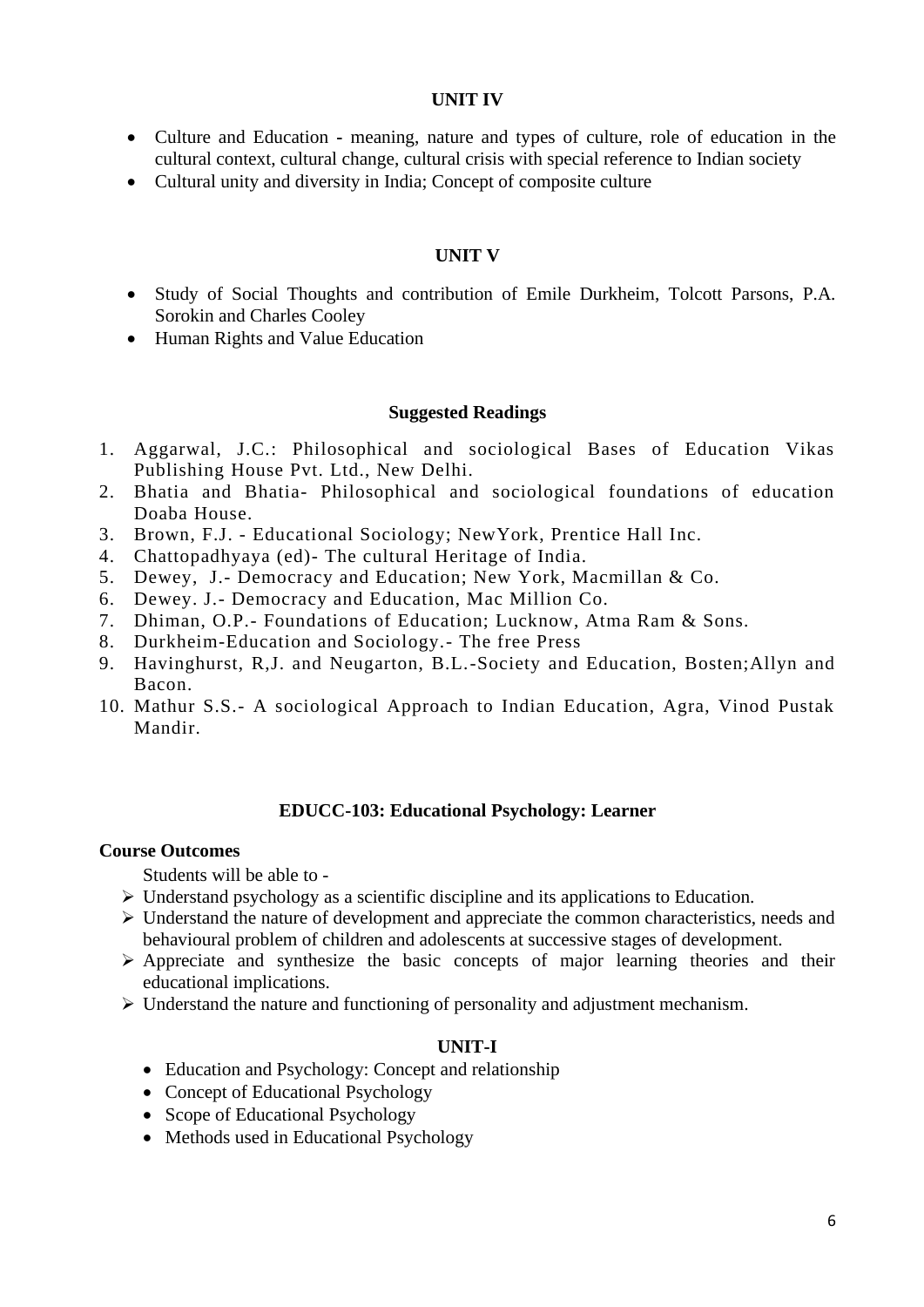### UNIT IV

- Culture and Education - meaning, nature and types of culture, role of education in the cultural context, cultural change, cultural crisis with special reference to Indian society
- Cultural unity and diversity in India; Concept of composite culture

### UNIT V

- Study of Social Thoughts and contribution of Emile Durkheim, Tolcott Parsons, P.A. Sorokin and Charles Cooley
- Human Rights and Value Education

### Suggested Readings

1. Aggarwal, J.C.: Philosophical and sociological Bases of Education Vikas Publishing House Pvt. Ltd., New Delhi.
2. Bhatia and Bhatia- Philosophical and sociological foundations of education Doaba House.
3. Brown, F.J. - Educational Sociology; NewYork, Prentice Hall Inc.
4. Chattopadhyaya (ed)- The cultural Heritage of India.
5. Dewey, J.- Democracy and Education; New York, Macmillan & Co.
6. Dewey. J.- Democracy and Education, Mac Million Co.
7. Dhiman, O.P.- Foundations of Education; Lucknow, Atma Ram & Sons.
8. Durkheim-Education and Sociology.- The free Press
9. Havinghurst, R,J. and Neugarton, B.L.-Society and Education, Bosten;Allyn and Bacon.
10. Mathur S.S.- A sociological Approach to Indian Education, Agra, Vinod Pustak Mandir.

## EDUCC-103: Educational Psychology: Learner

**Course Outcomes**

Students will be able to -

- Understand psychology as a scientific discipline and its applications to Education.
- Understand the nature of development and appreciate the common characteristics, needs and behavioural problem of children and adolescents at successive stages of development.
- Appreciate and synthesize the basic concepts of major learning theories and their educational implications.
- Understand the nature and functioning of personality and adjustment mechanism.

### UNIT-I

- Education and Psychology: Concept and relationship
- Concept of Educational Psychology
- Scope of Educational Psychology
- Methods used in Educational Psychology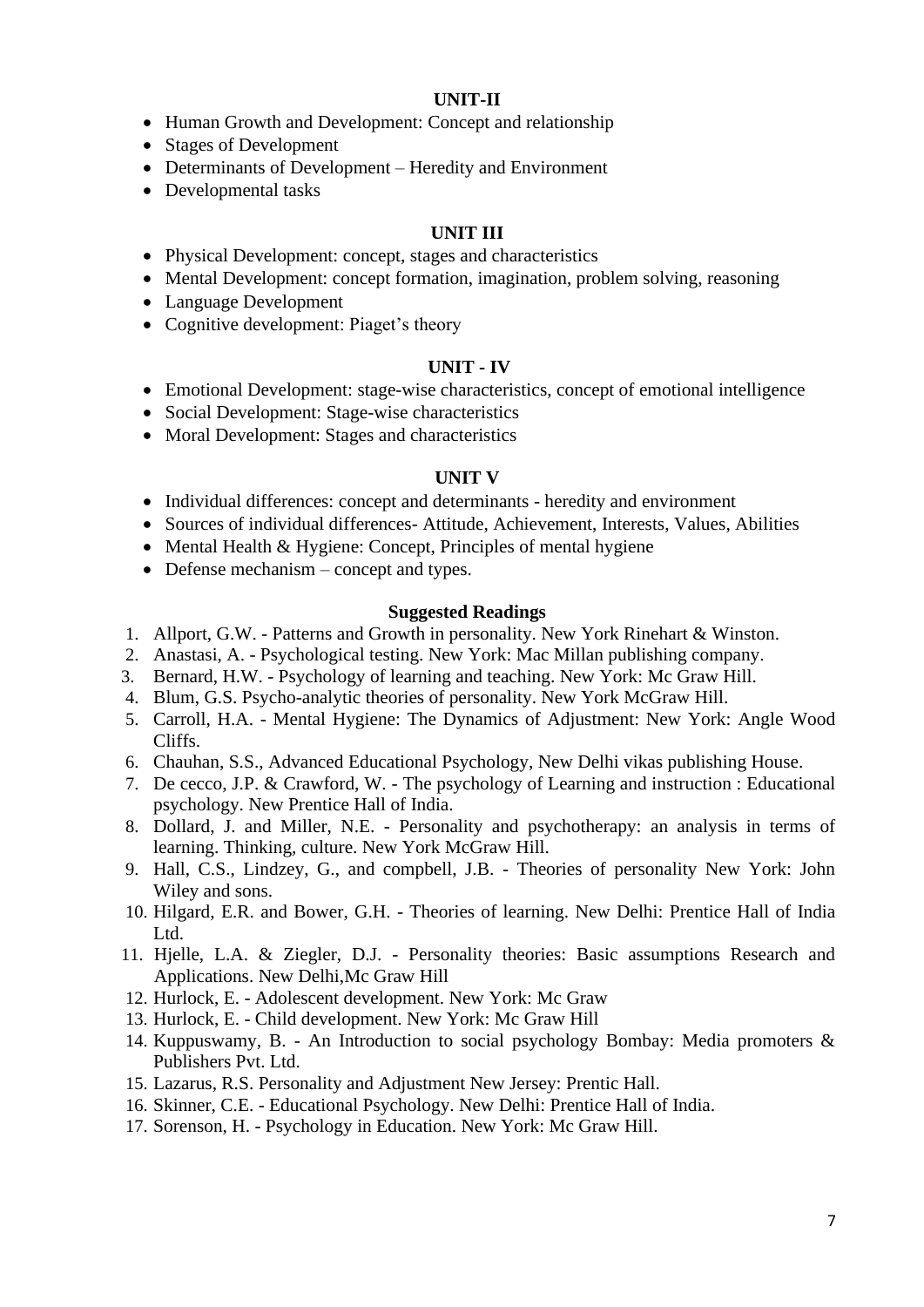### UNIT-II

- Human Growth and Development: Concept and relationship
- Stages of Development
- Determinants of Development – Heredity and Environment
- Developmental tasks

### UNIT III

- Physical Development: concept, stages and characteristics
- Mental Development: concept formation, imagination, problem solving, reasoning
- Language Development
- Cognitive development: Piaget's theory

### UNIT - IV

- Emotional Development: stage-wise characteristics, concept of emotional intelligence
- Social Development: Stage-wise characteristics
- Moral Development: Stages and characteristics

### UNIT V

- Individual differences: concept and determinants - heredity and environment
- Sources of individual differences- Attitude, Achievement, Interests, Values, Abilities
- Mental Health & Hygiene: Concept, Principles of mental hygiene
- Defense mechanism – concept and types.

### Suggested Readings

1. Allport, G.W. - Patterns and Growth in personality. New York Rinehart & Winston.
2. Anastasi, A. - Psychological testing. New York: Mac Millan publishing company.
3. Bernard, H.W. - Psychology of learning and teaching. New York: Mc Graw Hill.
4. Blum, G.S. Psycho-analytic theories of personality. New York McGraw Hill.
5. Carroll, H.A. - Mental Hygiene: The Dynamics of Adjustment: New York: Angle Wood Cliffs.
6. Chauhan, S.S., Advanced Educational Psychology, New Delhi vikas publishing House.
7. De cecco, J.P. & Crawford, W. - The psychology of Learning and instruction : Educational psychology. New Prentice Hall of India.
8. Dollard, J. and Miller, N.E. - Personality and psychotherapy: an analysis in terms of learning. Thinking, culture. New York McGraw Hill.
9. Hall, C.S., Lindzey, G., and compbell, J.B. - Theories of personality New York: John Wiley and sons.
10. Hilgard, E.R. and Bower, G.H. - Theories of learning. New Delhi: Prentice Hall of India Ltd.
11. Hjelle, L.A. & Ziegler, D.J. - Personality theories: Basic assumptions Research and Applications. New Delhi,Mc Graw Hill
12. Hurlock, E. - Adolescent development. New York: Mc Graw
13. Hurlock, E. - Child development. New York: Mc Graw Hill
14. Kuppuswamy, B. - An Introduction to social psychology Bombay: Media promoters & Publishers Pvt. Ltd.
15. Lazarus, R.S. Personality and Adjustment New Jersey: Prentic Hall.
16. Skinner, C.E. - Educational Psychology. New Delhi: Prentice Hall of India.
17. Sorenson, H. - Psychology in Education. New York: Mc Graw Hill.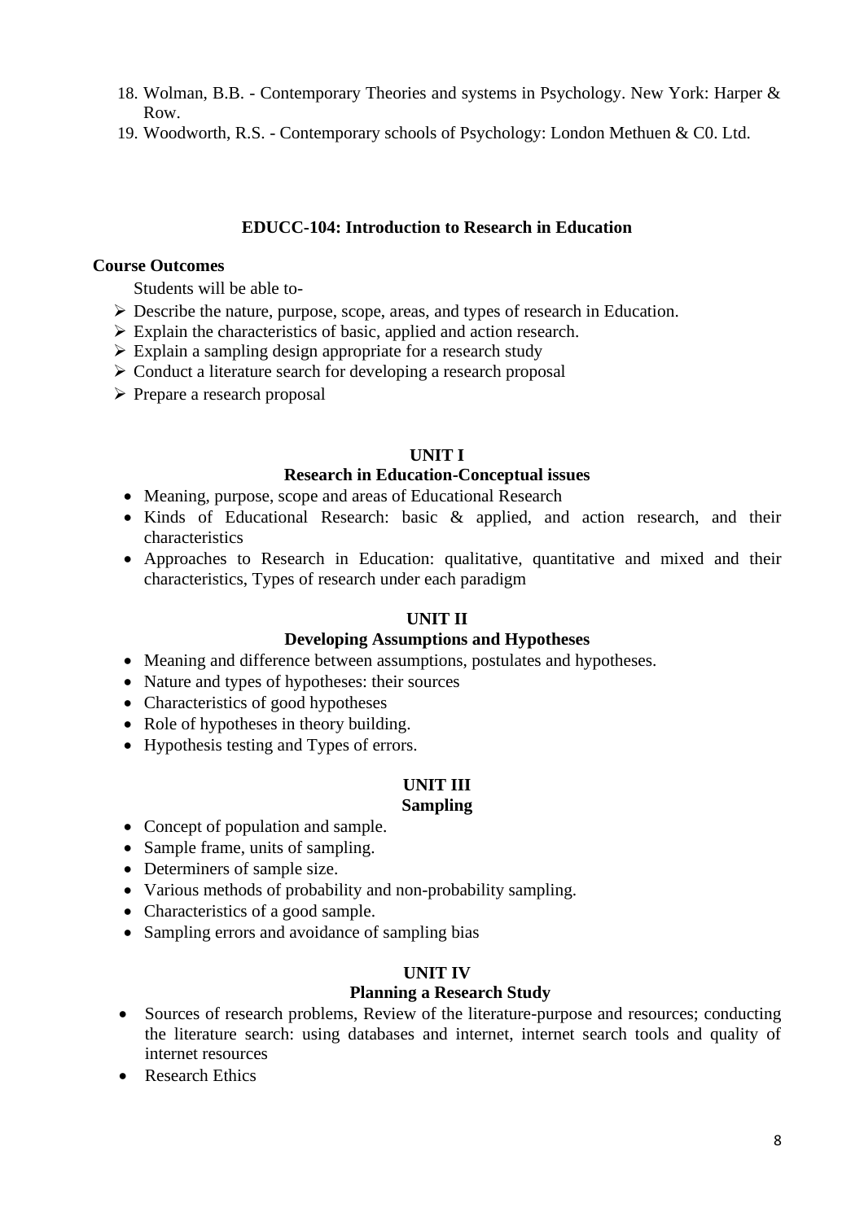18. Wolman, B.B. - Contemporary Theories and systems in Psychology. New York: Harper & Row.
19. Woodworth, R.S. - Contemporary schools of Psychology: London Methuen & C0. Ltd.

## EDUCC-104: Introduction to Research in Education

**Course Outcomes**

Students will be able to-

- Describe the nature, purpose, scope, areas, and types of research in Education.
- Explain the characteristics of basic, applied and action research.
- Explain a sampling design appropriate for a research study
- Conduct a literature search for developing a research proposal
- Prepare a research proposal

### UNIT I
### Research in Education-Conceptual issues

- Meaning, purpose, scope and areas of Educational Research
- Kinds of Educational Research: basic & applied, and action research, and their characteristics
- Approaches to Research in Education: qualitative, quantitative and mixed and their characteristics, Types of research under each paradigm

### UNIT II
### Developing Assumptions and Hypotheses

- Meaning and difference between assumptions, postulates and hypotheses.
- Nature and types of hypotheses: their sources
- Characteristics of good hypotheses
- Role of hypotheses in theory building.
- Hypothesis testing and Types of errors.

### UNIT III
### Sampling

- Concept of population and sample.
- Sample frame, units of sampling.
- Determiners of sample size.
- Various methods of probability and non-probability sampling.
- Characteristics of a good sample.
- Sampling errors and avoidance of sampling bias

### UNIT IV
### Planning a Research Study

- Sources of research problems, Review of the literature-purpose and resources; conducting the literature search: using databases and internet, internet search tools and quality of internet resources
- Research Ethics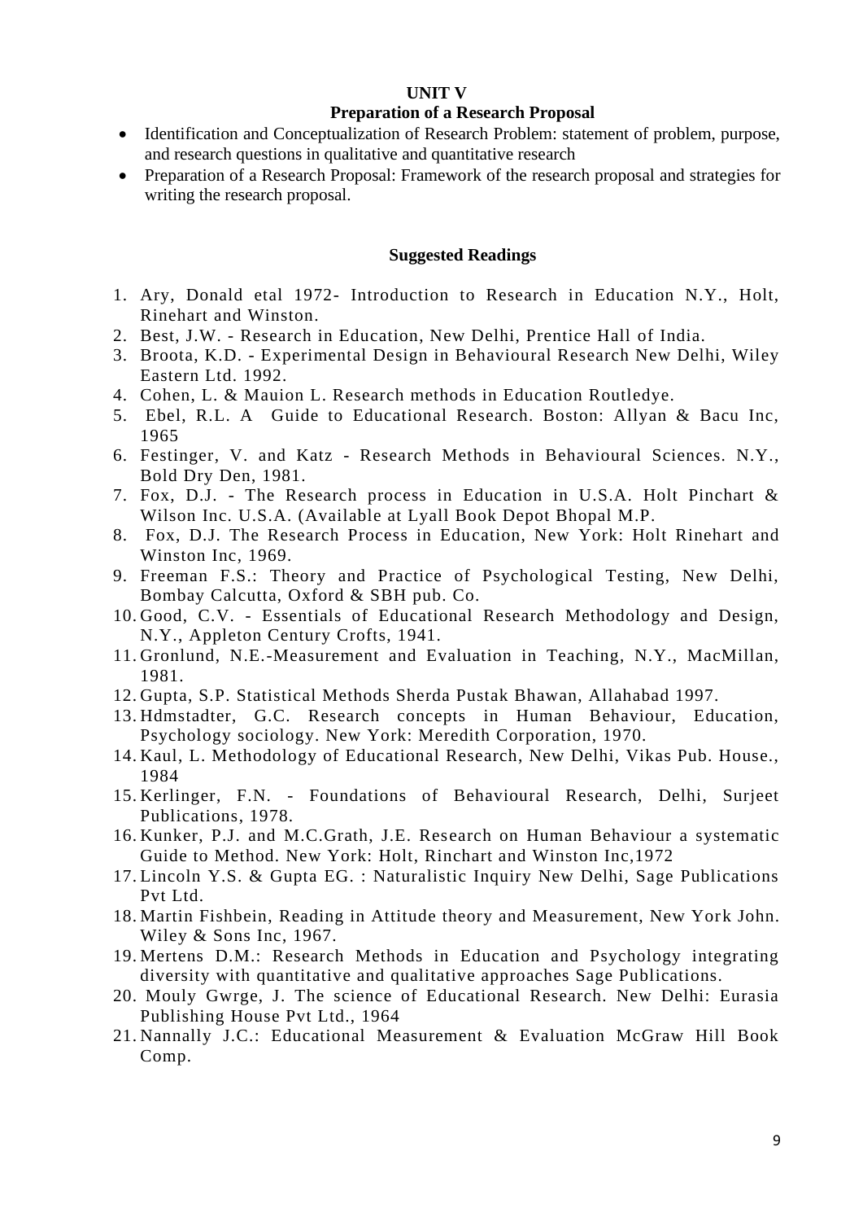## UNIT V

### Preparation of a Research Proposal

- Identification and Conceptualization of Research Problem: statement of problem, purpose, and research questions in qualitative and quantitative research
- Preparation of a Research Proposal: Framework of the research proposal and strategies for writing the research proposal.

### Suggested Readings

1. Ary, Donald etal 1972- Introduction to Research in Education N.Y., Holt, Rinehart and Winston.
2. Best, J.W. - Research in Education, New Delhi, Prentice Hall of India.
3. Broota, K.D. - Experimental Design in Behavioural Research New Delhi, Wiley Eastern Ltd. 1992.
4. Cohen, L. & Mauion L. Research methods in Education Routledye.
5. Ebel, R.L. A Guide to Educational Research. Boston: Allyan & Bacu Inc, 1965
6. Festinger, V. and Katz - Research Methods in Behavioural Sciences. N.Y., Bold Dry Den, 1981.
7. Fox, D.J. - The Research process in Education in U.S.A. Holt Pinchart & Wilson Inc. U.S.A. (Available at Lyall Book Depot Bhopal M.P.
8. Fox, D.J. The Research Process in Education, New York: Holt Rinehart and Winston Inc, 1969.
9. Freeman F.S.: Theory and Practice of Psychological Testing, New Delhi, Bombay Calcutta, Oxford & SBH pub. Co.
10. Good, C.V. - Essentials of Educational Research Methodology and Design, N.Y., Appleton Century Crofts, 1941.
11. Gronlund, N.E.-Measurement and Evaluation in Teaching, N.Y., MacMillan, 1981.
12. Gupta, S.P. Statistical Methods Sherda Pustak Bhawan, Allahabad 1997.
13. Hdmstadter, G.C. Research concepts in Human Behaviour, Education, Psychology sociology. New York: Meredith Corporation, 1970.
14. Kaul, L. Methodology of Educational Research, New Delhi, Vikas Pub. House., 1984
15. Kerlinger, F.N. - Foundations of Behavioural Research, Delhi, Surjeet Publications, 1978.
16. Kunker, P.J. and M.C.Grath, J.E. Research on Human Behaviour a systematic Guide to Method. New York: Holt, Rinchart and Winston Inc,1972
17. Lincoln Y.S. & Gupta EG. : Naturalistic Inquiry New Delhi, Sage Publications Pvt Ltd.
18. Martin Fishbein, Reading in Attitude theory and Measurement, New York John. Wiley & Sons Inc, 1967.
19. Mertens D.M.: Research Methods in Education and Psychology integrating diversity with quantitative and qualitative approaches Sage Publications.
20. Mouly Gwrge, J. The science of Educational Research. New Delhi: Eurasia Publishing House Pvt Ltd., 1964
21. Nannally J.C.: Educational Measurement & Evaluation McGraw Hill Book Comp.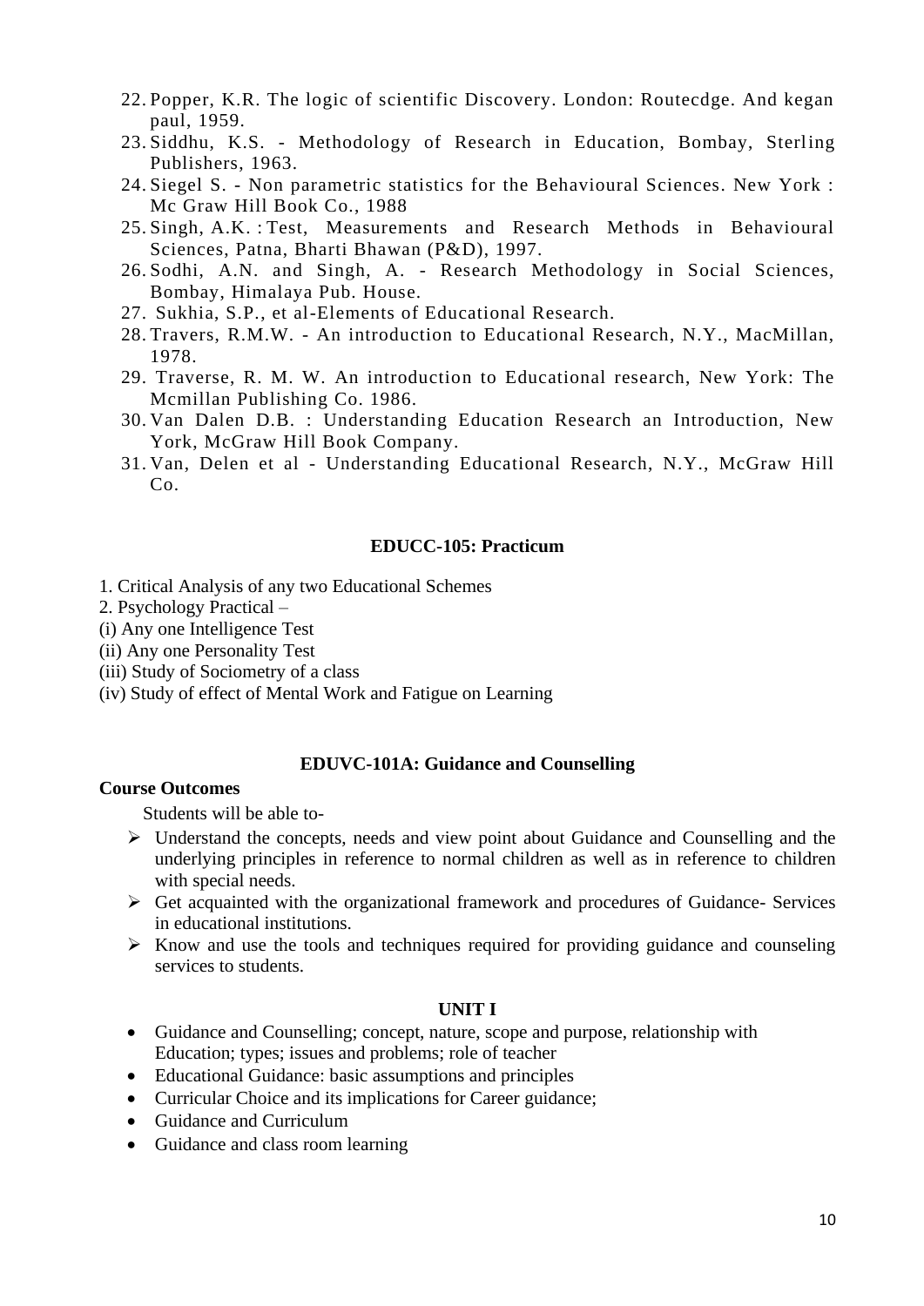22. Popper, K.R. The logic of scientific Discovery. London: Routecdge. And kegan paul, 1959.
23. Siddhu, K.S. - Methodology of Research in Education, Bombay, Sterling Publishers, 1963.
24. Siegel S. - Non parametric statistics for the Behavioural Sciences. New York : Mc Graw Hill Book Co., 1988
25. Singh, A.K. : Test, Measurements and Research Methods in Behavioural Sciences, Patna, Bharti Bhawan (P&D), 1997.
26. Sodhi, A.N. and Singh, A. - Research Methodology in Social Sciences, Bombay, Himalaya Pub. House.
27. Sukhia, S.P., et al-Elements of Educational Research.
28. Travers, R.M.W. - An introduction to Educational Research, N.Y., MacMillan, 1978.
29. Traverse, R. M. W. An introduction to Educational research, New York: The Mcmillan Publishing Co. 1986.
30. Van Dalen D.B. : Understanding Education Research an Introduction, New York, McGraw Hill Book Company.
31. Van, Delen et al - Understanding Educational Research, N.Y., McGraw Hill Co.

## EDUCC-105: Practicum

1. Critical Analysis of any two Educational Schemes
2. Psychology Practical –

(i) Any one Intelligence Test
(ii) Any one Personality Test
(iii) Study of Sociometry of a class
(iv) Study of effect of Mental Work and Fatigue on Learning

## EDUVC-101A: Guidance and Counselling

**Course Outcomes**

Students will be able to-

- Understand the concepts, needs and view point about Guidance and Counselling and the underlying principles in reference to normal children as well as in reference to children with special needs.
- Get acquainted with the organizational framework and procedures of Guidance- Services in educational institutions.
- Know and use the tools and techniques required for providing guidance and counseling services to students.

### UNIT I

- Guidance and Counselling; concept, nature, scope and purpose, relationship with Education; types; issues and problems; role of teacher
- Educational Guidance: basic assumptions and principles
- Curricular Choice and its implications for Career guidance;
- Guidance and Curriculum
- Guidance and class room learning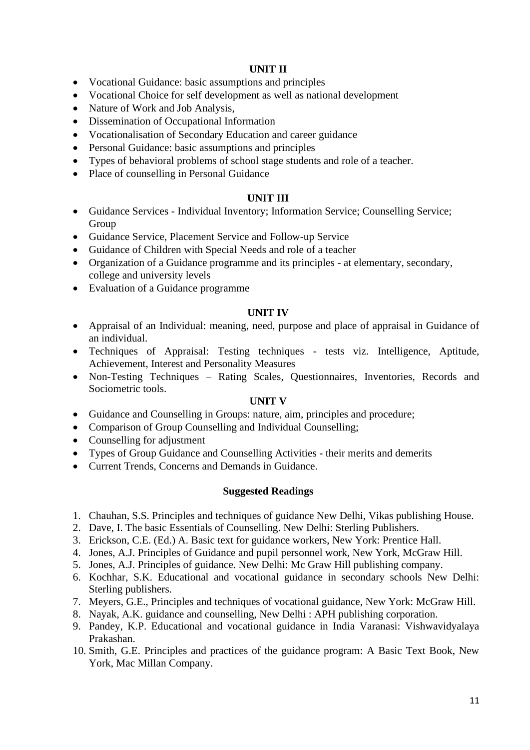### UNIT II

- Vocational Guidance: basic assumptions and principles
- Vocational Choice for self development as well as national development
- Nature of Work and Job Analysis,
- Dissemination of Occupational Information
- Vocationalisation of Secondary Education and career guidance
- Personal Guidance: basic assumptions and principles
- Types of behavioral problems of school stage students and role of a teacher.
- Place of counselling in Personal Guidance

### UNIT III

- Guidance Services - Individual Inventory; Information Service; Counselling Service; Group
- Guidance Service, Placement Service and Follow-up Service
- Guidance of Children with Special Needs and role of a teacher
- Organization of a Guidance programme and its principles - at elementary, secondary, college and university levels
- Evaluation of a Guidance programme

### UNIT IV

- Appraisal of an Individual: meaning, need, purpose and place of appraisal in Guidance of an individual.
- Techniques of Appraisal: Testing techniques - tests viz. Intelligence, Aptitude, Achievement, Interest and Personality Measures
- Non-Testing Techniques – Rating Scales, Questionnaires, Inventories, Records and Sociometric tools.

### UNIT V

- Guidance and Counselling in Groups: nature, aim, principles and procedure;
- Comparison of Group Counselling and Individual Counselling;
- Counselling for adjustment
- Types of Group Guidance and Counselling Activities - their merits and demerits
- Current Trends, Concerns and Demands in Guidance.

### Suggested Readings

1. Chauhan, S.S. Principles and techniques of guidance New Delhi, Vikas publishing House.
2. Dave, I. The basic Essentials of Counselling. New Delhi: Sterling Publishers.
3. Erickson, C.E. (Ed.) A. Basic text for guidance workers, New York: Prentice Hall.
4. Jones, A.J. Principles of Guidance and pupil personnel work, New York, McGraw Hill.
5. Jones, A.J. Principles of guidance. New Delhi: Mc Graw Hill publishing company.
6. Kochhar, S.K. Educational and vocational guidance in secondary schools New Delhi: Sterling publishers.
7. Meyers, G.E., Principles and techniques of vocational guidance, New York: McGraw Hill.
8. Nayak, A.K. guidance and counselling, New Delhi : APH publishing corporation.
9. Pandey, K.P. Educational and vocational guidance in India Varanasi: Vishwavidyalaya Prakashan.
10. Smith, G.E. Principles and practices of the guidance program: A Basic Text Book, New York, Mac Millan Company.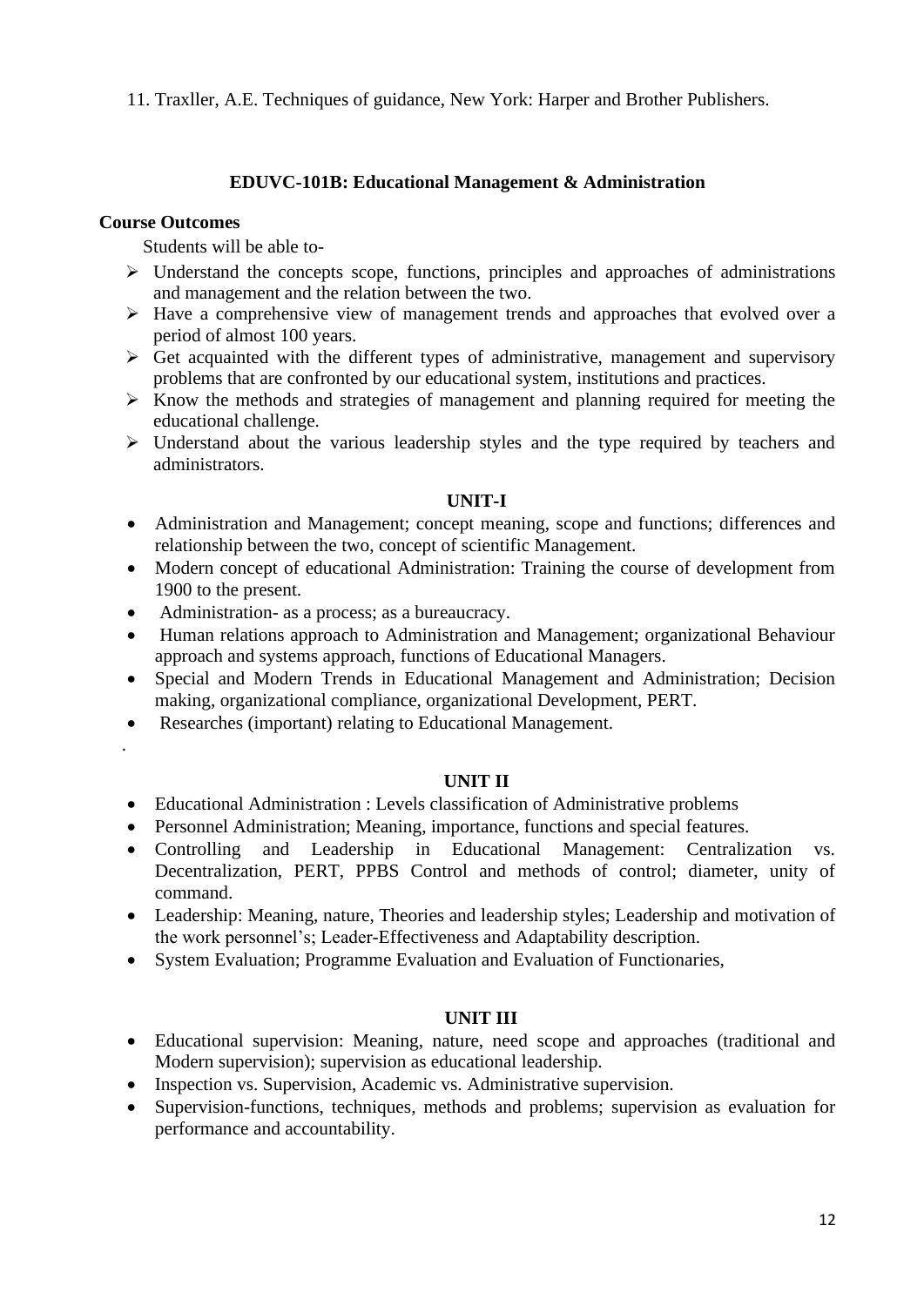11. Traxller, A.E. Techniques of guidance, New York: Harper and Brother Publishers.

## EDUVC-101B: Educational Management & Administration

**Course Outcomes**

Students will be able to-

- Understand the concepts scope, functions, principles and approaches of administrations and management and the relation between the two.
- Have a comprehensive view of management trends and approaches that evolved over a period of almost 100 years.
- Get acquainted with the different types of administrative, management and supervisory problems that are confronted by our educational system, institutions and practices.
- Know the methods and strategies of management and planning required for meeting the educational challenge.
- Understand about the various leadership styles and the type required by teachers and administrators.

### UNIT-I

- Administration and Management; concept meaning, scope and functions; differences and relationship between the two, concept of scientific Management.
- Modern concept of educational Administration: Training the course of development from 1900 to the present.
- Administration- as a process; as a bureaucracy.
- Human relations approach to Administration and Management; organizational Behaviour approach and systems approach, functions of Educational Managers.
- Special and Modern Trends in Educational Management and Administration; Decision making, organizational compliance, organizational Development, PERT.
- Researches (important) relating to Educational Management.

.

### UNIT II

- Educational Administration : Levels classification of Administrative problems
- Personnel Administration; Meaning, importance, functions and special features.
- Controlling and Leadership in Educational Management: Centralization vs. Decentralization, PERT, PPBS Control and methods of control; diameter, unity of command.
- Leadership: Meaning, nature, Theories and leadership styles; Leadership and motivation of the work personnel's; Leader-Effectiveness and Adaptability description.
- System Evaluation; Programme Evaluation and Evaluation of Functionaries,

### UNIT III

- Educational supervision: Meaning, nature, need scope and approaches (traditional and Modern supervision); supervision as educational leadership.
- Inspection vs. Supervision, Academic vs. Administrative supervision.
- Supervision-functions, techniques, methods and problems; supervision as evaluation for performance and accountability.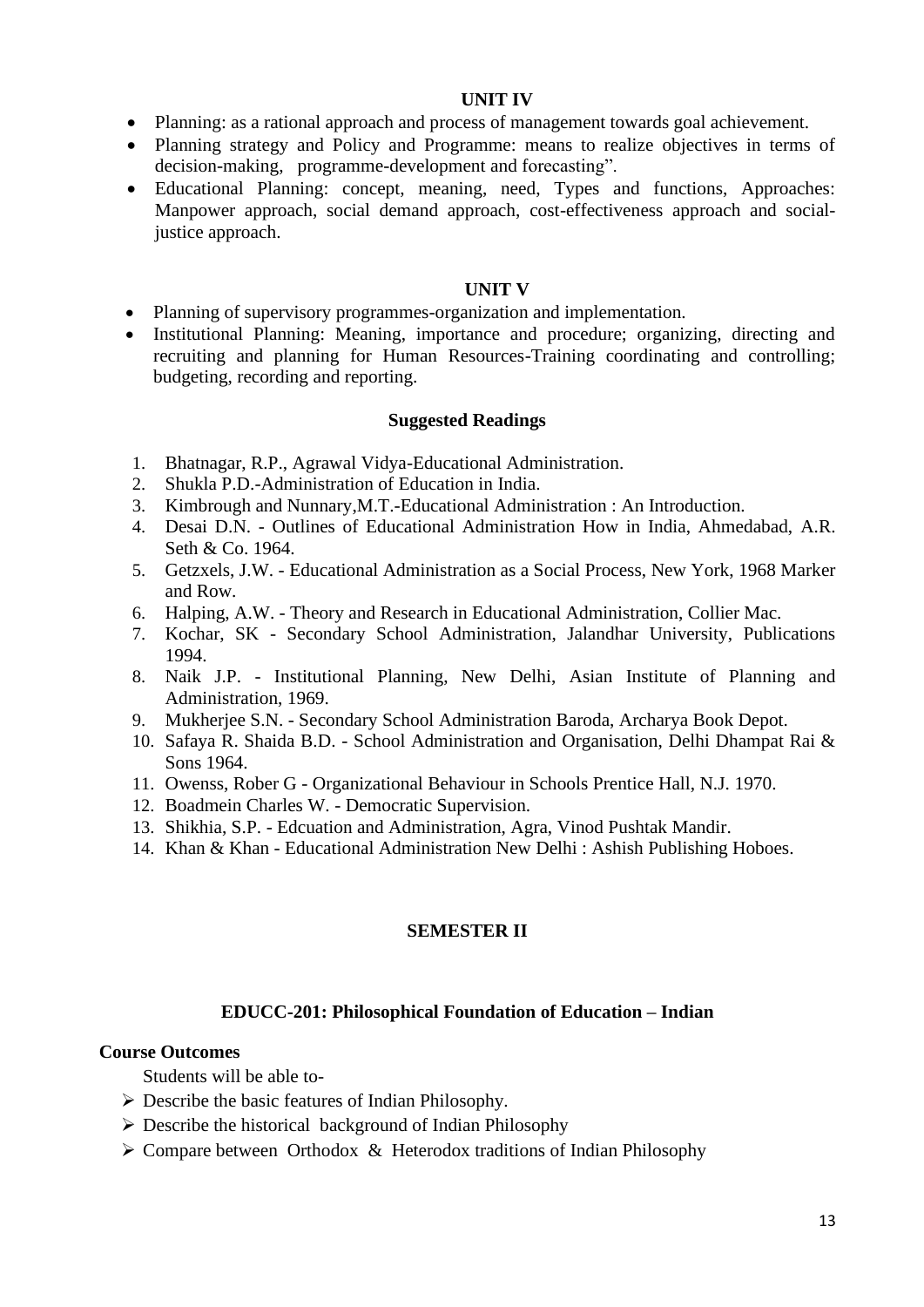### UNIT IV

- Planning: as a rational approach and process of management towards goal achievement.
- Planning strategy and Policy and Programme: means to realize objectives in terms of decision-making, programme-development and forecasting".
- Educational Planning: concept, meaning, need, Types and functions, Approaches: Manpower approach, social demand approach, cost-effectiveness approach and social-justice approach.

### UNIT V

- Planning of supervisory programmes-organization and implementation.
- Institutional Planning: Meaning, importance and procedure; organizing, directing and recruiting and planning for Human Resources-Training coordinating and controlling; budgeting, recording and reporting.

### Suggested Readings

1. Bhatnagar, R.P., Agrawal Vidya-Educational Administration.
2. Shukla P.D.-Administration of Education in India.
3. Kimbrough and Nunnary,M.T.-Educational Administration : An Introduction.
4. Desai D.N. - Outlines of Educational Administration How in India, Ahmedabad, A.R. Seth & Co. 1964.
5. Getzxels, J.W. - Educational Administration as a Social Process, New York, 1968 Marker and Row.
6. Halping, A.W. - Theory and Research in Educational Administration, Collier Mac.
7. Kochar, SK - Secondary School Administration, Jalandhar University, Publications 1994.
8. Naik J.P. - Institutional Planning, New Delhi, Asian Institute of Planning and Administration, 1969.
9. Mukherjee S.N. - Secondary School Administration Baroda, Archarya Book Depot.
10. Safaya R. Shaida B.D. - School Administration and Organisation, Delhi Dhampat Rai & Sons 1964.
11. Owenss, Rober G - Organizational Behaviour in Schools Prentice Hall, N.J. 1970.
12. Boadmein Charles W. - Democratic Supervision.
13. Shikhia, S.P. - Edcuation and Administration, Agra, Vinod Pushtak Mandir.
14. Khan & Khan - Educational Administration New Delhi : Ashish Publishing Hoboes.

## SEMESTER II

### EDUCC-201: Philosophical Foundation of Education – Indian

**Course Outcomes**

Students will be able to-

- Describe the basic features of Indian Philosophy.
- Describe the historical background of Indian Philosophy
- Compare between Orthodox & Heterodox traditions of Indian Philosophy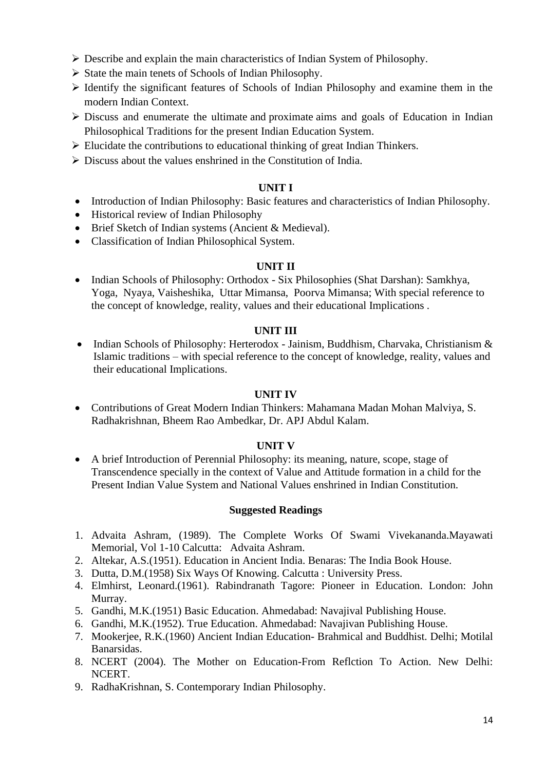- Describe and explain the main characteristics of Indian System of Philosophy.
- State the main tenets of Schools of Indian Philosophy.
- Identify the significant features of Schools of Indian Philosophy and examine them in the modern Indian Context.
- Discuss and enumerate the ultimate and proximate aims and goals of Education in Indian Philosophical Traditions for the present Indian Education System.
- Elucidate the contributions to educational thinking of great Indian Thinkers.
- Discuss about the values enshrined in the Constitution of India.

**UNIT I**

- Introduction of Indian Philosophy: Basic features and characteristics of Indian Philosophy.
- Historical review of Indian Philosophy
- Brief Sketch of Indian systems (Ancient & Medieval).
- Classification of Indian Philosophical System.

**UNIT II**

- Indian Schools of Philosophy: Orthodox - Six Philosophies (Shat Darshan): Samkhya, Yoga, Nyaya, Vaisheshika, Uttar Mimansa, Poorva Mimansa; With special reference to the concept of knowledge, reality, values and their educational Implications .

**UNIT III**

- Indian Schools of Philosophy: Herterodox - Jainism, Buddhism, Charvaka, Christianism & Islamic traditions – with special reference to the concept of knowledge, reality, values and their educational Implications.

**UNIT IV**

- Contributions of Great Modern Indian Thinkers: Mahamana Madan Mohan Malviya, S. Radhakrishnan, Bheem Rao Ambedkar, Dr. APJ Abdul Kalam.

**UNIT V**

- A brief Introduction of Perennial Philosophy: its meaning, nature, scope, stage of Transcendence specially in the context of Value and Attitude formation in a child for the Present Indian Value System and National Values enshrined in Indian Constitution.

**Suggested Readings**

1. Advaita Ashram, (1989). The Complete Works Of Swami Vivekananda.Mayawati Memorial, Vol 1-10 Calcutta: Advaita Ashram.
2. Altekar, A.S.(1951). Education in Ancient India. Benaras: The India Book House.
3. Dutta, D.M.(1958) Six Ways Of Knowing. Calcutta : University Press.
4. Elmhirst, Leonard.(1961). Rabindranath Tagore: Pioneer in Education. London: John Murray.
5. Gandhi, M.K.(1951) Basic Education. Ahmedabad: Navajival Publishing House.
6. Gandhi, M.K.(1952). True Education. Ahmedabad: Navajivan Publishing House.
7. Mookerjee, R.K.(1960) Ancient Indian Education- Brahmical and Buddhist. Delhi; Motilal Banarsidas.
8. NCERT (2004). The Mother on Education-From Reflction To Action. New Delhi: NCERT.
9. RadhaKrishnan, S. Contemporary Indian Philosophy.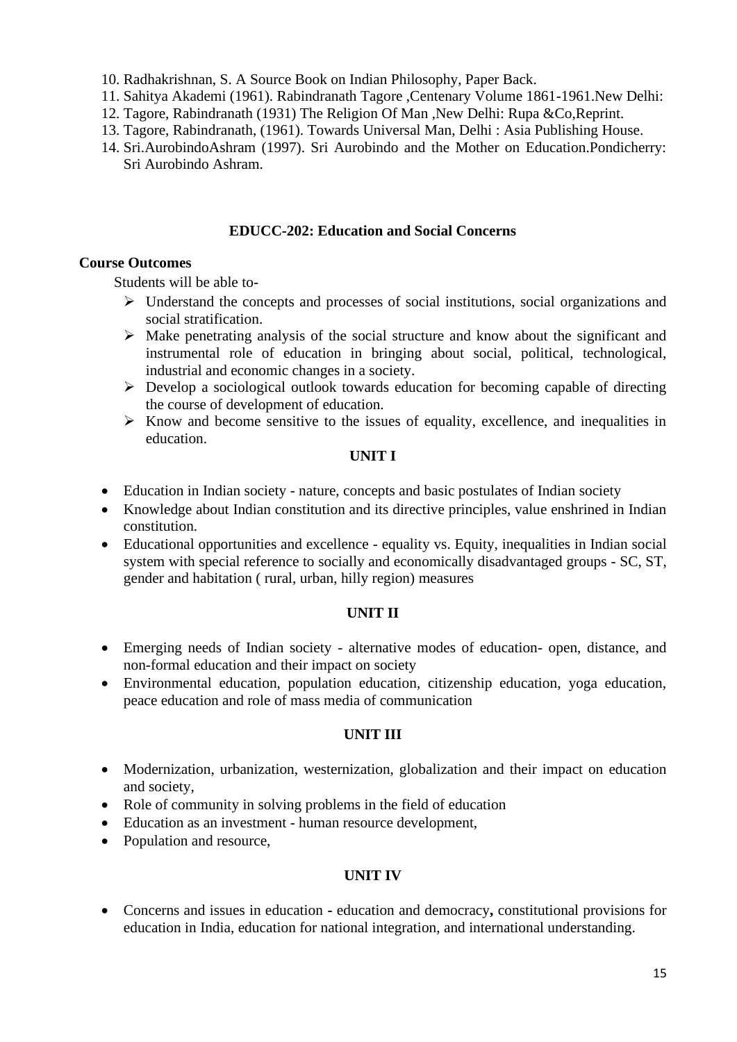10. Radhakrishnan, S. A Source Book on Indian Philosophy, Paper Back.
11. Sahitya Akademi (1961). Rabindranath Tagore ,Centenary Volume 1861-1961.New Delhi:
12. Tagore, Rabindranath (1931) The Religion Of Man ,New Delhi: Rupa &Co,Reprint.
13. Tagore, Rabindranath, (1961). Towards Universal Man, Delhi : Asia Publishing House.
14. Sri.AurobindoAshram (1997). Sri Aurobindo and the Mother on Education.Pondicherry: Sri Aurobindo Ashram.

## EDUCC-202: Education and Social Concerns

**Course Outcomes**

Students will be able to-

- Understand the concepts and processes of social institutions, social organizations and social stratification.
- Make penetrating analysis of the social structure and know about the significant and instrumental role of education in bringing about social, political, technological, industrial and economic changes in a society.
- Develop a sociological outlook towards education for becoming capable of directing the course of development of education.
- Know and become sensitive to the issues of equality, excellence, and inequalities in education.

### UNIT I

- Education in Indian society - nature, concepts and basic postulates of Indian society
- Knowledge about Indian constitution and its directive principles, value enshrined in Indian constitution.
- Educational opportunities and excellence - equality vs. Equity, inequalities in Indian social system with special reference to socially and economically disadvantaged groups - SC, ST, gender and habitation ( rural, urban, hilly region) measures

### UNIT II

- Emerging needs of Indian society - alternative modes of education- open, distance, and non-formal education and their impact on society
- Environmental education, population education, citizenship education, yoga education, peace education and role of mass media of communication

### UNIT III

- Modernization, urbanization, westernization, globalization and their impact on education and society,
- Role of community in solving problems in the field of education
- Education as an investment - human resource development,
- Population and resource,

### UNIT IV

- Concerns and issues in education - education and democracy**,** constitutional provisions for education in India, education for national integration, and international understanding.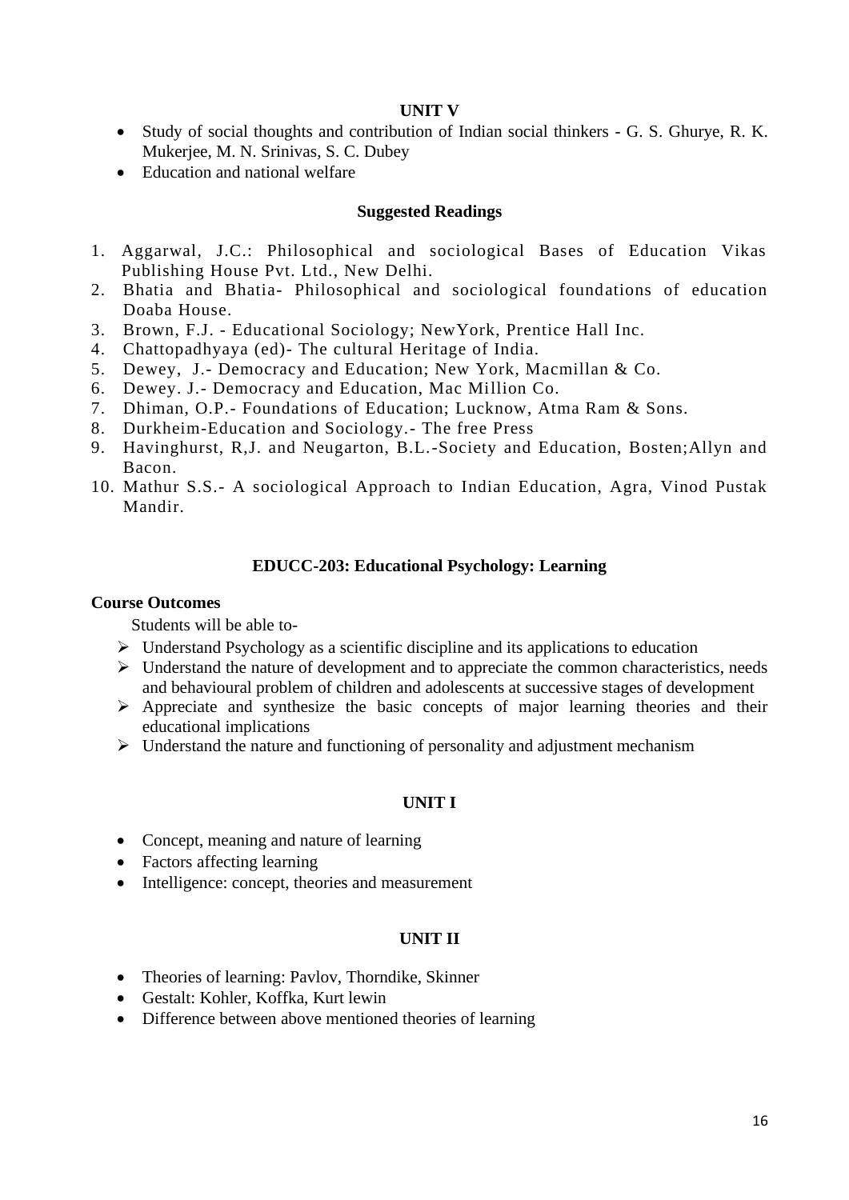### UNIT V

- Study of social thoughts and contribution of Indian social thinkers - G. S. Ghurye, R. K. Mukerjee, M. N. Srinivas, S. C. Dubey
- Education and national welfare

### Suggested Readings

1. Aggarwal, J.C.: Philosophical and sociological Bases of Education Vikas Publishing House Pvt. Ltd., New Delhi.
2. Bhatia and Bhatia- Philosophical and sociological foundations of education Doaba House.
3. Brown, F.J. - Educational Sociology; NewYork, Prentice Hall Inc.
4. Chattopadhyaya (ed)- The cultural Heritage of India.
5. Dewey, J.- Democracy and Education; New York, Macmillan & Co.
6. Dewey. J.- Democracy and Education, Mac Million Co.
7. Dhiman, O.P.- Foundations of Education; Lucknow, Atma Ram & Sons.
8. Durkheim-Education and Sociology.- The free Press
9. Havinghurst, R,J. and Neugarton, B.L.-Society and Education, Bosten;Allyn and Bacon.
10. Mathur S.S.- A sociological Approach to Indian Education, Agra, Vinod Pustak Mandir.

## EDUCC-203: Educational Psychology: Learning

**Course Outcomes**

Students will be able to-

- Understand Psychology as a scientific discipline and its applications to education
- Understand the nature of development and to appreciate the common characteristics, needs and behavioural problem of children and adolescents at successive stages of development
- Appreciate and synthesize the basic concepts of major learning theories and their educational implications
- Understand the nature and functioning of personality and adjustment mechanism

### UNIT I

- Concept, meaning and nature of learning
- Factors affecting learning
- Intelligence: concept, theories and measurement

### UNIT II

- Theories of learning: Pavlov, Thorndike, Skinner
- Gestalt: Kohler, Koffka, Kurt lewin
- Difference between above mentioned theories of learning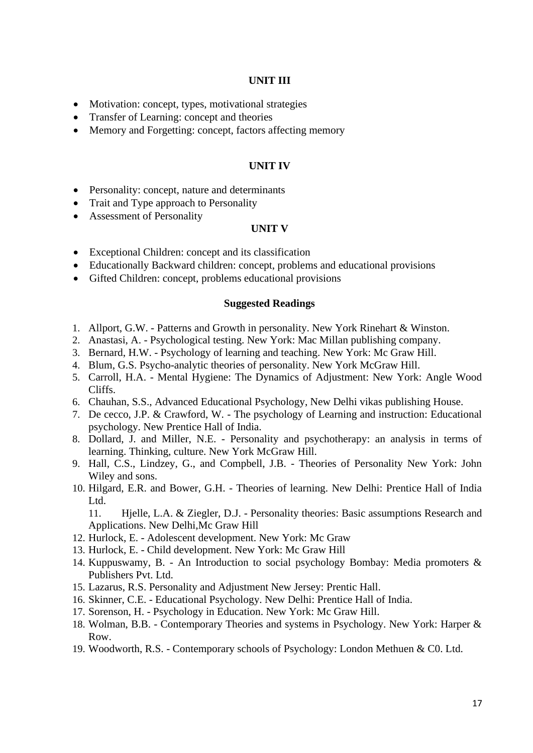### UNIT III

- Motivation: concept, types, motivational strategies
- Transfer of Learning: concept and theories
- Memory and Forgetting: concept, factors affecting memory

### UNIT IV

- Personality: concept, nature and determinants
- Trait and Type approach to Personality
- Assessment of Personality

### UNIT V

- Exceptional Children: concept and its classification
- Educationally Backward children: concept, problems and educational provisions
- Gifted Children: concept, problems educational provisions

### Suggested Readings

1. Allport, G.W. - Patterns and Growth in personality. New York Rinehart & Winston.
2. Anastasi, A. - Psychological testing. New York: Mac Millan publishing company.
3. Bernard, H.W. - Psychology of learning and teaching. New York: Mc Graw Hill.
4. Blum, G.S. Psycho-analytic theories of personality. New York McGraw Hill.
5. Carroll, H.A. - Mental Hygiene: The Dynamics of Adjustment: New York: Angle Wood Cliffs.
6. Chauhan, S.S., Advanced Educational Psychology, New Delhi vikas publishing House.
7. De cecco, J.P. & Crawford, W. - The psychology of Learning and instruction: Educational psychology. New Prentice Hall of India.
8. Dollard, J. and Miller, N.E. - Personality and psychotherapy: an analysis in terms of learning. Thinking, culture. New York McGraw Hill.
9. Hall, C.S., Lindzey, G., and Compbell, J.B. - Theories of Personality New York: John Wiley and sons.
10. Hilgard, E.R. and Bower, G.H. - Theories of learning. New Delhi: Prentice Hall of India Ltd.
11. Hjelle, L.A. & Ziegler, D.J. - Personality theories: Basic assumptions Research and Applications. New Delhi,Mc Graw Hill
12. Hurlock, E. - Adolescent development. New York: Mc Graw
13. Hurlock, E. - Child development. New York: Mc Graw Hill
14. Kuppuswamy, B. - An Introduction to social psychology Bombay: Media promoters & Publishers Pvt. Ltd.
15. Lazarus, R.S. Personality and Adjustment New Jersey: Prentic Hall.
16. Skinner, C.E. - Educational Psychology. New Delhi: Prentice Hall of India.
17. Sorenson, H. - Psychology in Education. New York: Mc Graw Hill.
18. Wolman, B.B. - Contemporary Theories and systems in Psychology. New York: Harper & Row.
19. Woodworth, R.S. - Contemporary schools of Psychology: London Methuen & C0. Ltd.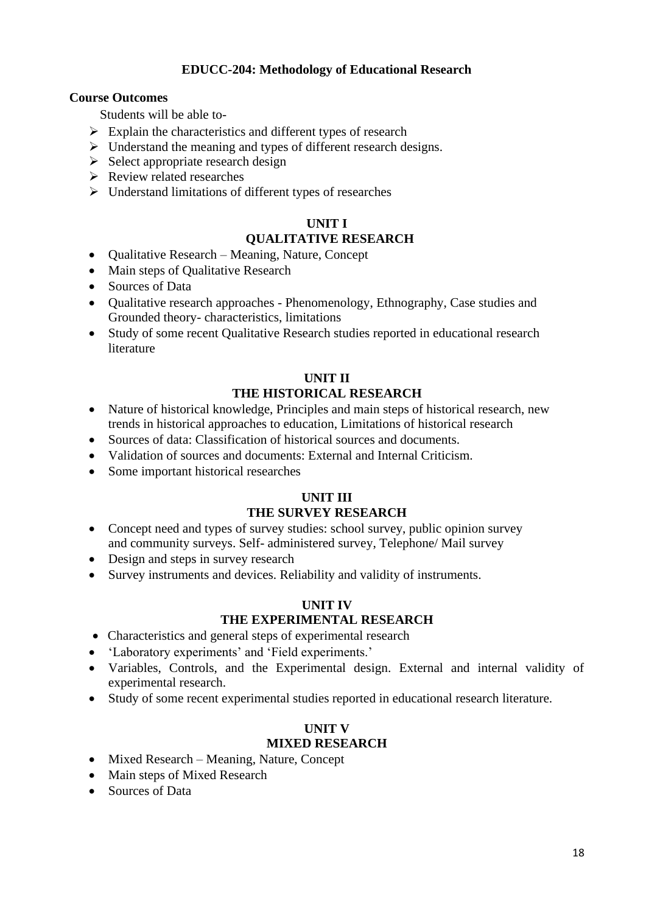# EDUCC-204: Methodology of Educational Research

**Course Outcomes**

Students will be able to-

- Explain the characteristics and different types of research
- Understand the meaning and types of different research designs.
- Select appropriate research design
- Review related researches
- Understand limitations of different types of researches

## UNIT I
## QUALITATIVE RESEARCH

- Qualitative Research – Meaning, Nature, Concept
- Main steps of Qualitative Research
- Sources of Data
- Qualitative research approaches - Phenomenology, Ethnography, Case studies and Grounded theory- characteristics, limitations
- Study of some recent Qualitative Research studies reported in educational research literature

## UNIT II
## THE HISTORICAL RESEARCH

- Nature of historical knowledge, Principles and main steps of historical research, new trends in historical approaches to education, Limitations of historical research
- Sources of data: Classification of historical sources and documents.
- Validation of sources and documents: External and Internal Criticism.
- Some important historical researches

## UNIT III
## THE SURVEY RESEARCH

- Concept need and types of survey studies: school survey, public opinion survey and community surveys. Self- administered survey, Telephone/ Mail survey
- Design and steps in survey research
- Survey instruments and devices. Reliability and validity of instruments.

## UNIT IV
## THE EXPERIMENTAL RESEARCH

- Characteristics and general steps of experimental research
- 'Laboratory experiments' and 'Field experiments.'
- Variables, Controls, and the Experimental design. External and internal validity of experimental research.
- Study of some recent experimental studies reported in educational research literature.

## UNIT V
## MIXED RESEARCH

- Mixed Research – Meaning, Nature, Concept
- Main steps of Mixed Research
- Sources of Data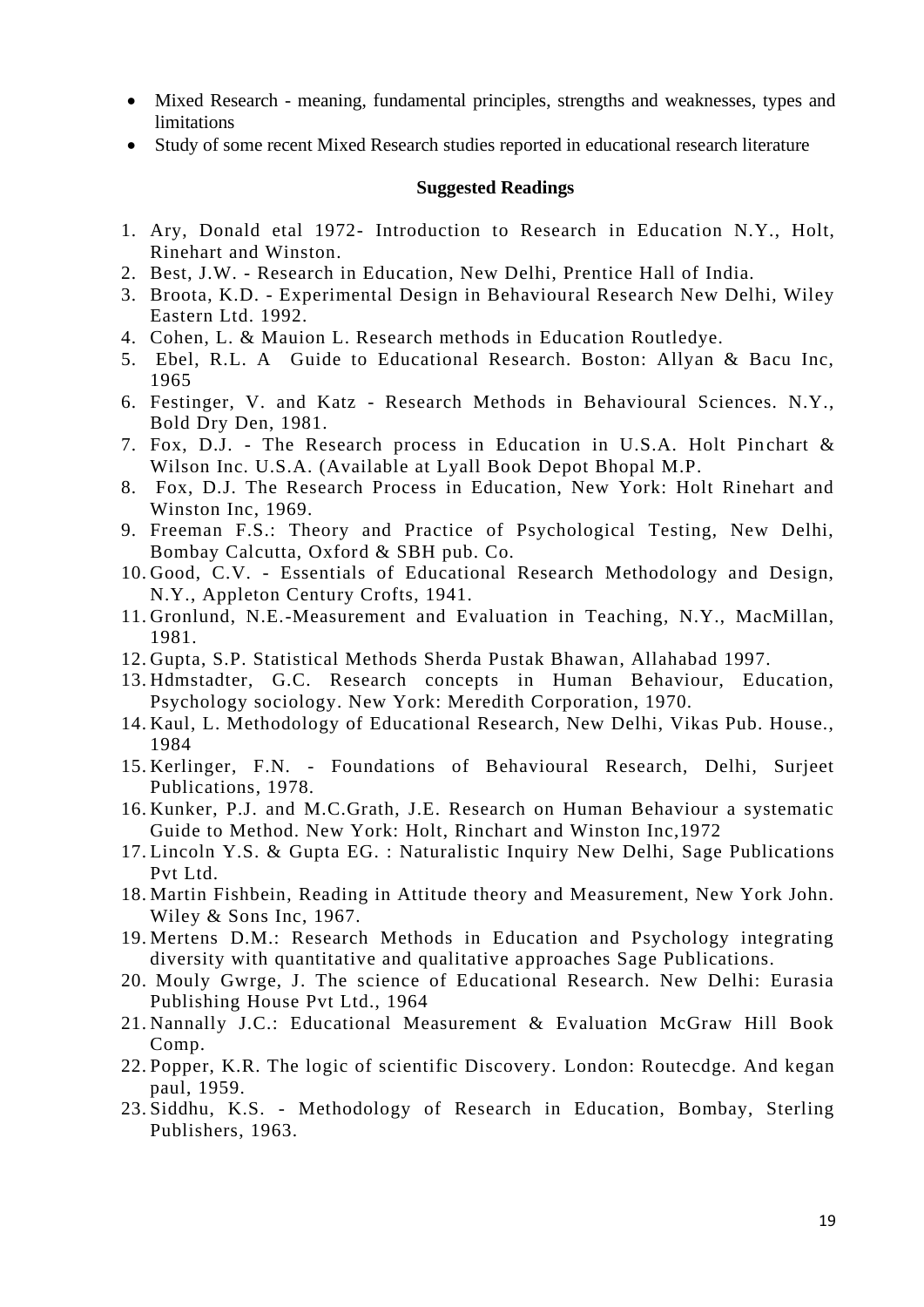- Mixed Research - meaning, fundamental principles, strengths and weaknesses, types and limitations
- Study of some recent Mixed Research studies reported in educational research literature

**Suggested Readings**

1. Ary, Donald etal 1972- Introduction to Research in Education N.Y., Holt, Rinehart and Winston.
2. Best, J.W. - Research in Education, New Delhi, Prentice Hall of India.
3. Broota, K.D. - Experimental Design in Behavioural Research New Delhi, Wiley Eastern Ltd. 1992.
4. Cohen, L. & Mauion L. Research methods in Education Routledye.
5. Ebel, R.L. A Guide to Educational Research. Boston: Allyan & Bacu Inc, 1965
6. Festinger, V. and Katz - Research Methods in Behavioural Sciences. N.Y., Bold Dry Den, 1981.
7. Fox, D.J. - The Research process in Education in U.S.A. Holt Pinchart & Wilson Inc. U.S.A. (Available at Lyall Book Depot Bhopal M.P.
8. Fox, D.J. The Research Process in Education, New York: Holt Rinehart and Winston Inc, 1969.
9. Freeman F.S.: Theory and Practice of Psychological Testing, New Delhi, Bombay Calcutta, Oxford & SBH pub. Co.
10. Good, C.V. - Essentials of Educational Research Methodology and Design, N.Y., Appleton Century Crofts, 1941.
11. Gronlund, N.E.-Measurement and Evaluation in Teaching, N.Y., MacMillan, 1981.
12. Gupta, S.P. Statistical Methods Sherda Pustak Bhawan, Allahabad 1997.
13. Hdmstadter, G.C. Research concepts in Human Behaviour, Education, Psychology sociology. New York: Meredith Corporation, 1970.
14. Kaul, L. Methodology of Educational Research, New Delhi, Vikas Pub. House., 1984
15. Kerlinger, F.N. - Foundations of Behavioural Research, Delhi, Surjeet Publications, 1978.
16. Kunker, P.J. and M.C.Grath, J.E. Research on Human Behaviour a systematic Guide to Method. New York: Holt, Rinchart and Winston Inc,1972
17. Lincoln Y.S. & Gupta EG. : Naturalistic Inquiry New Delhi, Sage Publications Pvt Ltd.
18. Martin Fishbein, Reading in Attitude theory and Measurement, New York John. Wiley & Sons Inc, 1967.
19. Mertens D.M.: Research Methods in Education and Psychology integrating diversity with quantitative and qualitative approaches Sage Publications.
20. Mouly Gwrge, J. The science of Educational Research. New Delhi: Eurasia Publishing House Pvt Ltd., 1964
21. Nannally J.C.: Educational Measurement & Evaluation McGraw Hill Book Comp.
22. Popper, K.R. The logic of scientific Discovery. London: Routecdge. And kegan paul, 1959.
23. Siddhu, K.S. - Methodology of Research in Education, Bombay, Sterling Publishers, 1963.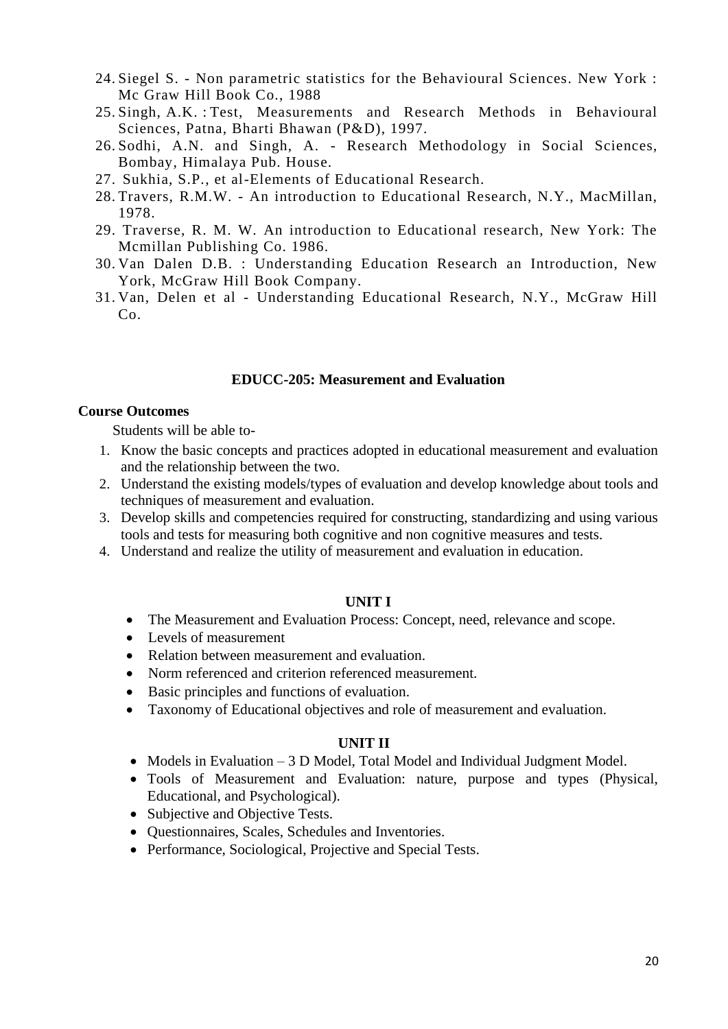24. Siegel S. - Non parametric statistics for the Behavioural Sciences. New York : Mc Graw Hill Book Co., 1988
25. Singh, A.K. : Test, Measurements and Research Methods in Behavioural Sciences, Patna, Bharti Bhawan (P&D), 1997.
26. Sodhi, A.N. and Singh, A. - Research Methodology in Social Sciences, Bombay, Himalaya Pub. House.
27. Sukhia, S.P., et al-Elements of Educational Research.
28. Travers, R.M.W. - An introduction to Educational Research, N.Y., MacMillan, 1978.
29. Traverse, R. M. W. An introduction to Educational research, New York: The Mcmillan Publishing Co. 1986.
30. Van Dalen D.B. : Understanding Education Research an Introduction, New York, McGraw Hill Book Company.
31. Van, Delen et al - Understanding Educational Research, N.Y., McGraw Hill Co.

## EDUCC-205: Measurement and Evaluation

**Course Outcomes**

Students will be able to-

1. Know the basic concepts and practices adopted in educational measurement and evaluation and the relationship between the two.
2. Understand the existing models/types of evaluation and develop knowledge about tools and techniques of measurement and evaluation.
3. Develop skills and competencies required for constructing, standardizing and using various tools and tests for measuring both cognitive and non cognitive measures and tests.
4. Understand and realize the utility of measurement and evaluation in education.

### UNIT I

- The Measurement and Evaluation Process: Concept, need, relevance and scope.
- Levels of measurement
- Relation between measurement and evaluation.
- Norm referenced and criterion referenced measurement.
- Basic principles and functions of evaluation.
- Taxonomy of Educational objectives and role of measurement and evaluation.

### UNIT II

- Models in Evaluation – 3 D Model, Total Model and Individual Judgment Model.
- Tools of Measurement and Evaluation: nature, purpose and types (Physical, Educational, and Psychological).
- Subjective and Objective Tests.
- Questionnaires, Scales, Schedules and Inventories.
- Performance, Sociological, Projective and Special Tests.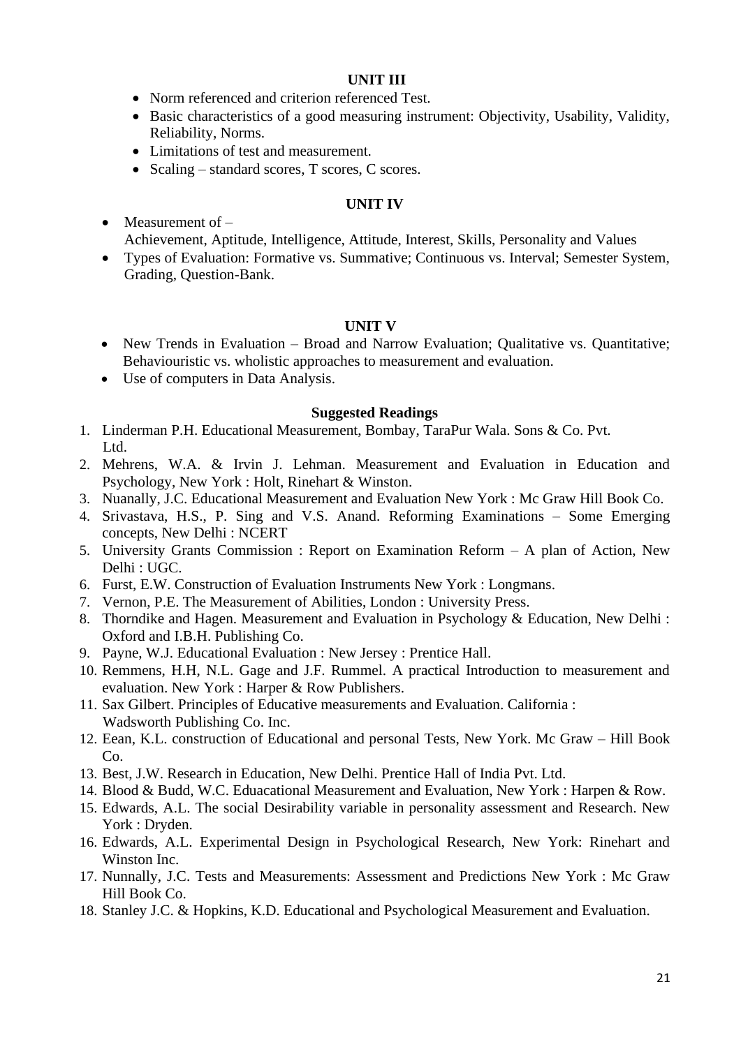### UNIT III

- Norm referenced and criterion referenced Test.
- Basic characteristics of a good measuring instrument: Objectivity, Usability, Validity, Reliability, Norms.
- Limitations of test and measurement.
- Scaling – standard scores, T scores, C scores.

### UNIT IV

- Measurement of –
  Achievement, Aptitude, Intelligence, Attitude, Interest, Skills, Personality and Values
- Types of Evaluation: Formative vs. Summative; Continuous vs. Interval; Semester System, Grading, Question-Bank.

### UNIT V

- New Trends in Evaluation – Broad and Narrow Evaluation; Qualitative vs. Quantitative; Behaviouristic vs. wholistic approaches to measurement and evaluation.
- Use of computers in Data Analysis.

### Suggested Readings

1. Linderman P.H. Educational Measurement, Bombay, TaraPur Wala. Sons & Co. Pvt. Ltd.
2. Mehrens, W.A. & Irvin J. Lehman. Measurement and Evaluation in Education and Psychology, New York : Holt, Rinehart & Winston.
3. Nuanally, J.C. Educational Measurement and Evaluation New York : Mc Graw Hill Book Co.
4. Srivastava, H.S., P. Sing and V.S. Anand. Reforming Examinations – Some Emerging concepts, New Delhi : NCERT
5. University Grants Commission : Report on Examination Reform – A plan of Action, New Delhi : UGC.
6. Furst, E.W. Construction of Evaluation Instruments New York : Longmans.
7. Vernon, P.E. The Measurement of Abilities, London : University Press.
8. Thorndike and Hagen. Measurement and Evaluation in Psychology & Education, New Delhi : Oxford and I.B.H. Publishing Co.
9. Payne, W.J. Educational Evaluation : New Jersey : Prentice Hall.
10. Remmens, H.H, N.L. Gage and J.F. Rummel. A practical Introduction to measurement and evaluation. New York : Harper & Row Publishers.
11. Sax Gilbert. Principles of Educative measurements and Evaluation. California : Wadsworth Publishing Co. Inc.
12. Eean, K.L. construction of Educational and personal Tests, New York. Mc Graw – Hill Book Co.
13. Best, J.W. Research in Education, New Delhi. Prentice Hall of India Pvt. Ltd.
14. Blood & Budd, W.C. Eduacational Measurement and Evaluation, New York : Harpen & Row.
15. Edwards, A.L. The social Desirability variable in personality assessment and Research. New York : Dryden.
16. Edwards, A.L. Experimental Design in Psychological Research, New York: Rinehart and Winston Inc.
17. Nunnally, J.C. Tests and Measurements: Assessment and Predictions New York : Mc Graw Hill Book Co.
18. Stanley J.C. & Hopkins, K.D. Educational and Psychological Measurement and Evaluation.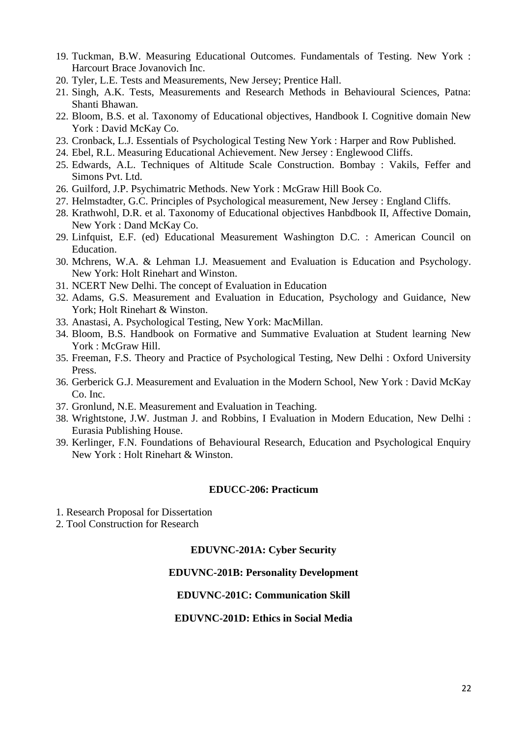19. Tuckman, B.W. Measuring Educational Outcomes. Fundamentals of Testing. New York : Harcourt Brace Jovanovich Inc.
20. Tyler, L.E. Tests and Measurements, New Jersey; Prentice Hall.
21. Singh, A.K. Tests, Measurements and Research Methods in Behavioural Sciences, Patna: Shanti Bhawan.
22. Bloom, B.S. et al. Taxonomy of Educational objectives, Handbook I. Cognitive domain New York : David McKay Co.
23. Cronback, L.J. Essentials of Psychological Testing New York : Harper and Row Published.
24. Ebel, R.L. Measuring Educational Achievement. New Jersey : Englewood Cliffs.
25. Edwards, A.L. Techniques of Altitude Scale Construction. Bombay : Vakils, Feffer and Simons Pvt. Ltd.
26. Guilford, J.P. Psychimatric Methods. New York : McGraw Hill Book Co.
27. Helmstadter, G.C. Principles of Psychological measurement, New Jersey : England Cliffs.
28. Krathwohl, D.R. et al. Taxonomy of Educational objectives Hanbdbook II, Affective Domain, New York : Dand McKay Co.
29. Linfquist, E.F. (ed) Educational Measurement Washington D.C. : American Council on Education.
30. Mchrens, W.A. & Lehman I.J. Measuement and Evaluation is Education and Psychology. New York: Holt Rinehart and Winston.
31. NCERT New Delhi. The concept of Evaluation in Education
32. Adams, G.S. Measurement and Evaluation in Education, Psychology and Guidance, New York; Holt Rinehart & Winston.
33. Anastasi, A. Psychological Testing, New York: MacMillan.
34. Bloom, B.S. Handbook on Formative and Summative Evaluation at Student learning New York : McGraw Hill.
35. Freeman, F.S. Theory and Practice of Psychological Testing, New Delhi : Oxford University Press.
36. Gerberick G.J. Measurement and Evaluation in the Modern School, New York : David McKay Co. Inc.
37. Gronlund, N.E. Measurement and Evaluation in Teaching.
38. Wrightstone, J.W. Justman J. and Robbins, I Evaluation in Modern Education, New Delhi : Eurasia Publishing House.
39. Kerlinger, F.N. Foundations of Behavioural Research, Education and Psychological Enquiry New York : Holt Rinehart & Winston.

### EDUCC-206: Practicum

1. Research Proposal for Dissertation
2. Tool Construction for Research

### EDUVNC-201A: Cyber Security

### EDUVNC-201B: Personality Development

### EDUVNC-201C: Communication Skill

### EDUVNC-201D: Ethics in Social Media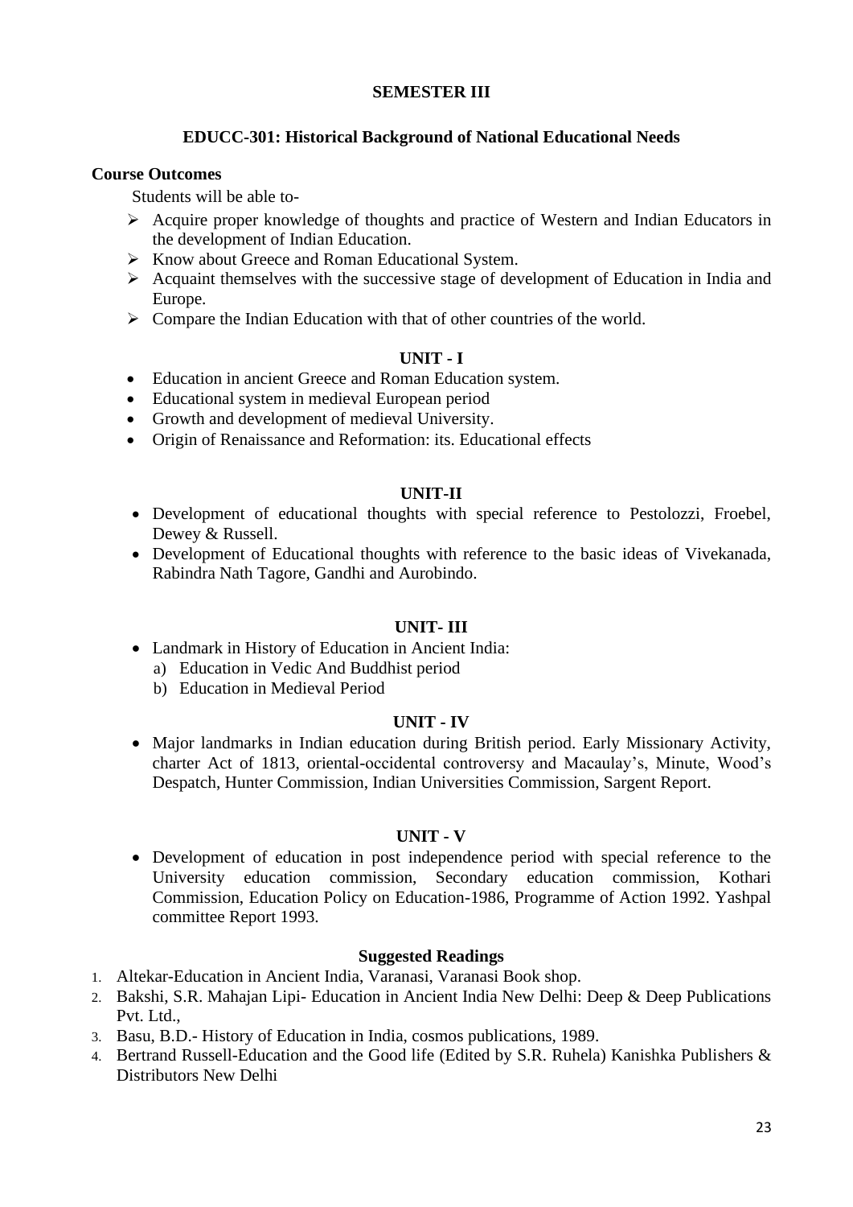## SEMESTER III

### EDUCC-301: Historical Background of National Educational Needs

**Course Outcomes**

Students will be able to-

- Acquire proper knowledge of thoughts and practice of Western and Indian Educators in the development of Indian Education.
- Know about Greece and Roman Educational System.
- Acquaint themselves with the successive stage of development of Education in India and Europe.
- Compare the Indian Education with that of other countries of the world.

**UNIT - I**

- Education in ancient Greece and Roman Education system.
- Educational system in medieval European period
- Growth and development of medieval University.
- Origin of Renaissance and Reformation: its. Educational effects

**UNIT-II**

- Development of educational thoughts with special reference to Pestolozzi, Froebel, Dewey & Russell.
- Development of Educational thoughts with reference to the basic ideas of Vivekanada, Rabindra Nath Tagore, Gandhi and Aurobindo.

**UNIT- III**

- Landmark in History of Education in Ancient India:
  a) Education in Vedic And Buddhist period
  b) Education in Medieval Period

**UNIT - IV**

- Major landmarks in Indian education during British period. Early Missionary Activity, charter Act of 1813, oriental-occidental controversy and Macaulay's, Minute, Wood's Despatch, Hunter Commission, Indian Universities Commission, Sargent Report.

**UNIT - V**

- Development of education in post independence period with special reference to the University education commission, Secondary education commission, Kothari Commission, Education Policy on Education-1986, Programme of Action 1992. Yashpal committee Report 1993.

**Suggested Readings**

1. Altekar-Education in Ancient India, Varanasi, Varanasi Book shop.
2. Bakshi, S.R. Mahajan Lipi- Education in Ancient India New Delhi: Deep & Deep Publications Pvt. Ltd.,
3. Basu, B.D.- History of Education in India, cosmos publications, 1989.
4. Bertrand Russell-Education and the Good life (Edited by S.R. Ruhela) Kanishka Publishers & Distributors New Delhi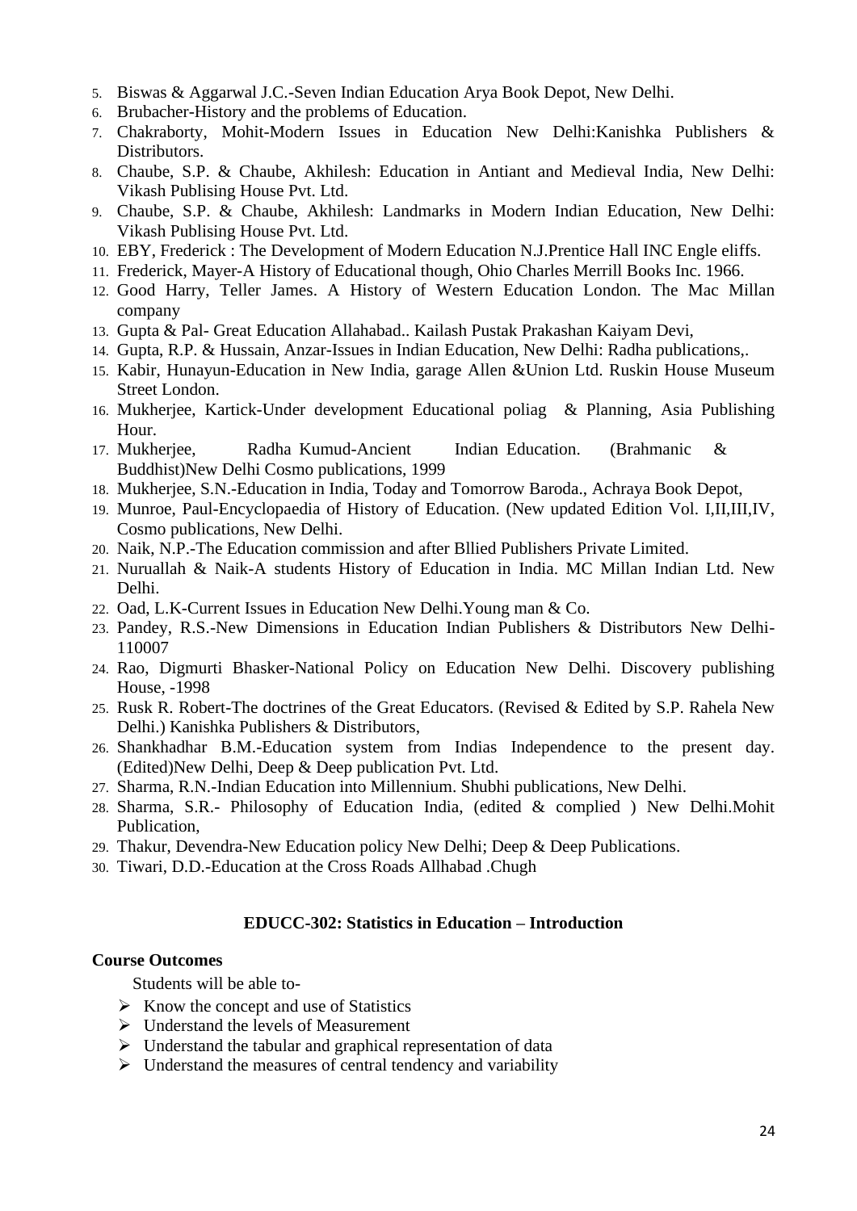5. Biswas & Aggarwal J.C.-Seven Indian Education Arya Book Depot, New Delhi.
6. Brubacher-History and the problems of Education.
7. Chakraborty, Mohit-Modern Issues in Education New Delhi:Kanishka Publishers & Distributors.
8. Chaube, S.P. & Chaube, Akhilesh: Education in Antiant and Medieval India, New Delhi: Vikash Publising House Pvt. Ltd.
9. Chaube, S.P. & Chaube, Akhilesh: Landmarks in Modern Indian Education, New Delhi: Vikash Publising House Pvt. Ltd.
10. EBY, Frederick : The Development of Modern Education N.J.Prentice Hall INC Engle eliffs.
11. Frederick, Mayer-A History of Educational though, Ohio Charles Merrill Books Inc. 1966.
12. Good Harry, Teller James. A History of Western Education London. The Mac Millan company
13. Gupta & Pal- Great Education Allahabad.. Kailash Pustak Prakashan Kaiyam Devi,
14. Gupta, R.P. & Hussain, Anzar-Issues in Indian Education, New Delhi: Radha publications,.
15. Kabir, Hunayun-Education in New India, garage Allen &Union Ltd. Ruskin House Museum Street London.
16. Mukherjee, Kartick-Under development Educational poliag & Planning, Asia Publishing Hour.
17. Mukherjee, Radha Kumud-Ancient Indian Education. (Brahmanic & Buddhist)New Delhi Cosmo publications, 1999
18. Mukherjee, S.N.-Education in India, Today and Tomorrow Baroda., Achraya Book Depot,
19. Munroe, Paul-Encyclopaedia of History of Education. (New updated Edition Vol. I,II,III,IV, Cosmo publications, New Delhi.
20. Naik, N.P.-The Education commission and after Bllied Publishers Private Limited.
21. Nuruallah & Naik-A students History of Education in India. MC Millan Indian Ltd. New Delhi.
22. Oad, L.K-Current Issues in Education New Delhi.Young man & Co.
23. Pandey, R.S.-New Dimensions in Education Indian Publishers & Distributors New Delhi-110007
24. Rao, Digmurti Bhasker-National Policy on Education New Delhi. Discovery publishing House, -1998
25. Rusk R. Robert-The doctrines of the Great Educators. (Revised & Edited by S.P. Rahela New Delhi.) Kanishka Publishers & Distributors,
26. Shankhadhar B.M.-Education system from Indias Independence to the present day. (Edited)New Delhi, Deep & Deep publication Pvt. Ltd.
27. Sharma, R.N.-Indian Education into Millennium. Shubhi publications, New Delhi.
28. Sharma, S.R.- Philosophy of Education India, (edited & complied ) New Delhi.Mohit Publication,
29. Thakur, Devendra-New Education policy New Delhi; Deep & Deep Publications.
30. Tiwari, D.D.-Education at the Cross Roads Allhabad .Chugh

## EDUCC-302: Statistics in Education – Introduction

**Course Outcomes**

Students will be able to-

- Know the concept and use of Statistics
- Understand the levels of Measurement
- Understand the tabular and graphical representation of data
- Understand the measures of central tendency and variability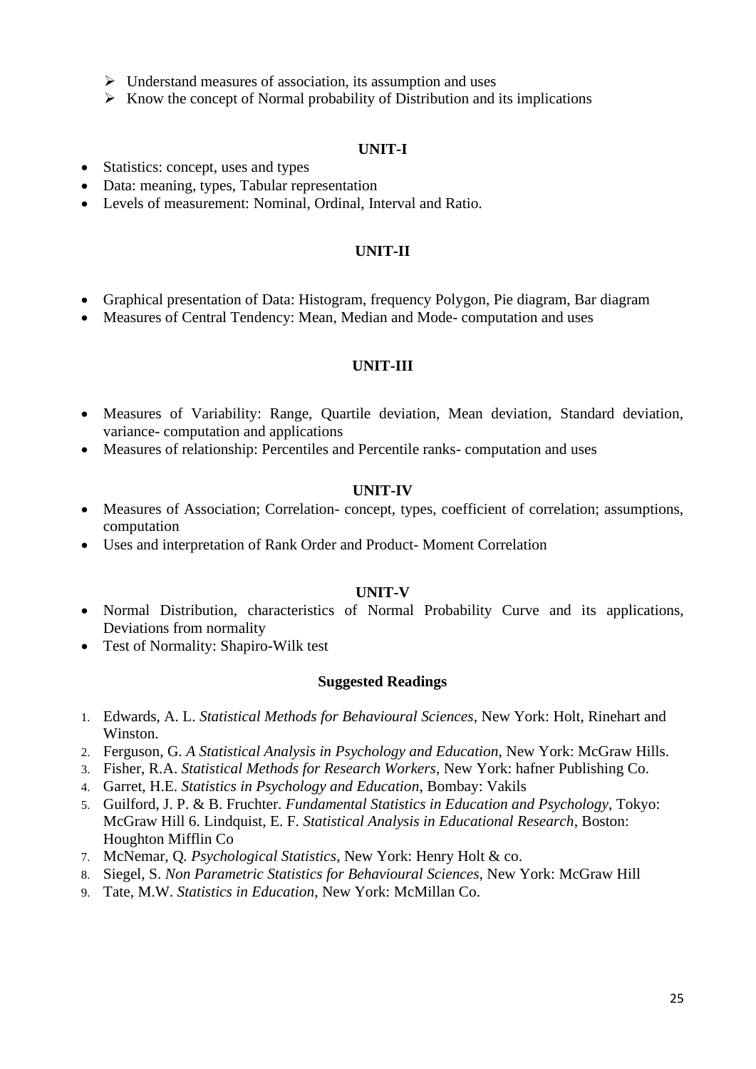- Understand measures of association, its assumption and uses
- Know the concept of Normal probability of Distribution and its implications

### UNIT-I

- Statistics: concept, uses and types
- Data: meaning, types, Tabular representation
- Levels of measurement: Nominal, Ordinal, Interval and Ratio.

### UNIT-II

- Graphical presentation of Data: Histogram, frequency Polygon, Pie diagram, Bar diagram
- Measures of Central Tendency: Mean, Median and Mode- computation and uses

### UNIT-III

- Measures of Variability: Range, Quartile deviation, Mean deviation, Standard deviation, variance- computation and applications
- Measures of relationship: Percentiles and Percentile ranks- computation and uses

### UNIT-IV

- Measures of Association; Correlation- concept, types, coefficient of correlation; assumptions, computation
- Uses and interpretation of Rank Order and Product- Moment Correlation

### UNIT-V

- Normal Distribution, characteristics of Normal Probability Curve and its applications, Deviations from normality
- Test of Normality: Shapiro-Wilk test

### Suggested Readings

1. Edwards, A. L. *Statistical Methods for Behavioural Sciences*, New York: Holt, Rinehart and Winston.
2. Ferguson, G. *A Statistical Analysis in Psychology and Education*, New York: McGraw Hills.
3. Fisher, R.A. *Statistical Methods for Research Workers*, New York: hafner Publishing Co.
4. Garret, H.E. *Statistics in Psychology and Education*, Bombay: Vakils
5. Guilford, J. P. & B. Fruchter. *Fundamental Statistics in Education and Psychology*, Tokyo: McGraw Hill 6. Lindquist, E. F. *Statistical Analysis in Educational Research*, Boston: Houghton Mifflin Co
7. McNemar, Q. *Psychological Statistics*, New York: Henry Holt & co.
8. Siegel, S. *Non Parametric Statistics for Behavioural Sciences*, New York: McGraw Hill
9. Tate, M.W. *Statistics in Education*, New York: McMillan Co.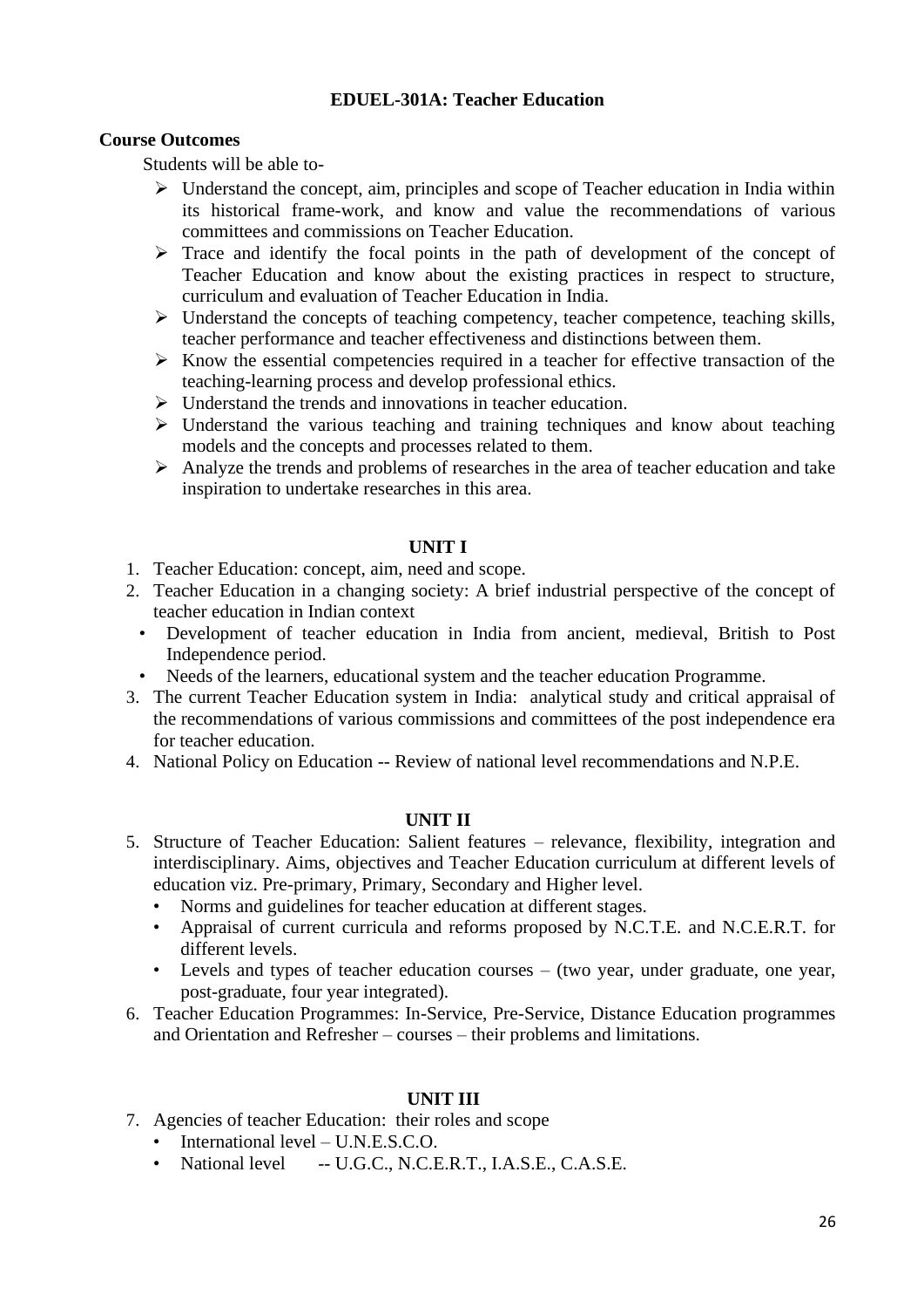## EDUEL-301A: Teacher Education

**Course Outcomes**

Students will be able to-

- Understand the concept, aim, principles and scope of Teacher education in India within its historical frame-work, and know and value the recommendations of various committees and commissions on Teacher Education.
- Trace and identify the focal points in the path of development of the concept of Teacher Education and know about the existing practices in respect to structure, curriculum and evaluation of Teacher Education in India.
- Understand the concepts of teaching competency, teacher competence, teaching skills, teacher performance and teacher effectiveness and distinctions between them.
- Know the essential competencies required in a teacher for effective transaction of the teaching-learning process and develop professional ethics.
- Understand the trends and innovations in teacher education.
- Understand the various teaching and training techniques and know about teaching models and the concepts and processes related to them.
- Analyze the trends and problems of researches in the area of teacher education and take inspiration to undertake researches in this area.

### UNIT I

1. Teacher Education: concept, aim, need and scope.
2. Teacher Education in a changing society: A brief industrial perspective of the concept of teacher education in Indian context
   - Development of teacher education in India from ancient, medieval, British to Post Independence period.
   - Needs of the learners, educational system and the teacher education Programme.
3. The current Teacher Education system in India: analytical study and critical appraisal of the recommendations of various commissions and committees of the post independence era for teacher education.
4. National Policy on Education -- Review of national level recommendations and N.P.E.

### UNIT II

5. Structure of Teacher Education: Salient features – relevance, flexibility, integration and interdisciplinary. Aims, objectives and Teacher Education curriculum at different levels of education viz. Pre-primary, Primary, Secondary and Higher level.
   - Norms and guidelines for teacher education at different stages.
   - Appraisal of current curricula and reforms proposed by N.C.T.E. and N.C.E.R.T. for different levels.
   - Levels and types of teacher education courses – (two year, under graduate, one year, post-graduate, four year integrated).
6. Teacher Education Programmes: In-Service, Pre-Service, Distance Education programmes and Orientation and Refresher – courses – their problems and limitations.

### UNIT III

7. Agencies of teacher Education: their roles and scope
   - International level – U.N.E.S.C.O.
   - National level -- U.G.C., N.C.E.R.T., I.A.S.E., C.A.S.E.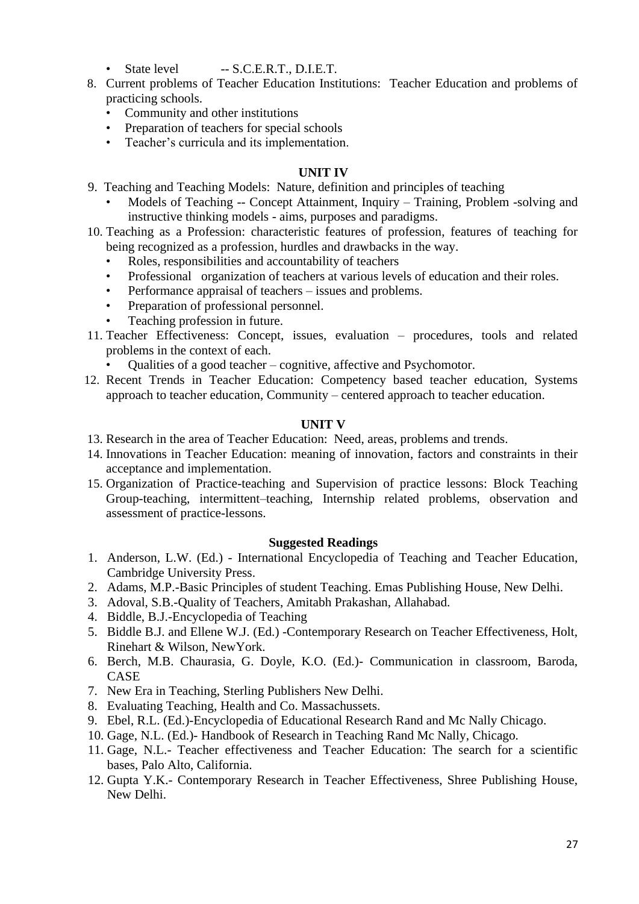- State level -- S.C.E.R.T., D.I.E.T.

8. Current problems of Teacher Education Institutions: Teacher Education and problems of practicing schools.
   - Community and other institutions
   - Preparation of teachers for special schools
   - Teacher's curricula and its implementation.

**UNIT IV**

9. Teaching and Teaching Models: Nature, definition and principles of teaching
   - Models of Teaching -- Concept Attainment, Inquiry – Training, Problem -solving and instructive thinking models - aims, purposes and paradigms.
10. Teaching as a Profession: characteristic features of profession, features of teaching for being recognized as a profession, hurdles and drawbacks in the way.
    - Roles, responsibilities and accountability of teachers
    - Professional organization of teachers at various levels of education and their roles.
    - Performance appraisal of teachers – issues and problems.
    - Preparation of professional personnel.
    - Teaching profession in future.
11. Teacher Effectiveness: Concept, issues, evaluation – procedures, tools and related problems in the context of each.
    - Qualities of a good teacher – cognitive, affective and Psychomotor.
12. Recent Trends in Teacher Education: Competency based teacher education, Systems approach to teacher education, Community – centered approach to teacher education.

**UNIT V**

13. Research in the area of Teacher Education: Need, areas, problems and trends.
14. Innovations in Teacher Education: meaning of innovation, factors and constraints in their acceptance and implementation.
15. Organization of Practice-teaching and Supervision of practice lessons: Block Teaching Group-teaching, intermittent–teaching, Internship related problems, observation and assessment of practice-lessons.

**Suggested Readings**

1. Anderson, L.W. (Ed.) - International Encyclopedia of Teaching and Teacher Education, Cambridge University Press.
2. Adams, M.P.-Basic Principles of student Teaching. Emas Publishing House, New Delhi.
3. Adoval, S.B.-Quality of Teachers, Amitabh Prakashan, Allahabad.
4. Biddle, B.J.-Encyclopedia of Teaching
5. Biddle B.J. and Ellene W.J. (Ed.) -Contemporary Research on Teacher Effectiveness, Holt, Rinehart & Wilson, NewYork.
6. Berch, M.B. Chaurasia, G. Doyle, K.O. (Ed.)- Communication in classroom, Baroda, CASE
7. New Era in Teaching, Sterling Publishers New Delhi.
8. Evaluating Teaching, Health and Co. Massachussets.
9. Ebel, R.L. (Ed.)-Encyclopedia of Educational Research Rand and Mc Nally Chicago.
10. Gage, N.L. (Ed.)- Handbook of Research in Teaching Rand Mc Nally, Chicago.
11. Gage, N.L.- Teacher effectiveness and Teacher Education: The search for a scientific bases, Palo Alto, California.
12. Gupta Y.K.- Contemporary Research in Teacher Effectiveness, Shree Publishing House, New Delhi.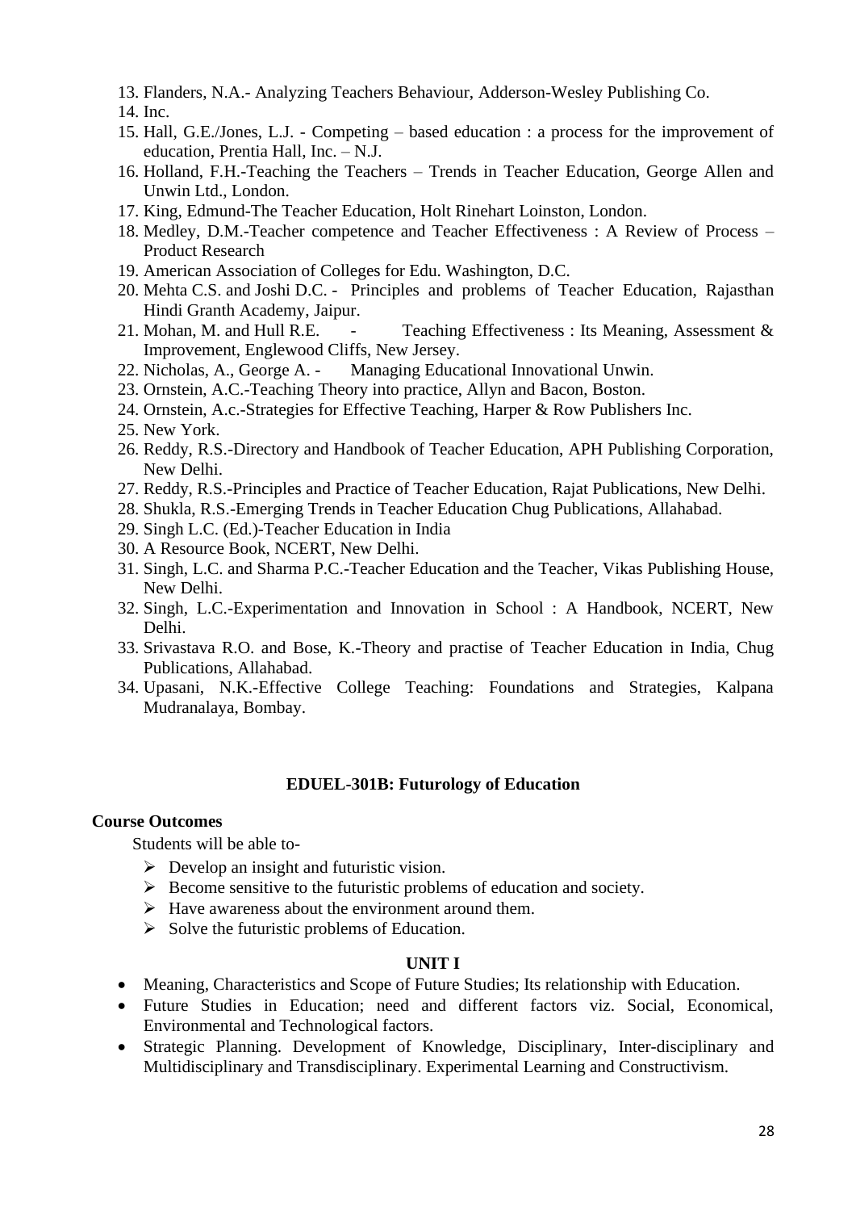13. Flanders, N.A.- Analyzing Teachers Behaviour, Adderson-Wesley Publishing Co.
14. Inc.
15. Hall, G.E./Jones, L.J. - Competing – based education : a process for the improvement of education, Prentia Hall, Inc. – N.J.
16. Holland, F.H.-Teaching the Teachers – Trends in Teacher Education, George Allen and Unwin Ltd., London.
17. King, Edmund-The Teacher Education, Holt Rinehart Loinston, London.
18. Medley, D.M.-Teacher competence and Teacher Effectiveness : A Review of Process – Product Research
19. American Association of Colleges for Edu. Washington, D.C.
20. Mehta C.S. and Joshi D.C. - Principles and problems of Teacher Education, Rajasthan Hindi Granth Academy, Jaipur.
21. Mohan, M. and Hull R.E. - Teaching Effectiveness : Its Meaning, Assessment & Improvement, Englewood Cliffs, New Jersey.
22. Nicholas, A., George A. - Managing Educational Innovational Unwin.
23. Ornstein, A.C.-Teaching Theory into practice, Allyn and Bacon, Boston.
24. Ornstein, A.c.-Strategies for Effective Teaching, Harper & Row Publishers Inc.
25. New York.
26. Reddy, R.S.-Directory and Handbook of Teacher Education, APH Publishing Corporation, New Delhi.
27. Reddy, R.S.-Principles and Practice of Teacher Education, Rajat Publications, New Delhi.
28. Shukla, R.S.-Emerging Trends in Teacher Education Chug Publications, Allahabad.
29. Singh L.C. (Ed.)-Teacher Education in India
30. A Resource Book, NCERT, New Delhi.
31. Singh, L.C. and Sharma P.C.-Teacher Education and the Teacher, Vikas Publishing House, New Delhi.
32. Singh, L.C.-Experimentation and Innovation in School : A Handbook, NCERT, New Delhi.
33. Srivastava R.O. and Bose, K.-Theory and practise of Teacher Education in India, Chug Publications, Allahabad.
34. Upasani, N.K.-Effective College Teaching: Foundations and Strategies, Kalpana Mudranalaya, Bombay.

## EDUEL-301B: Futurology of Education

**Course Outcomes**

Students will be able to-

- Develop an insight and futuristic vision.
- Become sensitive to the futuristic problems of education and society.
- Have awareness about the environment around them.
- Solve the futuristic problems of Education.

### UNIT I

- Meaning, Characteristics and Scope of Future Studies; Its relationship with Education.
- Future Studies in Education; need and different factors viz. Social, Economical, Environmental and Technological factors.
- Strategic Planning. Development of Knowledge, Disciplinary, Inter-disciplinary and Multidisciplinary and Transdisciplinary. Experimental Learning and Constructivism.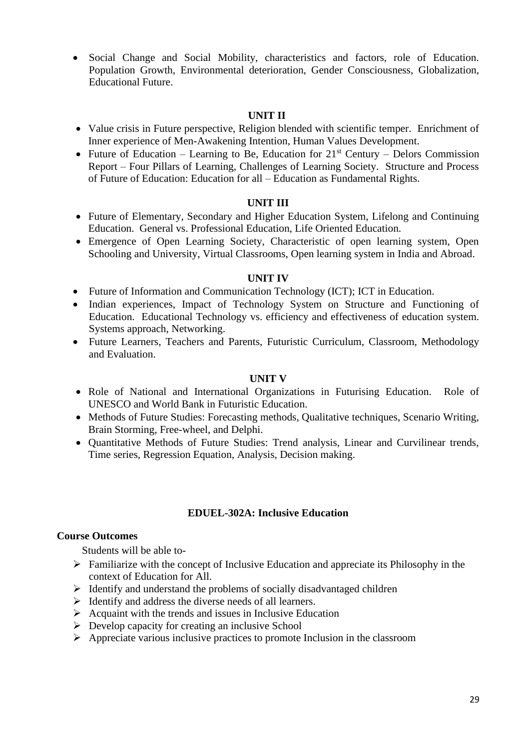- Social Change and Social Mobility, characteristics and factors, role of Education. Population Growth, Environmental deterioration, Gender Consciousness, Globalization, Educational Future.

#### UNIT II

- Value crisis in Future perspective, Religion blended with scientific temper. Enrichment of Inner experience of Men-Awakening Intention, Human Values Development.
- Future of Education – Learning to Be, Education for 21st Century – Delors Commission Report – Four Pillars of Learning, Challenges of Learning Society. Structure and Process of Future of Education: Education for all – Education as Fundamental Rights.

#### UNIT III

- Future of Elementary, Secondary and Higher Education System, Lifelong and Continuing Education. General vs. Professional Education, Life Oriented Education.
- Emergence of Open Learning Society, Characteristic of open learning system, Open Schooling and University, Virtual Classrooms, Open learning system in India and Abroad.

#### UNIT IV

- Future of Information and Communication Technology (ICT); ICT in Education.
- Indian experiences, Impact of Technology System on Structure and Functioning of Education. Educational Technology vs. efficiency and effectiveness of education system. Systems approach, Networking.
- Future Learners, Teachers and Parents, Futuristic Curriculum, Classroom, Methodology and Evaluation.

#### UNIT V

- Role of National and International Organizations in Futurising Education. Role of UNESCO and World Bank in Futuristic Education.
- Methods of Future Studies: Forecasting methods, Qualitative techniques, Scenario Writing, Brain Storming, Free-wheel, and Delphi.
- Quantitative Methods of Future Studies: Trend analysis, Linear and Curvilinear trends, Time series, Regression Equation, Analysis, Decision making.

## EDUEL-302A: Inclusive Education

**Course Outcomes**

Students will be able to-

- Familiarize with the concept of Inclusive Education and appreciate its Philosophy in the context of Education for All.
- Identify and understand the problems of socially disadvantaged children
- Identify and address the diverse needs of all learners.
- Acquaint with the trends and issues in Inclusive Education
- Develop capacity for creating an inclusive School
- Appreciate various inclusive practices to promote Inclusion in the classroom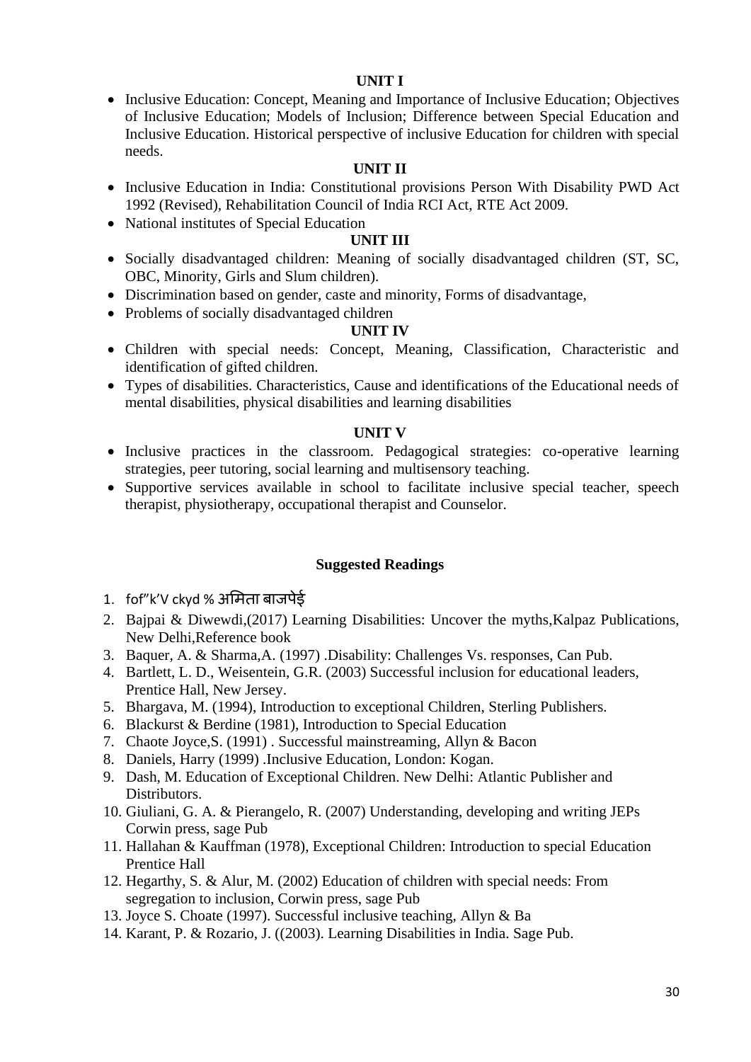## UNIT I

- Inclusive Education: Concept, Meaning and Importance of Inclusive Education; Objectives of Inclusive Education; Models of Inclusion; Difference between Special Education and Inclusive Education. Historical perspective of inclusive Education for children with special needs.

## UNIT II

- Inclusive Education in India: Constitutional provisions Person With Disability PWD Act 1992 (Revised), Rehabilitation Council of India RCI Act, RTE Act 2009.
- National institutes of Special Education

## UNIT III

- Socially disadvantaged children: Meaning of socially disadvantaged children (ST, SC, OBC, Minority, Girls and Slum children).
- Discrimination based on gender, caste and minority, Forms of disadvantage,
- Problems of socially disadvantaged children

## UNIT IV

- Children with special needs: Concept, Meaning, Classification, Characteristic and identification of gifted children.
- Types of disabilities. Characteristics, Cause and identifications of the Educational needs of mental disabilities, physical disabilities and learning disabilities

## UNIT V

- Inclusive practices in the classroom. Pedagogical strategies: co-operative learning strategies, peer tutoring, social learning and multisensory teaching.
- Supportive services available in school to facilitate inclusive special teacher, speech therapist, physiotherapy, occupational therapist and Counselor.

## Suggested Readings

1. fof"k'V ckyd % अमिता बाजपेई
2. Bajpai & Diwewdi,(2017) Learning Disabilities: Uncover the myths,Kalpaz Publications, New Delhi,Reference book
3. Baquer, A. & Sharma,A. (1997) .Disability: Challenges Vs. responses, Can Pub.
4. Bartlett, L. D., Weisentein, G.R. (2003) Successful inclusion for educational leaders, Prentice Hall, New Jersey.
5. Bhargava, M. (1994), Introduction to exceptional Children, Sterling Publishers.
6. Blackurst & Berdine (1981), Introduction to Special Education
7. Chaote Joyce,S. (1991) . Successful mainstreaming, Allyn & Bacon
8. Daniels, Harry (1999) .Inclusive Education, London: Kogan.
9. Dash, M. Education of Exceptional Children. New Delhi: Atlantic Publisher and Distributors.
10. Giuliani, G. A. & Pierangelo, R. (2007) Understanding, developing and writing JEPs Corwin press, sage Pub
11. Hallahan & Kauffman (1978), Exceptional Children: Introduction to special Education Prentice Hall
12. Hegarthy, S. & Alur, M. (2002) Education of children with special needs: From segregation to inclusion, Corwin press, sage Pub
13. Joyce S. Choate (1997). Successful inclusive teaching, Allyn & Ba
14. Karant, P. & Rozario, J. ((2003). Learning Disabilities in India. Sage Pub.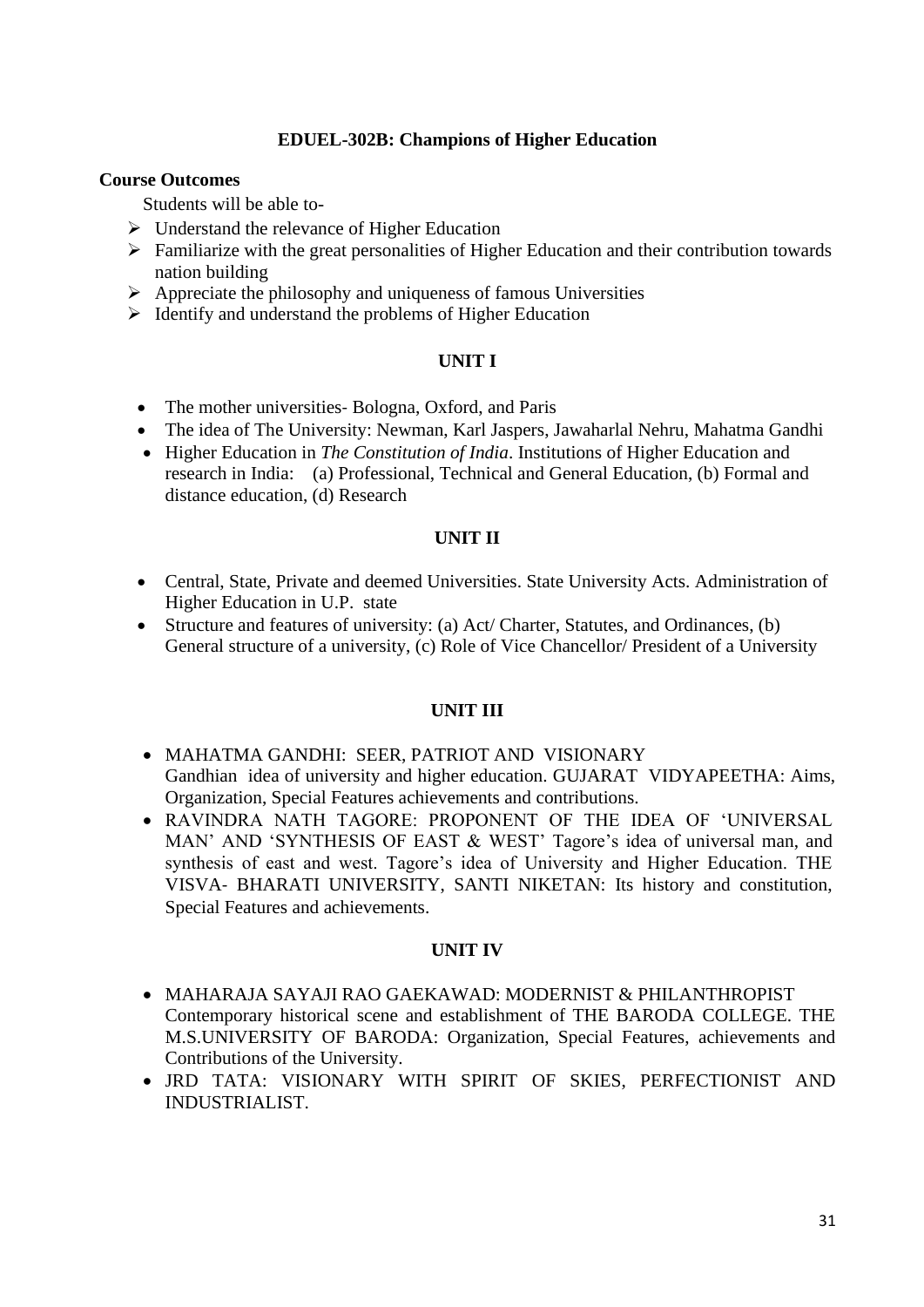## EDUEL-302B: Champions of Higher Education

**Course Outcomes**

Students will be able to-

- Understand the relevance of Higher Education
- Familiarize with the great personalities of Higher Education and their contribution towards nation building
- Appreciate the philosophy and uniqueness of famous Universities
- Identify and understand the problems of Higher Education

### UNIT I

- The mother universities- Bologna, Oxford, and Paris
- The idea of The University: Newman, Karl Jaspers, Jawaharlal Nehru, Mahatma Gandhi
- Higher Education in *The Constitution of India*. Institutions of Higher Education and research in India: (a) Professional, Technical and General Education, (b) Formal and distance education, (d) Research

### UNIT II

- Central, State, Private and deemed Universities. State University Acts. Administration of Higher Education in U.P. state
- Structure and features of university: (a) Act/ Charter, Statutes, and Ordinances, (b) General structure of a university, (c) Role of Vice Chancellor/ President of a University

### UNIT III

- MAHATMA GANDHI: SEER, PATRIOT AND VISIONARY
  Gandhian idea of university and higher education. GUJARAT VIDYAPEETHA: Aims, Organization, Special Features achievements and contributions.
- RAVINDRA NATH TAGORE: PROPONENT OF THE IDEA OF 'UNIVERSAL MAN' AND 'SYNTHESIS OF EAST & WEST' Tagore's idea of universal man, and synthesis of east and west. Tagore's idea of University and Higher Education. THE VISVA- BHARATI UNIVERSITY, SANTI NIKETAN: Its history and constitution, Special Features and achievements.

### UNIT IV

- MAHARAJA SAYAJI RAO GAEKAWAD: MODERNIST & PHILANTHROPIST
  Contemporary historical scene and establishment of THE BARODA COLLEGE. THE M.S.UNIVERSITY OF BARODA: Organization, Special Features, achievements and Contributions of the University.
- JRD TATA: VISIONARY WITH SPIRIT OF SKIES, PERFECTIONIST AND INDUSTRIALIST.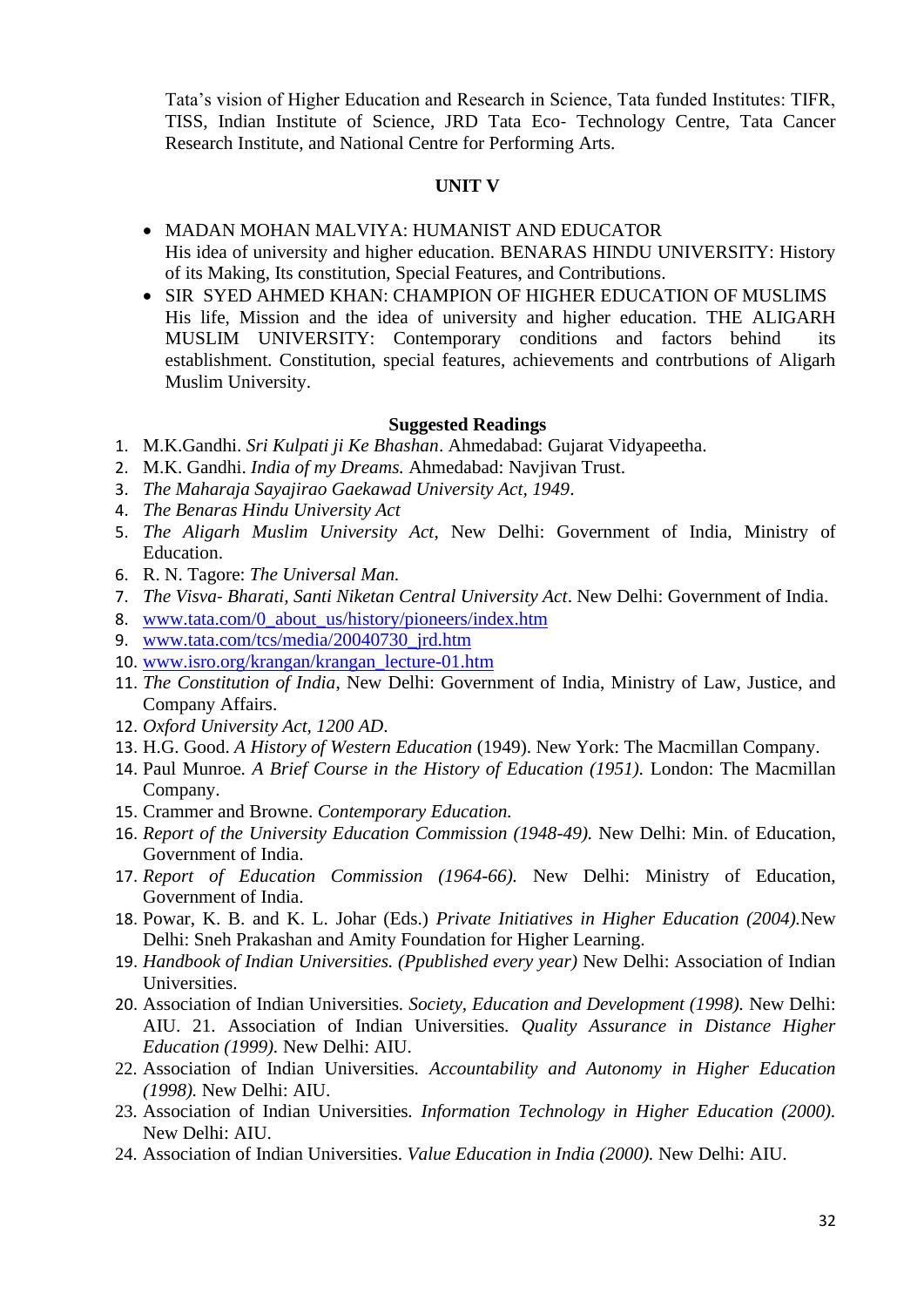Tata's vision of Higher Education and Research in Science, Tata funded Institutes: TIFR, TISS, Indian Institute of Science, JRD Tata Eco- Technology Centre, Tata Cancer Research Institute, and National Centre for Performing Arts.

## UNIT V

- MADAN MOHAN MALVIYA: HUMANIST AND EDUCATOR
  His idea of university and higher education. BENARAS HINDU UNIVERSITY: History of its Making, Its constitution, Special Features, and Contributions.
- SIR SYED AHMED KHAN: CHAMPION OF HIGHER EDUCATION OF MUSLIMS
  His life, Mission and the idea of university and higher education. THE ALIGARH MUSLIM UNIVERSITY: Contemporary conditions and factors behind its establishment. Constitution, special features, achievements and contrbutions of Aligarh Muslim University.

### Suggested Readings

1. M.K.Gandhi. *Sri Kulpati ji Ke Bhashan*. Ahmedabad: Gujarat Vidyapeetha.
2. M.K. Gandhi. *India of my Dreams.* Ahmedabad: Navjivan Trust.
3. *The Maharaja Sayajirao Gaekawad University Act, 1949*.
4. *The Benaras Hindu University Act*
5. *The Aligarh Muslim University Act*, New Delhi: Government of India, Ministry of Education.
6. R. N. Tagore: *The Universal Man.*
7. *The Visva- Bharati, Santi Niketan Central University Act*. New Delhi: Government of India.
8. www.tata.com/0_about_us/history/pioneers/index.htm
9. www.tata.com/tcs/media/20040730_jrd.htm
10. www.isro.org/krangan/krangan_lecture-01.htm
11. *The Constitution of India*, New Delhi: Government of India, Ministry of Law, Justice, and Company Affairs.
12. *Oxford University Act, 1200 AD*.
13. H.G. Good. *A History of Western Education* (1949). New York: The Macmillan Company.
14. Paul Munroe. *A Brief Course in the History of Education (1951).* London: The Macmillan Company.
15. Crammer and Browne. *Contemporary Education.*
16. *Report of the University Education Commission (1948-49).* New Delhi: Min. of Education, Government of India.
17. *Report of Education Commission (1964-66).* New Delhi: Ministry of Education, Government of India.
18. Powar, K. B. and K. L. Johar (Eds.) *Private Initiatives in Higher Education (2004).*New Delhi: Sneh Prakashan and Amity Foundation for Higher Learning.
19. *Handbook of Indian Universities. (Ppublished every year)* New Delhi: Association of Indian Universities.
20. Association of Indian Universities. *Society, Education and Development (1998).* New Delhi: AIU. 21. Association of Indian Universities. *Quality Assurance in Distance Higher Education (1999).* New Delhi: AIU.
22. Association of Indian Universities. *Accountability and Autonomy in Higher Education (1998).* New Delhi: AIU.
23. Association of Indian Universities. *Information Technology in Higher Education (2000).* New Delhi: AIU.
24. Association of Indian Universities. *Value Education in India (2000).* New Delhi: AIU.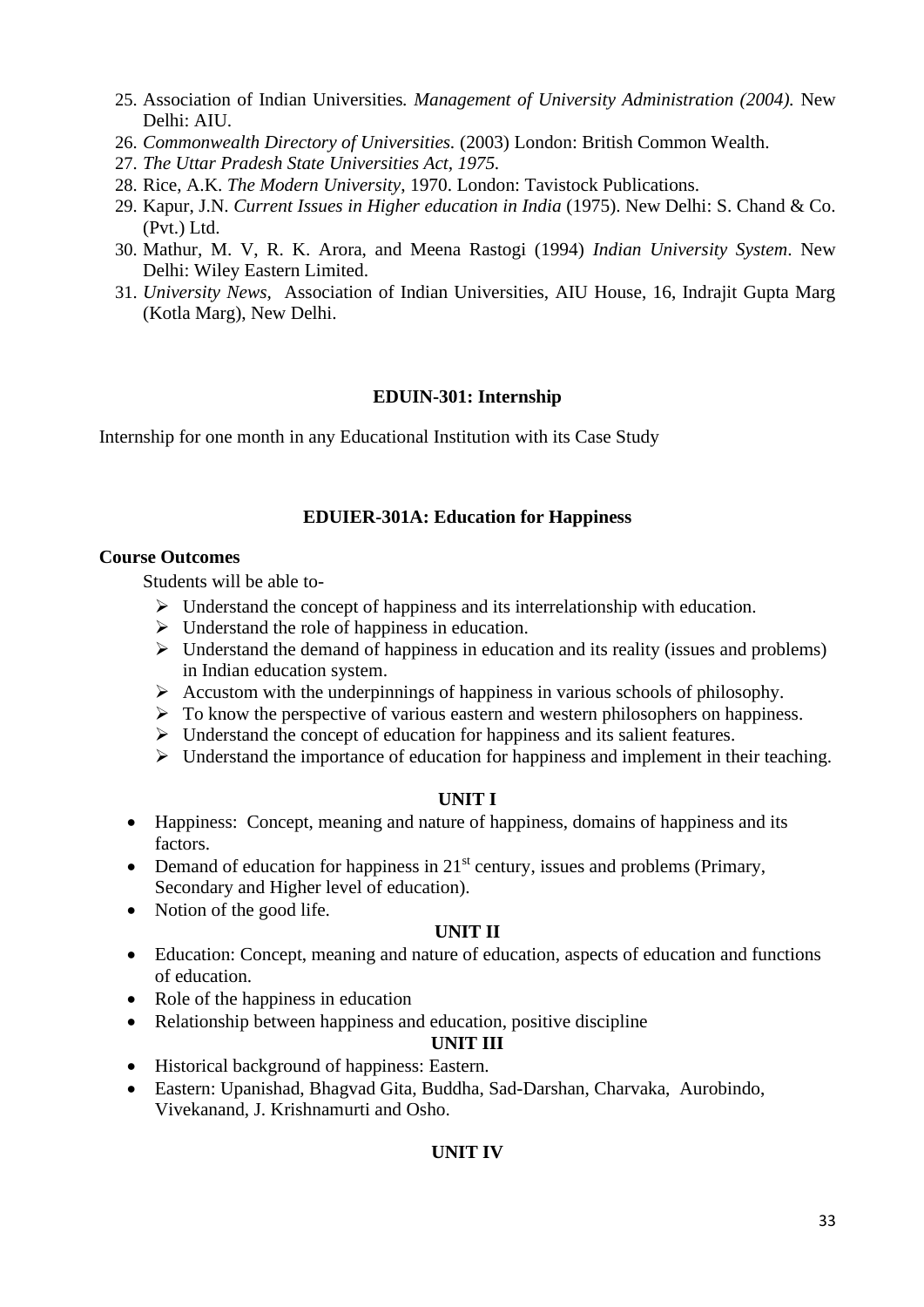25. Association of Indian Universities. *Management of University Administration (2004).* New Delhi: AIU.
26. *Commonwealth Directory of Universities.* (2003) London: British Common Wealth.
27. *The Uttar Pradesh State Universities Act, 1975.*
28. Rice, A.K. *The Modern University*, 1970. London: Tavistock Publications.
29. Kapur, J.N. *Current Issues in Higher education in India* (1975). New Delhi: S. Chand & Co. (Pvt.) Ltd.
30. Mathur, M. V, R. K. Arora, and Meena Rastogi (1994) *Indian University System*. New Delhi: Wiley Eastern Limited.
31. *University News*, Association of Indian Universities, AIU House, 16, Indrajit Gupta Marg (Kotla Marg), New Delhi.

## EDUIN-301: Internship

Internship for one month in any Educational Institution with its Case Study

## EDUIER-301A: Education for Happiness

**Course Outcomes**

Students will be able to-

- Understand the concept of happiness and its interrelationship with education.
- Understand the role of happiness in education.
- Understand the demand of happiness in education and its reality (issues and problems) in Indian education system.
- Accustom with the underpinnings of happiness in various schools of philosophy.
- To know the perspective of various eastern and western philosophers on happiness.
- Understand the concept of education for happiness and its salient features.
- Understand the importance of education for happiness and implement in their teaching.

**UNIT I**

- Happiness: Concept, meaning and nature of happiness, domains of happiness and its factors.
- Demand of education for happiness in 21st century, issues and problems (Primary, Secondary and Higher level of education).
- Notion of the good life.

**UNIT II**

- Education: Concept, meaning and nature of education, aspects of education and functions of education.
- Role of the happiness in education
- Relationship between happiness and education, positive discipline

**UNIT III**

- Historical background of happiness: Eastern.
- Eastern: Upanishad, Bhagvad Gita, Buddha, Sad-Darshan, Charvaka, Aurobindo, Vivekanand, J. Krishnamurti and Osho.

**UNIT IV**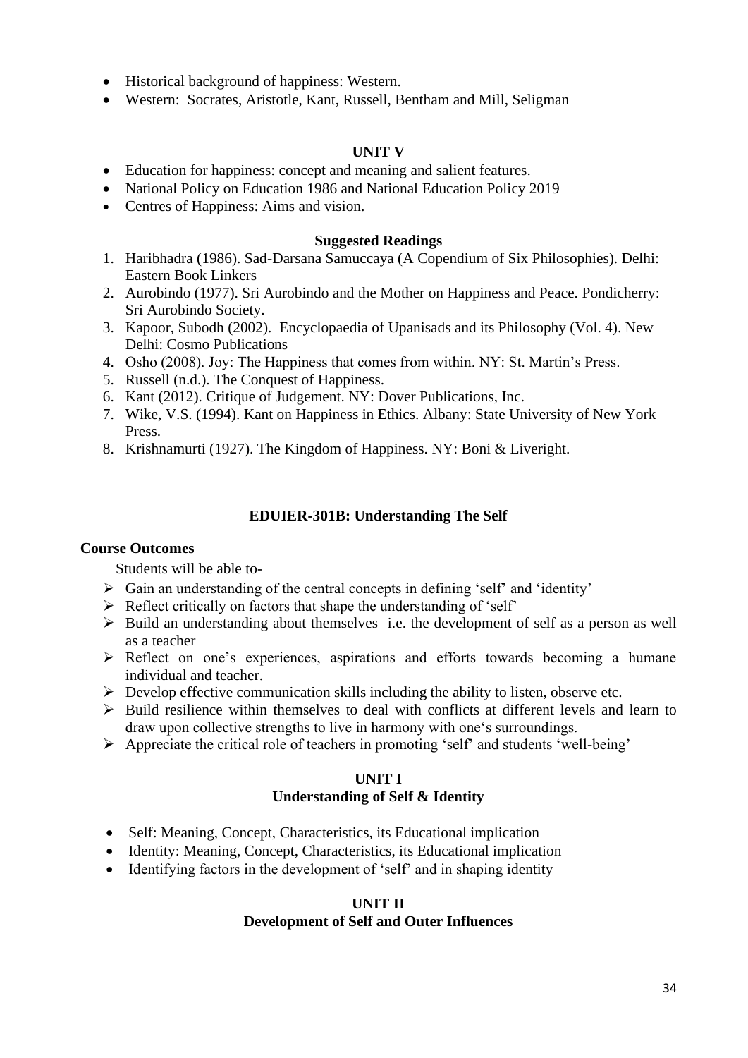- Historical background of happiness: Western.
- Western: Socrates, Aristotle, Kant, Russell, Bentham and Mill, Seligman

**UNIT V**

- Education for happiness: concept and meaning and salient features.
- National Policy on Education 1986 and National Education Policy 2019
- Centres of Happiness: Aims and vision.

**Suggested Readings**

1. Haribhadra (1986). Sad-Darsana Samuccaya (A Copendium of Six Philosophies). Delhi: Eastern Book Linkers
2. Aurobindo (1977). Sri Aurobindo and the Mother on Happiness and Peace. Pondicherry: Sri Aurobindo Society.
3. Kapoor, Subodh (2002). Encyclopaedia of Upanisads and its Philosophy (Vol. 4). New Delhi: Cosmo Publications
4. Osho (2008). Joy: The Happiness that comes from within. NY: St. Martin's Press.
5. Russell (n.d.). The Conquest of Happiness.
6. Kant (2012). Critique of Judgement. NY: Dover Publications, Inc.
7. Wike, V.S. (1994). Kant on Happiness in Ethics. Albany: State University of New York Press.
8. Krishnamurti (1927). The Kingdom of Happiness. NY: Boni & Liveright.

## EDUIER-301B: Understanding The Self

**Course Outcomes**

Students will be able to-

- Gain an understanding of the central concepts in defining 'self' and 'identity'
- Reflect critically on factors that shape the understanding of 'self'
- Build an understanding about themselves i.e. the development of self as a person as well as a teacher
- Reflect on one's experiences, aspirations and efforts towards becoming a humane individual and teacher.
- Develop effective communication skills including the ability to listen, observe etc.
- Build resilience within themselves to deal with conflicts at different levels and learn to draw upon collective strengths to live in harmony with one's surroundings.
- Appreciate the critical role of teachers in promoting 'self' and students 'well-being'

**UNIT I**
**Understanding of Self & Identity**

- Self: Meaning, Concept, Characteristics, its Educational implication
- Identity: Meaning, Concept, Characteristics, its Educational implication
- Identifying factors in the development of 'self' and in shaping identity

**UNIT II**
**Development of Self and Outer Influences**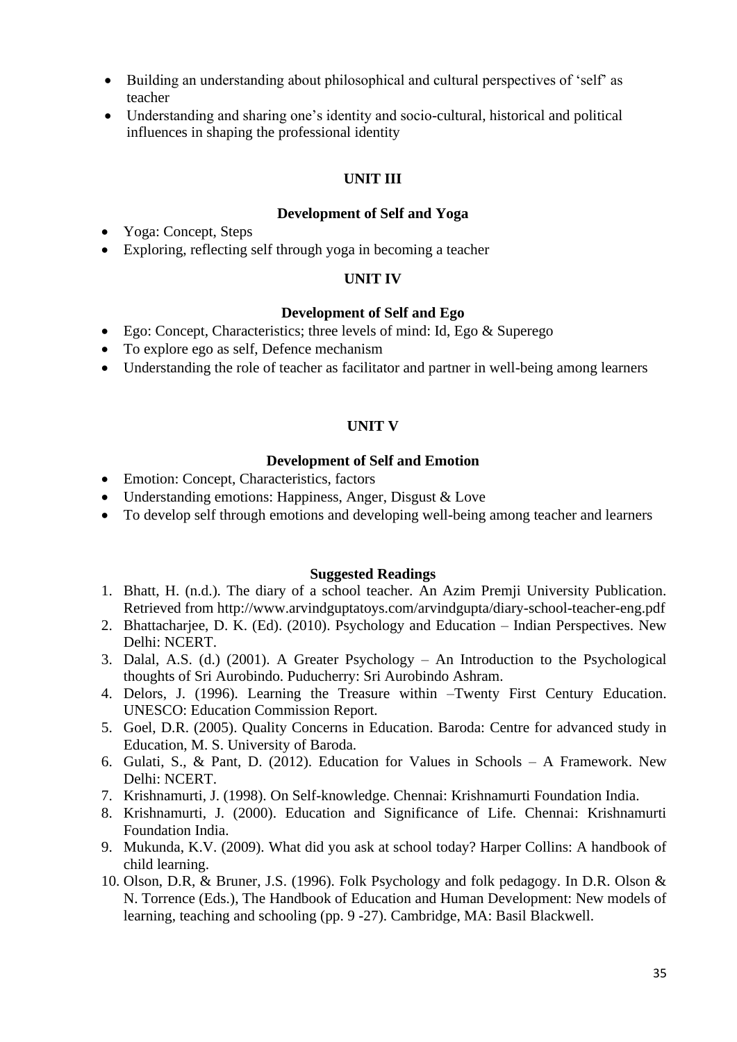- Building an understanding about philosophical and cultural perspectives of 'self' as teacher
- Understanding and sharing one's identity and socio-cultural, historical and political influences in shaping the professional identity

## UNIT III

### Development of Self and Yoga

- Yoga: Concept, Steps
- Exploring, reflecting self through yoga in becoming a teacher

## UNIT IV

### Development of Self and Ego

- Ego: Concept, Characteristics; three levels of mind: Id, Ego & Superego
- To explore ego as self, Defence mechanism
- Understanding the role of teacher as facilitator and partner in well-being among learners

## UNIT V

### Development of Self and Emotion

- Emotion: Concept, Characteristics, factors
- Understanding emotions: Happiness, Anger, Disgust & Love
- To develop self through emotions and developing well-being among teacher and learners

### Suggested Readings

1. Bhatt, H. (n.d.). The diary of a school teacher. An Azim Premji University Publication. Retrieved from http://www.arvindguptatoys.com/arvindgupta/diary-school-teacher-eng.pdf
2. Bhattacharjee, D. K. (Ed). (2010). Psychology and Education – Indian Perspectives. New Delhi: NCERT.
3. Dalal, A.S. (d.) (2001). A Greater Psychology – An Introduction to the Psychological thoughts of Sri Aurobindo. Puducherry: Sri Aurobindo Ashram.
4. Delors, J. (1996). Learning the Treasure within –Twenty First Century Education. UNESCO: Education Commission Report.
5. Goel, D.R. (2005). Quality Concerns in Education. Baroda: Centre for advanced study in Education, M. S. University of Baroda.
6. Gulati, S., & Pant, D. (2012). Education for Values in Schools – A Framework. New Delhi: NCERT.
7. Krishnamurti, J. (1998). On Self-knowledge. Chennai: Krishnamurti Foundation India.
8. Krishnamurti, J. (2000). Education and Significance of Life. Chennai: Krishnamurti Foundation India.
9. Mukunda, K.V. (2009). What did you ask at school today? Harper Collins: A handbook of child learning.
10. Olson, D.R, & Bruner, J.S. (1996). Folk Psychology and folk pedagogy. In D.R. Olson & N. Torrence (Eds.), The Handbook of Education and Human Development: New models of learning, teaching and schooling (pp. 9 -27). Cambridge, MA: Basil Blackwell.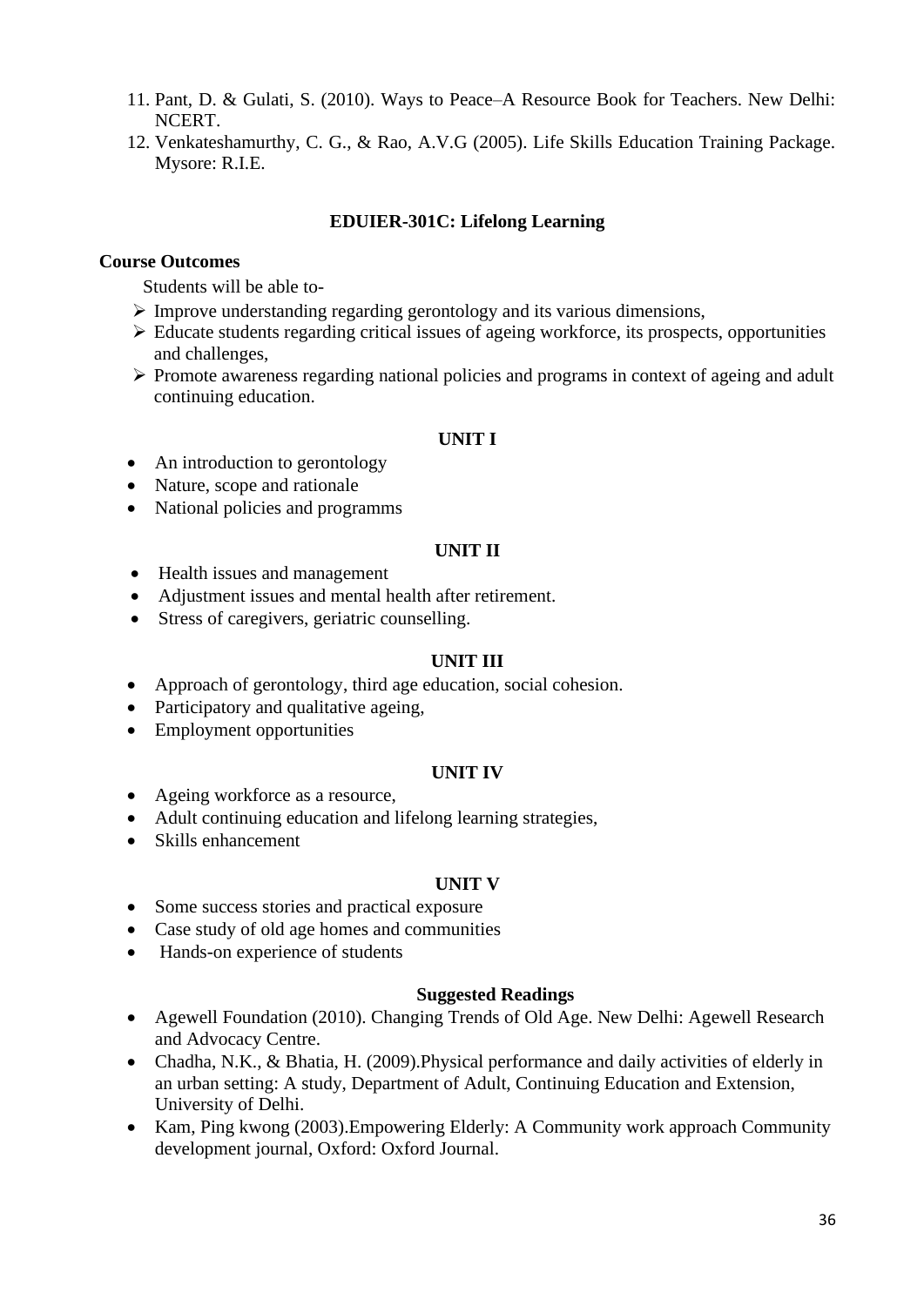11. Pant, D. & Gulati, S. (2010). Ways to Peace–A Resource Book for Teachers. New Delhi: NCERT.
12. Venkateshamurthy, C. G., & Rao, A.V.G (2005). Life Skills Education Training Package. Mysore: R.I.E.

## EDUIER-301C: Lifelong Learning

**Course Outcomes**

Students will be able to-

- Improve understanding regarding gerontology and its various dimensions,
- Educate students regarding critical issues of ageing workforce, its prospects, opportunities and challenges,
- Promote awareness regarding national policies and programs in context of ageing and adult continuing education.

### UNIT I

- An introduction to gerontology
- Nature, scope and rationale
- National policies and programms

### UNIT II

- Health issues and management
- Adjustment issues and mental health after retirement.
- Stress of caregivers, geriatric counselling.

### UNIT III

- Approach of gerontology, third age education, social cohesion.
- Participatory and qualitative ageing,
- Employment opportunities

### UNIT IV

- Ageing workforce as a resource,
- Adult continuing education and lifelong learning strategies,
- Skills enhancement

### UNIT V

- Some success stories and practical exposure
- Case study of old age homes and communities
- Hands-on experience of students

### Suggested Readings

- Agewell Foundation (2010). Changing Trends of Old Age. New Delhi: Agewell Research and Advocacy Centre.
- Chadha, N.K., & Bhatia, H. (2009).Physical performance and daily activities of elderly in an urban setting: A study, Department of Adult, Continuing Education and Extension, University of Delhi.
- Kam, Ping kwong (2003).Empowering Elderly: A Community work approach Community development journal, Oxford: Oxford Journal.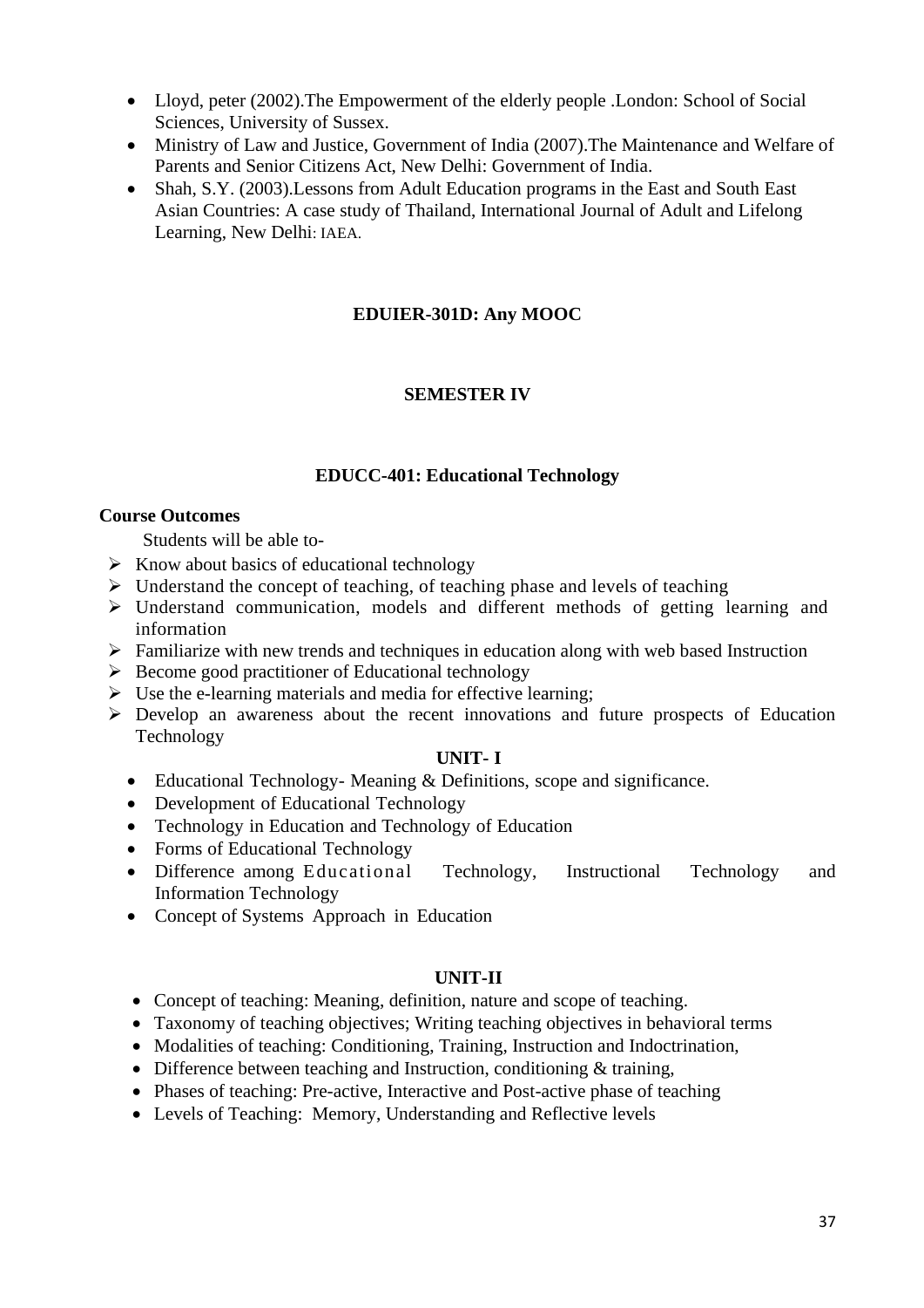- Lloyd, peter (2002).The Empowerment of the elderly people .London: School of Social Sciences, University of Sussex.
- Ministry of Law and Justice, Government of India (2007).The Maintenance and Welfare of Parents and Senior Citizens Act, New Delhi: Government of India.
- Shah, S.Y. (2003).Lessons from Adult Education programs in the East and South East Asian Countries: A case study of Thailand, International Journal of Adult and Lifelong Learning, New Delhi: IAEA.

## EDUIER-301D: Any MOOC

## SEMESTER IV

## EDUCC-401: Educational Technology

**Course Outcomes**

Students will be able to-

- Know about basics of educational technology
- Understand the concept of teaching, of teaching phase and levels of teaching
- Understand communication, models and different methods of getting learning and information
- Familiarize with new trends and techniques in education along with web based Instruction
- Become good practitioner of Educational technology
- Use the e-learning materials and media for effective learning;
- Develop an awareness about the recent innovations and future prospects of Education Technology

**UNIT- I**

- Educational Technology- Meaning & Definitions, scope and significance.
- Development of Educational Technology
- Technology in Education and Technology of Education
- Forms of Educational Technology
- Difference among Educational Technology, Instructional Technology and Information Technology
- Concept of Systems Approach in Education

**UNIT-II**

- Concept of teaching: Meaning, definition, nature and scope of teaching.
- Taxonomy of teaching objectives; Writing teaching objectives in behavioral terms
- Modalities of teaching: Conditioning, Training, Instruction and Indoctrination,
- Difference between teaching and Instruction, conditioning & training,
- Phases of teaching: Pre-active, Interactive and Post-active phase of teaching
- Levels of Teaching: Memory, Understanding and Reflective levels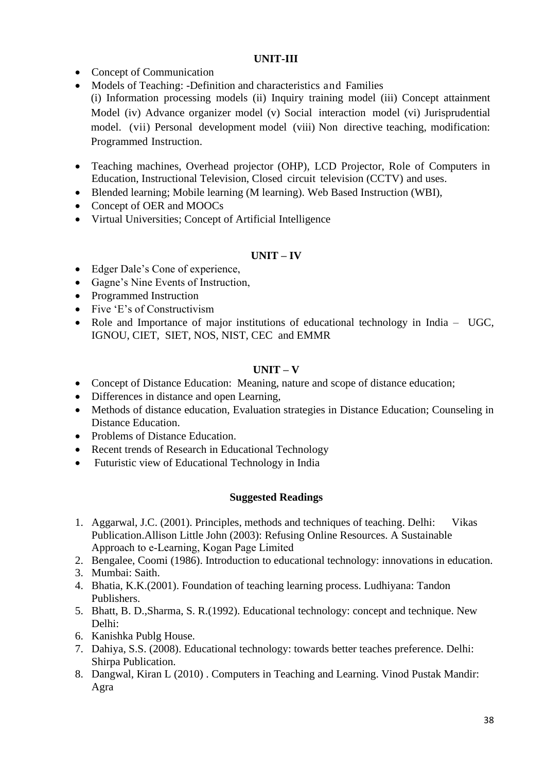## UNIT-III

- Concept of Communication
- Models of Teaching: -Definition and characteristics and Families
  (i) Information processing models (ii) Inquiry training model (iii) Concept attainment Model (iv) Advance organizer model (v) Social interaction model (vi) Jurisprudential model. (vii) Personal development model (viii) Non directive teaching, modification: Programmed Instruction.

- Teaching machines, Overhead projector (OHP), LCD Projector, Role of Computers in Education, Instructional Television, Closed circuit television (CCTV) and uses.
- Blended learning; Mobile learning (M learning). Web Based Instruction (WBI),
- Concept of OER and MOOCs
- Virtual Universities; Concept of Artificial Intelligence

## UNIT – IV

- Edger Dale's Cone of experience,
- Gagne's Nine Events of Instruction,
- Programmed Instruction
- Five 'E's of Constructivism
- Role and Importance of major institutions of educational technology in India – UGC, IGNOU, CIET, SIET, NOS, NIST, CEC and EMMR

## UNIT – V

- Concept of Distance Education: Meaning, nature and scope of distance education;
- Differences in distance and open Learning,
- Methods of distance education, Evaluation strategies in Distance Education; Counseling in Distance Education.
- Problems of Distance Education.
- Recent trends of Research in Educational Technology
- Futuristic view of Educational Technology in India

## Suggested Readings

1. Aggarwal, J.C. (2001). Principles, methods and techniques of teaching. Delhi: Vikas Publication.Allison Little John (2003): Refusing Online Resources. A Sustainable Approach to e-Learning, Kogan Page Limited
2. Bengalee, Coomi (1986). Introduction to educational technology: innovations in education.
3. Mumbai: Saith.
4. Bhatia, K.K.(2001). Foundation of teaching learning process. Ludhiyana: Tandon Publishers.
5. Bhatt, B. D.,Sharma, S. R.(1992). Educational technology: concept and technique. New Delhi:
6. Kanishka Publg House.
7. Dahiya, S.S. (2008). Educational technology: towards better teaches preference. Delhi: Shirpa Publication.
8. Dangwal, Kiran L (2010) . Computers in Teaching and Learning. Vinod Pustak Mandir: Agra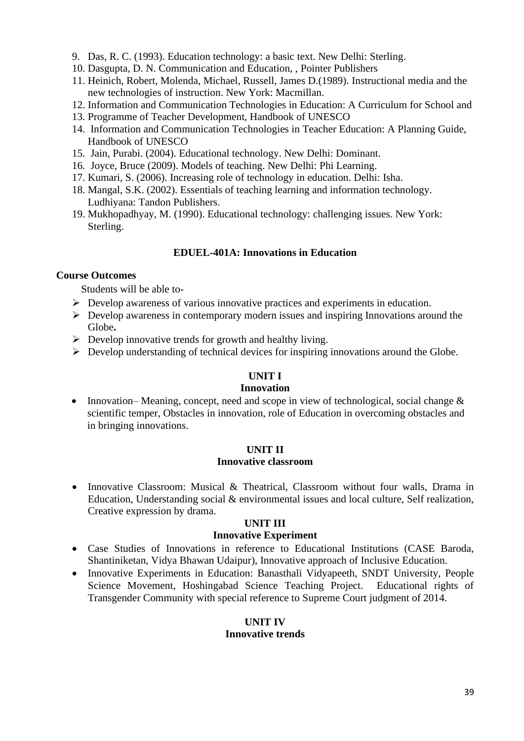9. Das, R. C. (1993). Education technology: a basic text. New Delhi: Sterling.
10. Dasgupta, D. N. Communication and Education, , Pointer Publishers
11. Heinich, Robert, Molenda, Michael, Russell, James D.(1989). Instructional media and the new technologies of instruction. New York: Macmillan.
12. Information and Communication Technologies in Education: A Curriculum for School and
13. Programme of Teacher Development, Handbook of UNESCO
14. Information and Communication Technologies in Teacher Education: A Planning Guide, Handbook of UNESCO
15. Jain, Purabi. (2004). Educational technology. New Delhi: Dominant.
16. Joyce, Bruce (2009). Models of teaching. New Delhi: Phi Learning.
17. Kumari, S. (2006). Increasing role of technology in education. Delhi: Isha.
18. Mangal, S.K. (2002). Essentials of teaching learning and information technology. Ludhiyana: Tandon Publishers.
19. Mukhopadhyay, M. (1990). Educational technology: challenging issues. New York: Sterling.

## EDUEL-401A: Innovations in Education

**Course Outcomes**

Students will be able to-

- Develop awareness of various innovative practices and experiments in education.
- Develop awareness in contemporary modern issues and inspiring Innovations around the Globe**.**
- Develop innovative trends for growth and healthy living.
- Develop understanding of technical devices for inspiring innovations around the Globe.

### UNIT I
### Innovation

- Innovation– Meaning, concept, need and scope in view of technological, social change & scientific temper, Obstacles in innovation, role of Education in overcoming obstacles and in bringing innovations.

### UNIT II
### Innovative classroom

- Innovative Classroom: Musical & Theatrical, Classroom without four walls, Drama in Education, Understanding social & environmental issues and local culture, Self realization, Creative expression by drama.

### UNIT III
### Innovative Experiment

- Case Studies of Innovations in reference to Educational Institutions (CASE Baroda, Shantiniketan, Vidya Bhawan Udaipur), Innovative approach of Inclusive Education.
- Innovative Experiments in Education: Banasthali Vidyapeeth, SNDT University, People Science Movement, Hoshingabad Science Teaching Project. Educational rights of Transgender Community with special reference to Supreme Court judgment of 2014.

### UNIT IV
### Innovative trends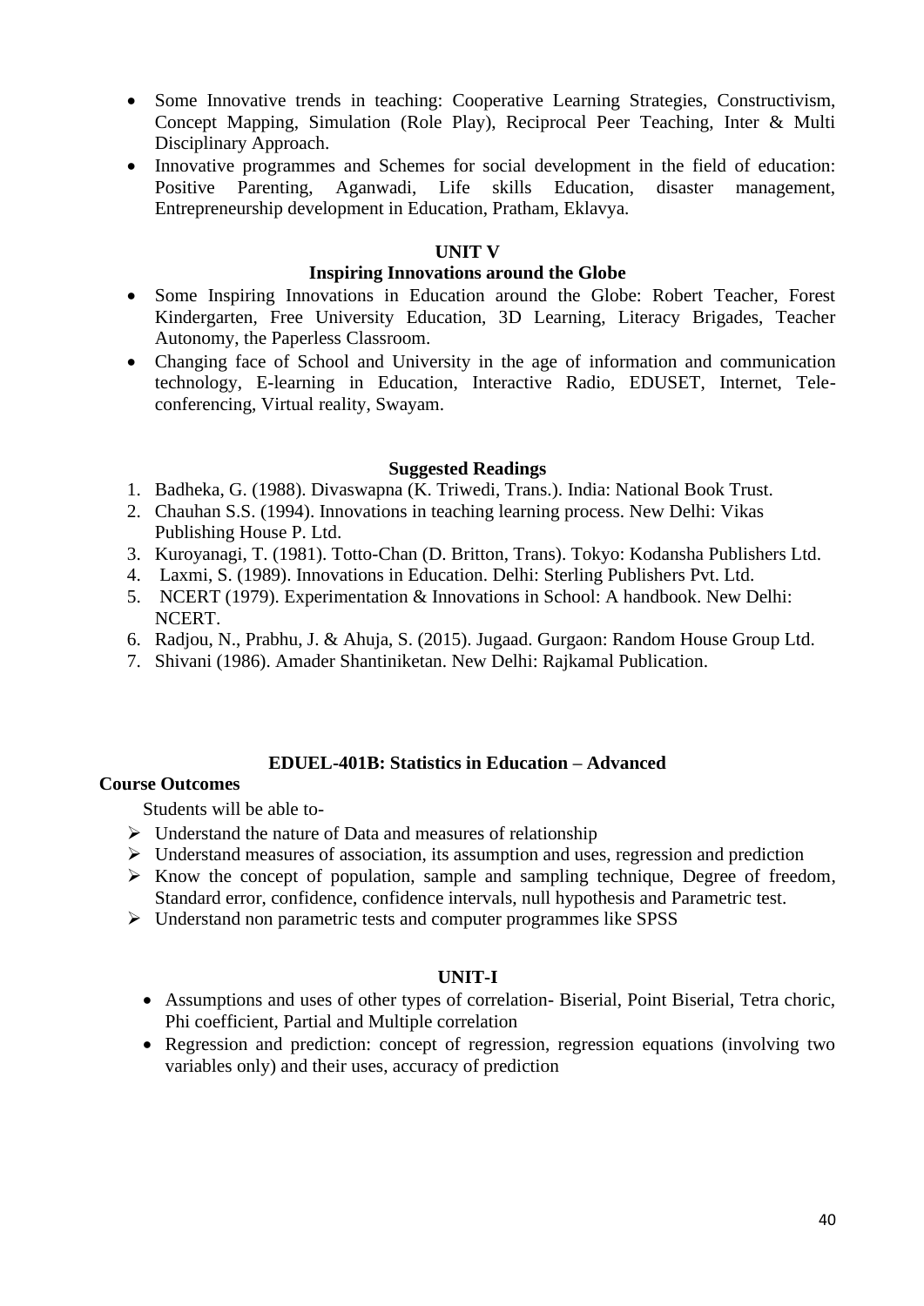- Some Innovative trends in teaching: Cooperative Learning Strategies, Constructivism, Concept Mapping, Simulation (Role Play), Reciprocal Peer Teaching, Inter & Multi Disciplinary Approach.
- Innovative programmes and Schemes for social development in the field of education: Positive Parenting, Aganwadi, Life skills Education, disaster management, Entrepreneurship development in Education, Pratham, Eklavya.

### UNIT V

### Inspiring Innovations around the Globe

- Some Inspiring Innovations in Education around the Globe: Robert Teacher, Forest Kindergarten, Free University Education, 3D Learning, Literacy Brigades, Teacher Autonomy, the Paperless Classroom.
- Changing face of School and University in the age of information and communication technology, E-learning in Education, Interactive Radio, EDUSET, Internet, Tele-conferencing, Virtual reality, Swayam.

### Suggested Readings

1. Badheka, G. (1988). Divaswapna (K. Triwedi, Trans.). India: National Book Trust.
2. Chauhan S.S. (1994). Innovations in teaching learning process. New Delhi: Vikas Publishing House P. Ltd.
3. Kuroyanagi, T. (1981). Totto-Chan (D. Britton, Trans). Tokyo: Kodansha Publishers Ltd.
4. Laxmi, S. (1989). Innovations in Education. Delhi: Sterling Publishers Pvt. Ltd.
5. NCERT (1979). Experimentation & Innovations in School: A handbook. New Delhi: NCERT.
6. Radjou, N., Prabhu, J. & Ahuja, S. (2015). Jugaad. Gurgaon: Random House Group Ltd.
7. Shivani (1986). Amader Shantiniketan. New Delhi: Rajkamal Publication.

## EDUEL-401B: Statistics in Education – Advanced

**Course Outcomes**

Students will be able to-

- Understand the nature of Data and measures of relationship
- Understand measures of association, its assumption and uses, regression and prediction
- Know the concept of population, sample and sampling technique, Degree of freedom, Standard error, confidence, confidence intervals, null hypothesis and Parametric test.
- Understand non parametric tests and computer programmes like SPSS

### UNIT-I

- Assumptions and uses of other types of correlation- Biserial, Point Biserial, Tetra choric, Phi coefficient, Partial and Multiple correlation
- Regression and prediction: concept of regression, regression equations (involving two variables only) and their uses, accuracy of prediction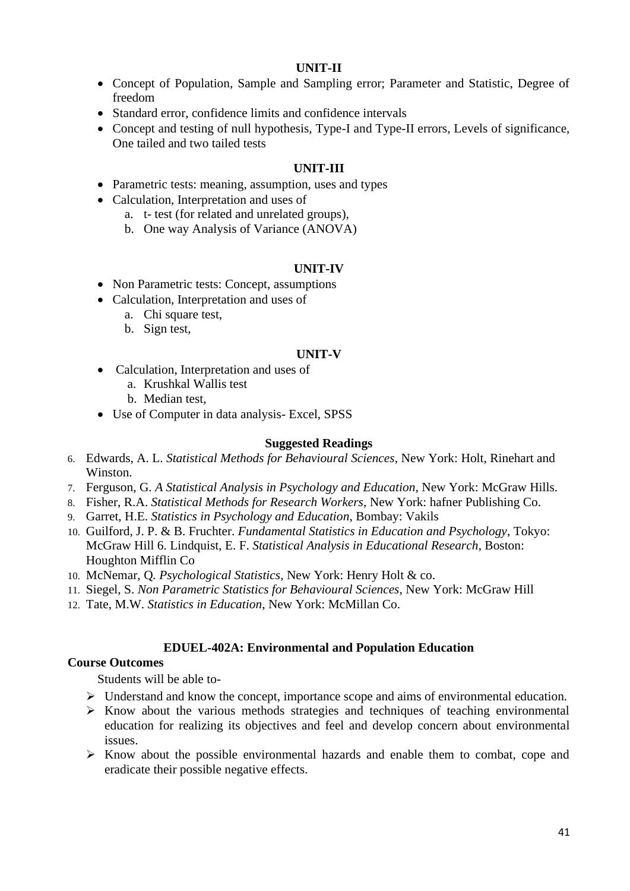**UNIT-II**

- Concept of Population, Sample and Sampling error; Parameter and Statistic, Degree of freedom
- Standard error, confidence limits and confidence intervals
- Concept and testing of null hypothesis, Type-I and Type-II errors, Levels of significance, One tailed and two tailed tests

**UNIT-III**

- Parametric tests: meaning, assumption, uses and types
- Calculation, Interpretation and uses of
  a. t- test (for related and unrelated groups),
  b. One way Analysis of Variance (ANOVA)

**UNIT-IV**

- Non Parametric tests: Concept, assumptions
- Calculation, Interpretation and uses of
  a. Chi square test,
  b. Sign test,

**UNIT-V**

- Calculation, Interpretation and uses of
  a. Krushkal Wallis test
  b. Median test,
- Use of Computer in data analysis- Excel, SPSS

**Suggested Readings**

6. Edwards, A. L. *Statistical Methods for Behavioural Sciences*, New York: Holt, Rinehart and Winston.
7. Ferguson, G. *A Statistical Analysis in Psychology and Education*, New York: McGraw Hills.
8. Fisher, R.A. *Statistical Methods for Research Workers*, New York: hafner Publishing Co.
9. Garret, H.E. *Statistics in Psychology and Education*, Bombay: Vakils
10. Guilford, J. P. & B. Fruchter. *Fundamental Statistics in Education and Psychology*, Tokyo: McGraw Hill 6. Lindquist, E. F. *Statistical Analysis in Educational Research*, Boston: Houghton Mifflin Co
10. McNemar, Q. *Psychological Statistics*, New York: Henry Holt & co.
11. Siegel, S. *Non Parametric Statistics for Behavioural Sciences*, New York: McGraw Hill
12. Tate, M.W. *Statistics in Education*, New York: McMillan Co.

**EDUEL-402A: Environmental and Population Education**

**Course Outcomes**

Students will be able to-

- Understand and know the concept, importance scope and aims of environmental education.
- Know about the various methods strategies and techniques of teaching environmental education for realizing its objectives and feel and develop concern about environmental issues.
- Know about the possible environmental hazards and enable them to combat, cope and eradicate their possible negative effects.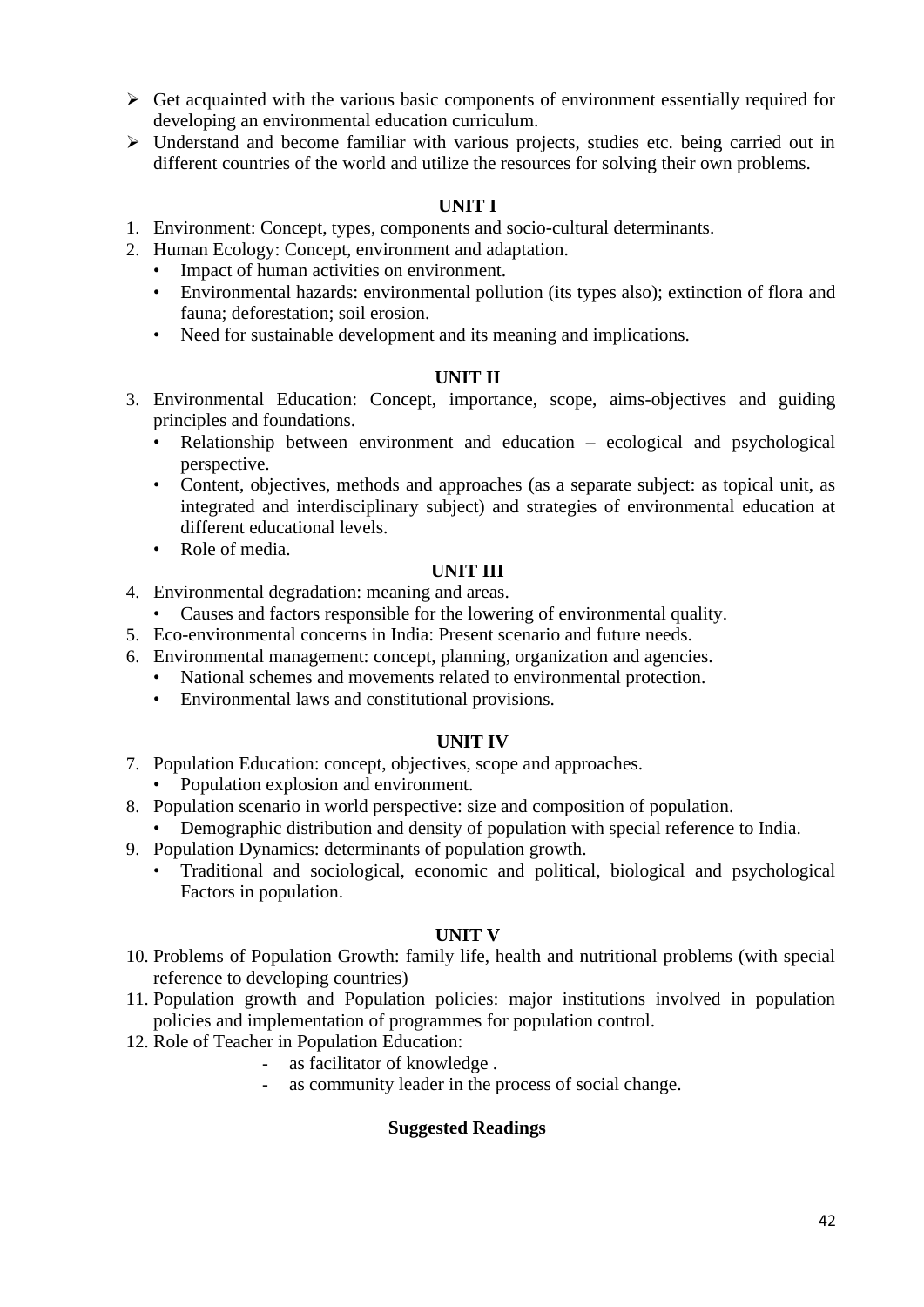- Get acquainted with the various basic components of environment essentially required for developing an environmental education curriculum.
- Understand and become familiar with various projects, studies etc. being carried out in different countries of the world and utilize the resources for solving their own problems.

**UNIT I**

1. Environment: Concept, types, components and socio-cultural determinants.
2. Human Ecology: Concept, environment and adaptation.
   - Impact of human activities on environment.
   - Environmental hazards: environmental pollution (its types also); extinction of flora and fauna; deforestation; soil erosion.
   - Need for sustainable development and its meaning and implications.

**UNIT II**

3. Environmental Education: Concept, importance, scope, aims-objectives and guiding principles and foundations.
   - Relationship between environment and education – ecological and psychological perspective.
   - Content, objectives, methods and approaches (as a separate subject: as topical unit, as integrated and interdisciplinary subject) and strategies of environmental education at different educational levels.
   - Role of media.

**UNIT III**

4. Environmental degradation: meaning and areas.
   - Causes and factors responsible for the lowering of environmental quality.
5. Eco-environmental concerns in India: Present scenario and future needs.
6. Environmental management: concept, planning, organization and agencies.
   - National schemes and movements related to environmental protection.
   - Environmental laws and constitutional provisions.

**UNIT IV**

7. Population Education: concept, objectives, scope and approaches.
   - Population explosion and environment.
8. Population scenario in world perspective: size and composition of population.
   - Demographic distribution and density of population with special reference to India.
9. Population Dynamics: determinants of population growth.
   - Traditional and sociological, economic and political, biological and psychological Factors in population.

**UNIT V**

10. Problems of Population Growth: family life, health and nutritional problems (with special reference to developing countries)
11. Population growth and Population policies: major institutions involved in population policies and implementation of programmes for population control.
12. Role of Teacher in Population Education:
    - as facilitator of knowledge .
    - as community leader in the process of social change.

**Suggested Readings**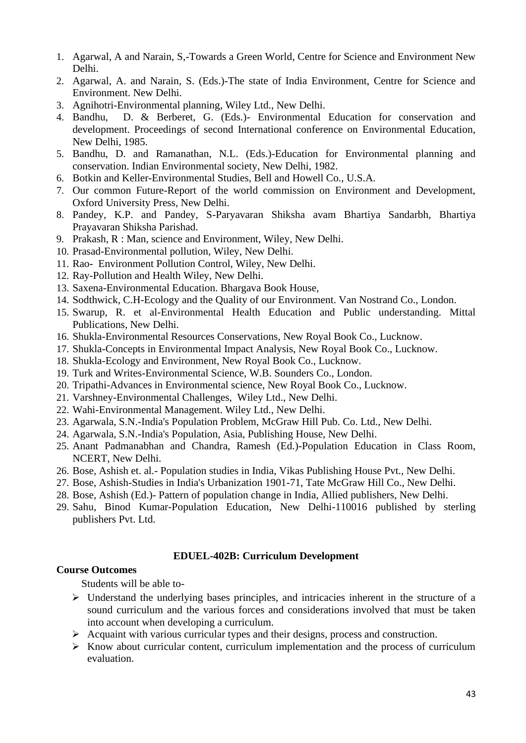1. Agarwal, A and Narain, S,-Towards a Green World, Centre for Science and Environment New Delhi.
2. Agarwal, A. and Narain, S. (Eds.)-The state of India Environment, Centre for Science and Environment. New Delhi.
3. Agnihotri-Environmental planning, Wiley Ltd., New Delhi.
4. Bandhu, D. & Berberet, G. (Eds.)- Environmental Education for conservation and development. Proceedings of second International conference on Environmental Education, New Delhi, 1985.
5. Bandhu, D. and Ramanathan, N.L. (Eds.)-Education for Environmental planning and conservation. Indian Environmental society, New Delhi, 1982.
6. Botkin and Keller-Environmental Studies, Bell and Howell Co., U.S.A.
7. Our common Future-Report of the world commission on Environment and Development, Oxford University Press, New Delhi.
8. Pandey, K.P. and Pandey, S-Paryavaran Shiksha avam Bhartiya Sandarbh, Bhartiya Prayavaran Shiksha Parishad.
9. Prakash, R : Man, science and Environment, Wiley, New Delhi.
10. Prasad-Environmental pollution, Wiley, New Delhi.
11. Rao- Environment Pollution Control, Wiley, New Delhi.
12. Ray-Pollution and Health Wiley, New Delhi.
13. Saxena-Environmental Education. Bhargava Book House,
14. Sodthwick, C.H-Ecology and the Quality of our Environment. Van Nostrand Co., London.
15. Swarup, R. et al-Environmental Health Education and Public understanding. Mittal Publications, New Delhi.
16. Shukla-Environmental Resources Conservations, New Royal Book Co., Lucknow.
17. Shukla-Concepts in Environmental Impact Analysis, New Royal Book Co., Lucknow.
18. Shukla-Ecology and Environment, New Royal Book Co., Lucknow.
19. Turk and Writes-Environmental Science, W.B. Sounders Co., London.
20. Tripathi-Advances in Environmental science, New Royal Book Co., Lucknow.
21. Varshney-Environmental Challenges, Wiley Ltd., New Delhi.
22. Wahi-Environmental Management. Wiley Ltd., New Delhi.
23. Agarwala, S.N.-India's Population Problem, McGraw Hill Pub. Co. Ltd., New Delhi.
24. Agarwala, S.N.-India's Population, Asia, Publishing House, New Delhi.
25. Anant Padmanabhan and Chandra, Ramesh (Ed.)-Population Education in Class Room, NCERT, New Delhi.
26. Bose, Ashish et. al.- Population studies in India, Vikas Publishing House Pvt., New Delhi.
27. Bose, Ashish-Studies in India's Urbanization 1901-71, Tate McGraw Hill Co., New Delhi.
28. Bose, Ashish (Ed.)- Pattern of population change in India, Allied publishers, New Delhi.
29. Sahu, Binod Kumar-Population Education, New Delhi-110016 published by sterling publishers Pvt. Ltd.

## EDUEL-402B: Curriculum Development

**Course Outcomes**

Students will be able to-

- Understand the underlying bases principles, and intricacies inherent in the structure of a sound curriculum and the various forces and considerations involved that must be taken into account when developing a curriculum.
- Acquaint with various curricular types and their designs, process and construction.
- Know about curricular content, curriculum implementation and the process of curriculum evaluation.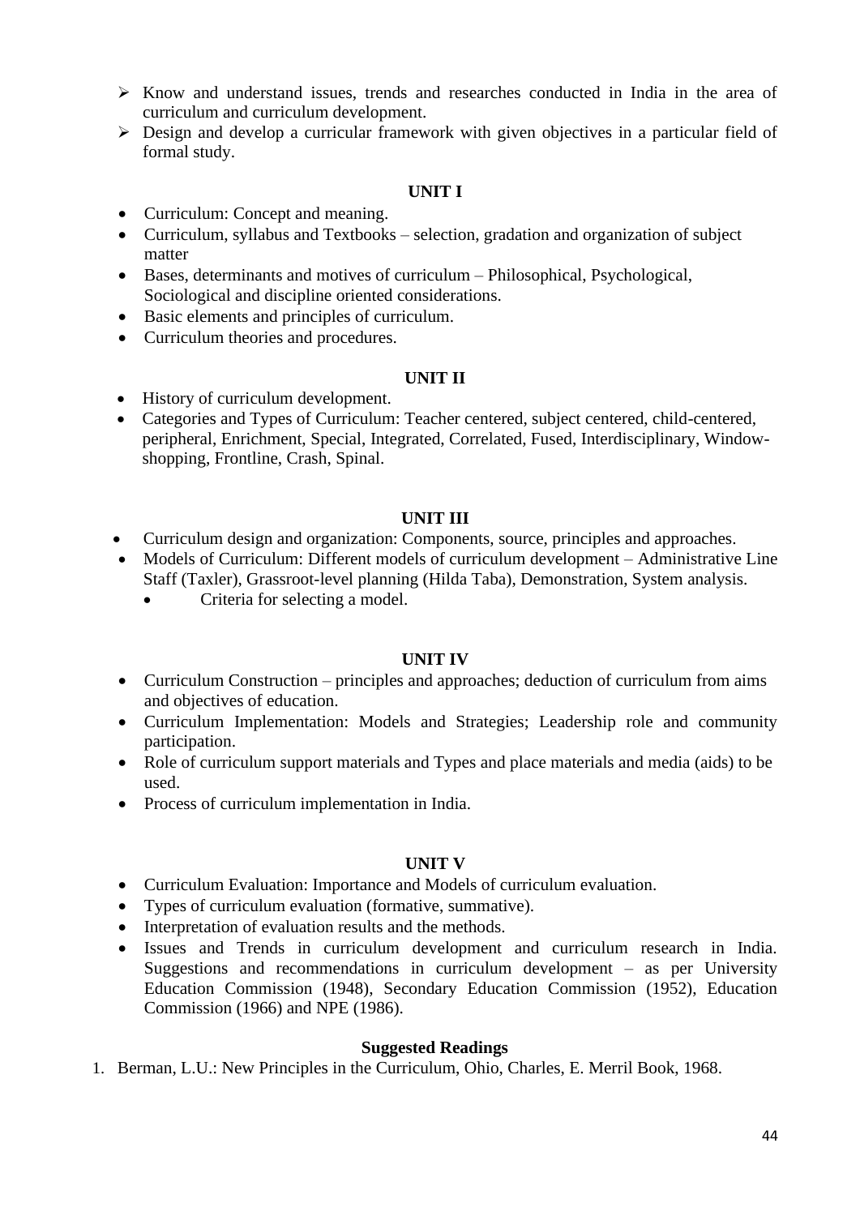- Know and understand issues, trends and researches conducted in India in the area of curriculum and curriculum development.
- Design and develop a curricular framework with given objectives in a particular field of formal study.

### UNIT I

- Curriculum: Concept and meaning.
- Curriculum, syllabus and Textbooks – selection, gradation and organization of subject matter
- Bases, determinants and motives of curriculum – Philosophical, Psychological, Sociological and discipline oriented considerations.
- Basic elements and principles of curriculum.
- Curriculum theories and procedures.

### UNIT II

- History of curriculum development.
- Categories and Types of Curriculum: Teacher centered, subject centered, child-centered, peripheral, Enrichment, Special, Integrated, Correlated, Fused, Interdisciplinary, Window-shopping, Frontline, Crash, Spinal.

### UNIT III

- Curriculum design and organization: Components, source, principles and approaches.
- Models of Curriculum: Different models of curriculum development – Administrative Line Staff (Taxler), Grassroot-level planning (Hilda Taba), Demonstration, System analysis.
  - Criteria for selecting a model.

### UNIT IV

- Curriculum Construction – principles and approaches; deduction of curriculum from aims and objectives of education.
- Curriculum Implementation: Models and Strategies; Leadership role and community participation.
- Role of curriculum support materials and Types and place materials and media (aids) to be used.
- Process of curriculum implementation in India.

### UNIT V

- Curriculum Evaluation: Importance and Models of curriculum evaluation.
- Types of curriculum evaluation (formative, summative).
- Interpretation of evaluation results and the methods.
- Issues and Trends in curriculum development and curriculum research in India. Suggestions and recommendations in curriculum development – as per University Education Commission (1948), Secondary Education Commission (1952), Education Commission (1966) and NPE (1986).

### Suggested Readings

1. Berman, L.U.: New Principles in the Curriculum, Ohio, Charles, E. Merril Book, 1968.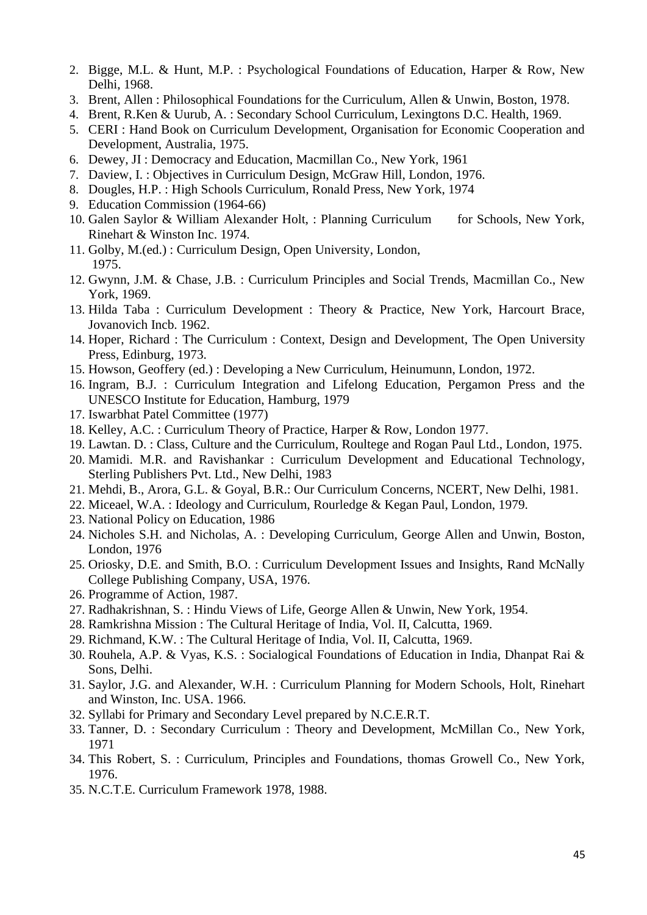2. Bigge, M.L. & Hunt, M.P. : Psychological Foundations of Education, Harper & Row, New Delhi, 1968.
3. Brent, Allen : Philosophical Foundations for the Curriculum, Allen & Unwin, Boston, 1978.
4. Brent, R.Ken & Uurub, A. : Secondary School Curriculum, Lexingtons D.C. Health, 1969.
5. CERI : Hand Book on Curriculum Development, Organisation for Economic Cooperation and Development, Australia, 1975.
6. Dewey, JI : Democracy and Education, Macmillan Co., New York, 1961
7. Daview, I. : Objectives in Curriculum Design, McGraw Hill, London, 1976.
8. Dougles, H.P. : High Schools Curriculum, Ronald Press, New York, 1974
9. Education Commission (1964-66)
10. Galen Saylor & William Alexander Holt, : Planning Curriculum for Schools, New York, Rinehart & Winston Inc. 1974.
11. Golby, M.(ed.) : Curriculum Design, Open University, London, 1975.
12. Gwynn, J.M. & Chase, J.B. : Curriculum Principles and Social Trends, Macmillan Co., New York, 1969.
13. Hilda Taba : Curriculum Development : Theory & Practice, New York, Harcourt Brace, Jovanovich Incb. 1962.
14. Hoper, Richard : The Curriculum : Context, Design and Development, The Open University Press, Edinburg, 1973.
15. Howson, Geoffery (ed.) : Developing a New Curriculum, Heinumunn, London, 1972.
16. Ingram, B.J. : Curriculum Integration and Lifelong Education, Pergamon Press and the UNESCO Institute for Education, Hamburg, 1979
17. Iswarbhat Patel Committee (1977)
18. Kelley, A.C. : Curriculum Theory of Practice, Harper & Row, London 1977.
19. Lawtan. D. : Class, Culture and the Curriculum, Roultege and Rogan Paul Ltd., London, 1975.
20. Mamidi. M.R. and Ravishankar : Curriculum Development and Educational Technology, Sterling Publishers Pvt. Ltd., New Delhi, 1983
21. Mehdi, B., Arora, G.L. & Goyal, B.R.: Our Curriculum Concerns, NCERT, New Delhi, 1981.
22. Miceael, W.A. : Ideology and Curriculum, Rourledge & Kegan Paul, London, 1979.
23. National Policy on Education, 1986
24. Nicholes S.H. and Nicholas, A. : Developing Curriculum, George Allen and Unwin, Boston, London, 1976
25. Oriosky, D.E. and Smith, B.O. : Curriculum Development Issues and Insights, Rand McNally College Publishing Company, USA, 1976.
26. Programme of Action, 1987.
27. Radhakrishnan, S. : Hindu Views of Life, George Allen & Unwin, New York, 1954.
28. Ramkrishna Mission : The Cultural Heritage of India, Vol. II, Calcutta, 1969.
29. Richmand, K.W. : The Cultural Heritage of India, Vol. II, Calcutta, 1969.
30. Rouhela, A.P. & Vyas, K.S. : Socialogical Foundations of Education in India, Dhanpat Rai & Sons, Delhi.
31. Saylor, J.G. and Alexander, W.H. : Curriculum Planning for Modern Schools, Holt, Rinehart and Winston, Inc. USA. 1966.
32. Syllabi for Primary and Secondary Level prepared by N.C.E.R.T.
33. Tanner, D. : Secondary Curriculum : Theory and Development, McMillan Co., New York, 1971
34. This Robert, S. : Curriculum, Principles and Foundations, thomas Growell Co., New York, 1976.
35. N.C.T.E. Curriculum Framework 1978, 1988.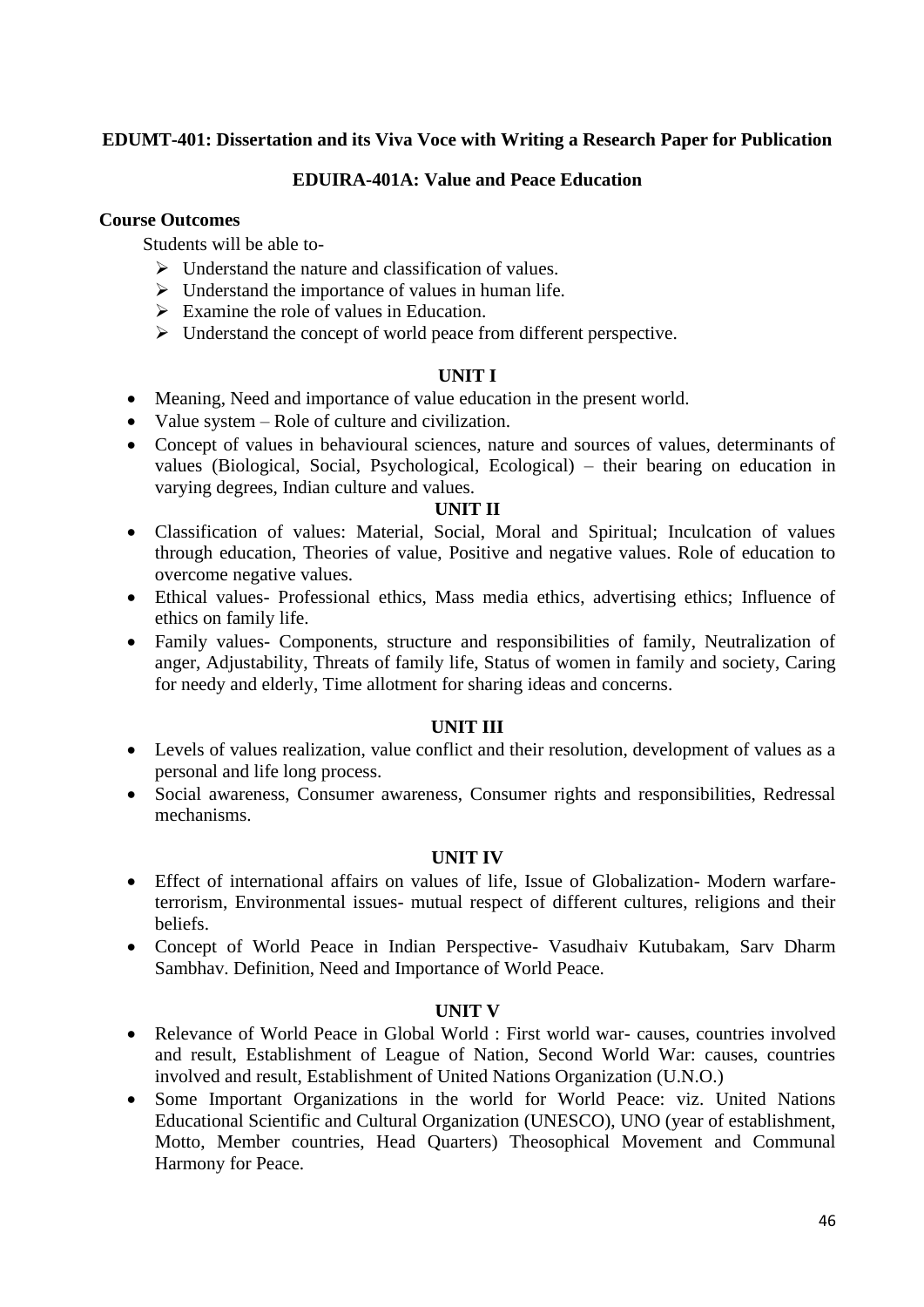**EDUMT-401: Dissertation and its Viva Voce with Writing a Research Paper for Publication**

**EDUIRA-401A: Value and Peace Education**

**Course Outcomes**

Students will be able to-

- Understand the nature and classification of values.
- Understand the importance of values in human life.
- Examine the role of values in Education.
- Understand the concept of world peace from different perspective.

**UNIT I**

- Meaning, Need and importance of value education in the present world.
- Value system – Role of culture and civilization.
- Concept of values in behavioural sciences, nature and sources of values, determinants of values (Biological, Social, Psychological, Ecological) – their bearing on education in varying degrees, Indian culture and values.

**UNIT II**

- Classification of values: Material, Social, Moral and Spiritual; Inculcation of values through education, Theories of value, Positive and negative values. Role of education to overcome negative values.
- Ethical values- Professional ethics, Mass media ethics, advertising ethics; Influence of ethics on family life.
- Family values- Components, structure and responsibilities of family, Neutralization of anger, Adjustability, Threats of family life, Status of women in family and society, Caring for needy and elderly, Time allotment for sharing ideas and concerns.

**UNIT III**

- Levels of values realization, value conflict and their resolution, development of values as a personal and life long process.
- Social awareness, Consumer awareness, Consumer rights and responsibilities, Redressal mechanisms.

**UNIT IV**

- Effect of international affairs on values of life, Issue of Globalization- Modern warfare-terrorism, Environmental issues- mutual respect of different cultures, religions and their beliefs.
- Concept of World Peace in Indian Perspective- Vasudhaiv Kutubakam, Sarv Dharm Sambhav. Definition, Need and Importance of World Peace.

**UNIT V**

- Relevance of World Peace in Global World : First world war- causes, countries involved and result, Establishment of League of Nation, Second World War: causes, countries involved and result, Establishment of United Nations Organization (U.N.O.)
- Some Important Organizations in the world for World Peace: viz. United Nations Educational Scientific and Cultural Organization (UNESCO), UNO (year of establishment, Motto, Member countries, Head Quarters) Theosophical Movement and Communal Harmony for Peace.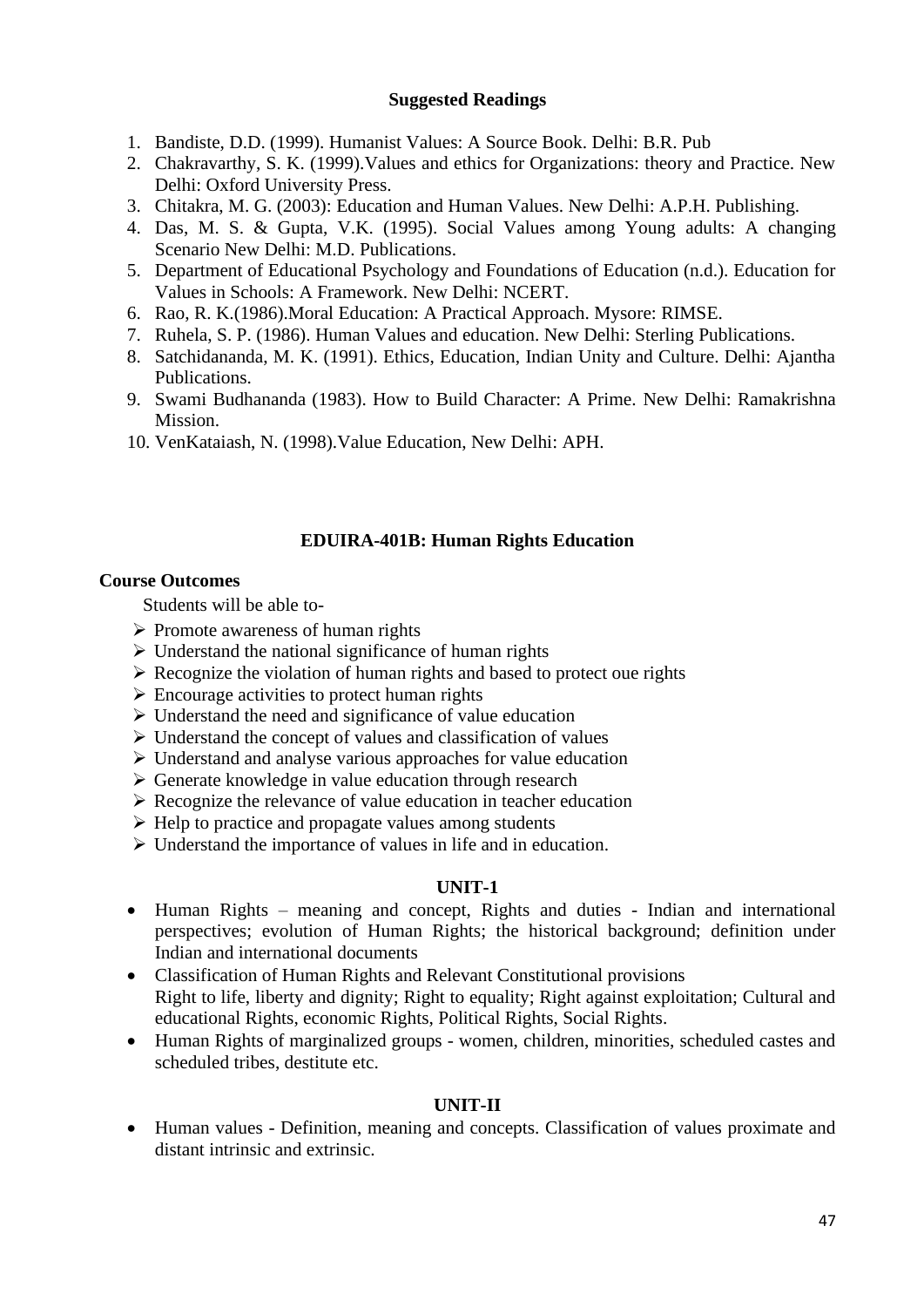### Suggested Readings

1. Bandiste, D.D. (1999). Humanist Values: A Source Book. Delhi: B.R. Pub
2. Chakravarthy, S. K. (1999).Values and ethics for Organizations: theory and Practice. New Delhi: Oxford University Press.
3. Chitakra, M. G. (2003): Education and Human Values. New Delhi: A.P.H. Publishing.
4. Das, M. S. & Gupta, V.K. (1995). Social Values among Young adults: A changing Scenario New Delhi: M.D. Publications.
5. Department of Educational Psychology and Foundations of Education (n.d.). Education for Values in Schools: A Framework. New Delhi: NCERT.
6. Rao, R. K.(1986).Moral Education: A Practical Approach. Mysore: RIMSE.
7. Ruhela, S. P. (1986). Human Values and education. New Delhi: Sterling Publications.
8. Satchidananda, M. K. (1991). Ethics, Education, Indian Unity and Culture. Delhi: Ajantha Publications.
9. Swami Budhananda (1983). How to Build Character: A Prime. New Delhi: Ramakrishna Mission.
10. VenKataiash, N. (1998).Value Education, New Delhi: APH.

## EDUIRA-401B: Human Rights Education

**Course Outcomes**

Students will be able to-

- Promote awareness of human rights
- Understand the national significance of human rights
- Recognize the violation of human rights and based to protect oue rights
- Encourage activities to protect human rights
- Understand the need and significance of value education
- Understand the concept of values and classification of values
- Understand and analyse various approaches for value education
- Generate knowledge in value education through research
- Recognize the relevance of value education in teacher education
- Help to practice and propagate values among students
- Understand the importance of values in life and in education.

### UNIT-1

- Human Rights – meaning and concept, Rights and duties - Indian and international perspectives; evolution of Human Rights; the historical background; definition under Indian and international documents
- Classification of Human Rights and Relevant Constitutional provisions
  Right to life, liberty and dignity; Right to equality; Right against exploitation; Cultural and educational Rights, economic Rights, Political Rights, Social Rights.
- Human Rights of marginalized groups - women, children, minorities, scheduled castes and scheduled tribes, destitute etc.

### UNIT-II

- Human values - Definition, meaning and concepts. Classification of values proximate and distant intrinsic and extrinsic.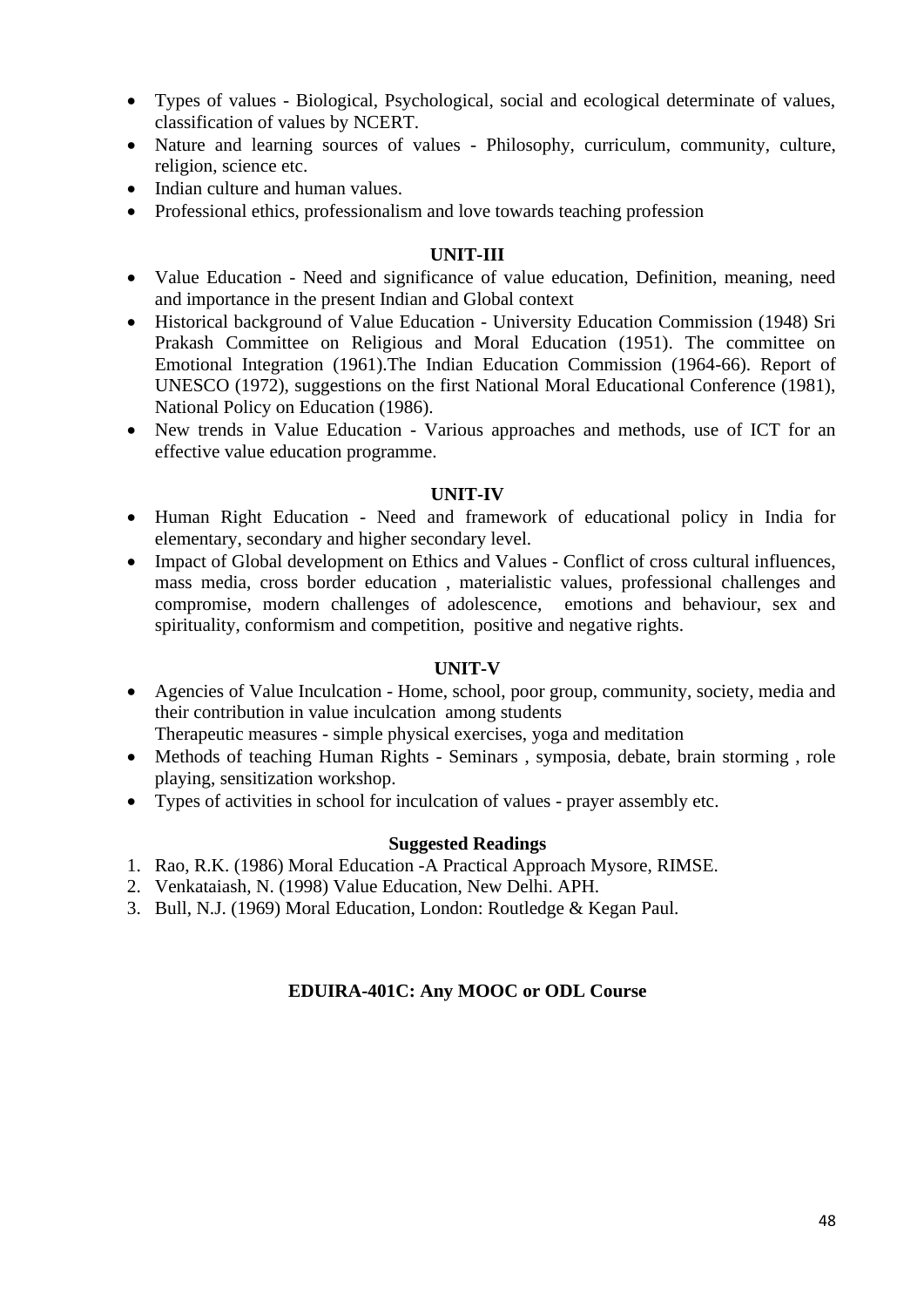- Types of values - Biological, Psychological, social and ecological determinate of values, classification of values by NCERT.
- Nature and learning sources of values - Philosophy, curriculum, community, culture, religion, science etc.
- Indian culture and human values.
- Professional ethics, professionalism and love towards teaching profession

**UNIT-III**

- Value Education - Need and significance of value education, Definition, meaning, need and importance in the present Indian and Global context
- Historical background of Value Education - University Education Commission (1948) Sri Prakash Committee on Religious and Moral Education (1951). The committee on Emotional Integration (1961).The Indian Education Commission (1964-66). Report of UNESCO (1972), suggestions on the first National Moral Educational Conference (1981), National Policy on Education (1986).
- New trends in Value Education - Various approaches and methods, use of ICT for an effective value education programme.

**UNIT-IV**

- Human Right Education - Need and framework of educational policy in India for elementary, secondary and higher secondary level.
- Impact of Global development on Ethics and Values - Conflict of cross cultural influences, mass media, cross border education , materialistic values, professional challenges and compromise, modern challenges of adolescence, emotions and behaviour, sex and spirituality, conformism and competition, positive and negative rights.

**UNIT-V**

- Agencies of Value Inculcation - Home, school, poor group, community, society, media and their contribution in value inculcation among students
  Therapeutic measures - simple physical exercises, yoga and meditation
- Methods of teaching Human Rights - Seminars , symposia, debate, brain storming , role playing, sensitization workshop.
- Types of activities in school for inculcation of values - prayer assembly etc.

**Suggested Readings**

1. Rao, R.K. (1986) Moral Education -A Practical Approach Mysore, RIMSE.
2. Venkataiash, N. (1998) Value Education, New Delhi. APH.
3. Bull, N.J. (1969) Moral Education, London: Routledge & Kegan Paul.

**EDUIRA-401C: Any MOOC or ODL Course**